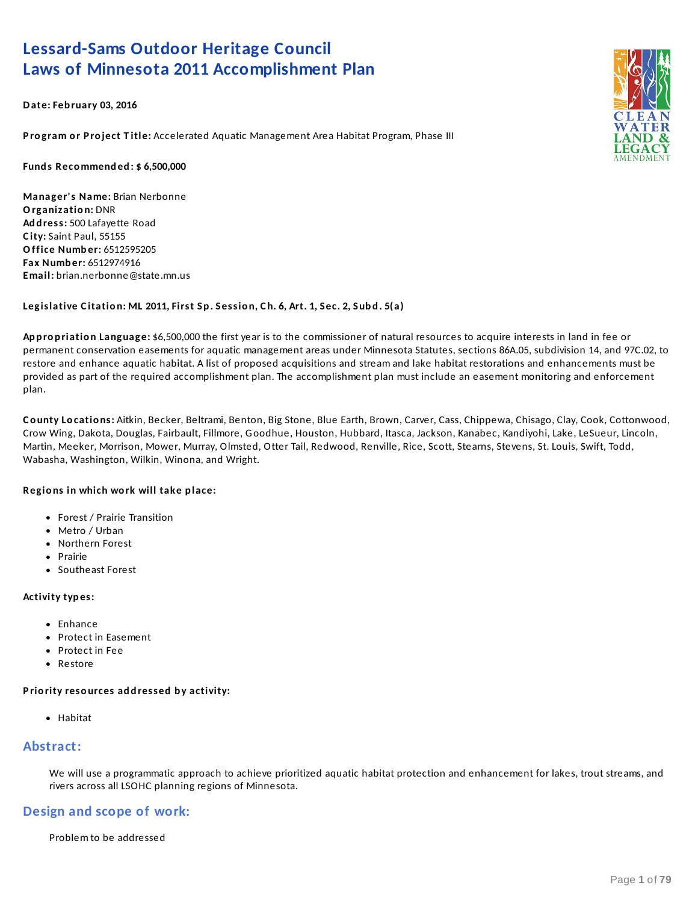# Lessard-Sams Outdoor Heritage Council
# Laws of Minnesota 2011 Accomplishment Plan

**Date: February 03, 2016**

**Program or Project Title:** Accelerated Aquatic Management Area Habitat Program, Phase III

**Funds Recommended: $ 6,500,000**

**Manager's Name:** Brian Nerbonne
**Organization:** DNR
**Address:** 500 Lafayette Road
**City:** Saint Paul, 55155
**Office Number:** 6512595205
**Fax Number:** 6512974916
**Email:** brian.nerbonne@state.mn.us

**Legislative Citation: ML 2011, First Sp. Session, Ch. 6, Art. 1, Sec. 2, Subd. 5(a)**

**Appropriation Language:** $6,500,000 the first year is to the commissioner of natural resources to acquire interests in land in fee or permanent conservation easements for aquatic management areas under Minnesota Statutes, sections 86A.05, subdivision 14, and 97C.02, to restore and enhance aquatic habitat. A list of proposed acquisitions and stream and lake habitat restorations and enhancements must be provided as part of the required accomplishment plan. The accomplishment plan must include an easement monitoring and enforcement plan.

**County Locations:** Aitkin, Becker, Beltrami, Benton, Big Stone, Blue Earth, Brown, Carver, Cass, Chippewa, Chisago, Clay, Cook, Cottonwood, Crow Wing, Dakota, Douglas, Fairbault, Fillmore, Goodhue, Houston, Hubbard, Itasca, Jackson, Kanabec, Kandiyohi, Lake, LeSueur, Lincoln, Martin, Meeker, Morrison, Mower, Murray, Olmsted, Otter Tail, Redwood, Renville, Rice, Scott, Stearns, Stevens, St. Louis, Swift, Todd, Wabasha, Washington, Wilkin, Winona, and Wright.

**Regions in which work will take place:**

- Forest / Prairie Transition
- Metro / Urban
- Northern Forest
- Prairie
- Southeast Forest

**Activity types:**

- Enhance
- Protect in Easement
- Protect in Fee
- Restore

**Priority resources addressed by activity:**

- Habitat

## Abstract:

We will use a programmatic approach to achieve prioritized aquatic habitat protection and enhancement for lakes, trout streams, and rivers across all LSOHC planning regions of Minnesota.

## Design and scope of work:

Problem to be addressed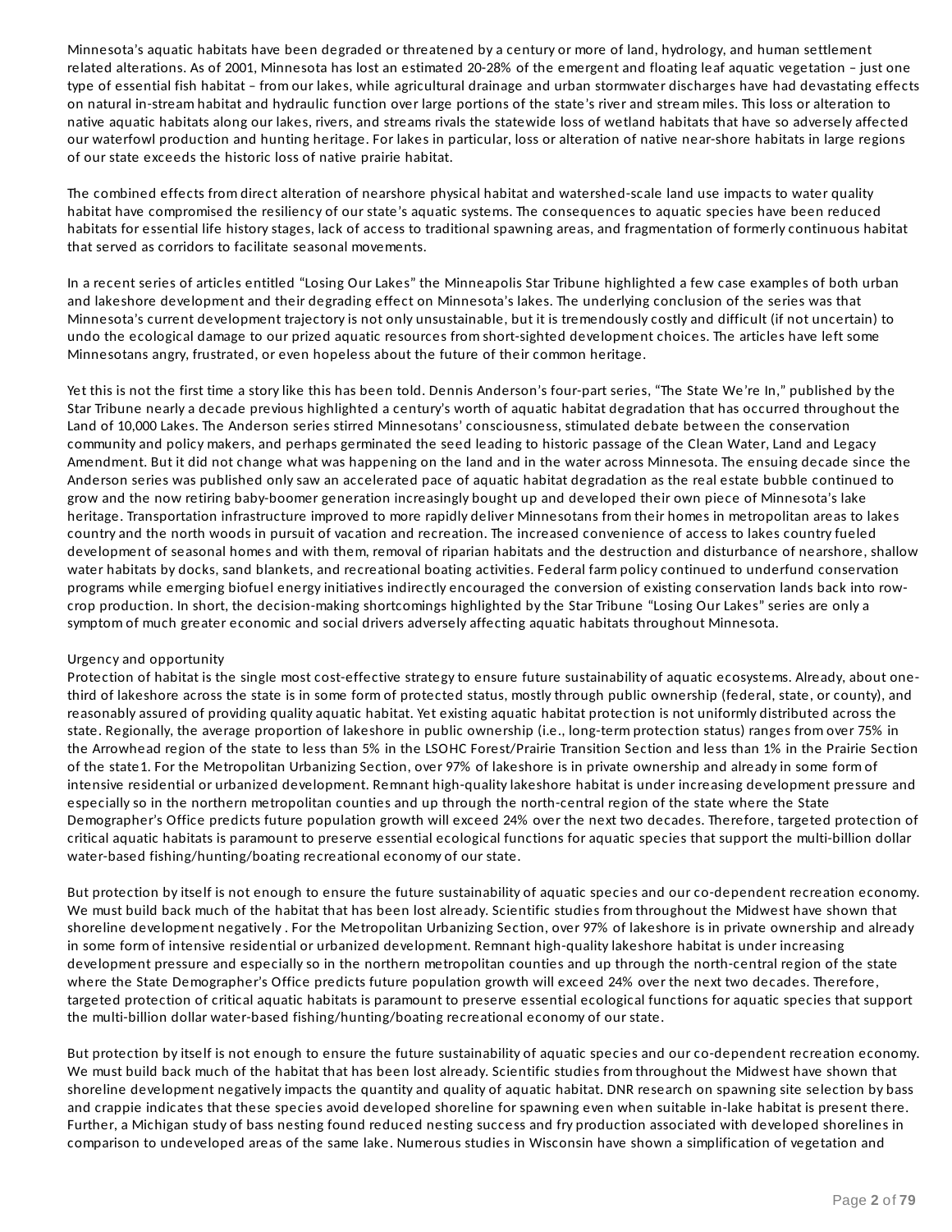Minnesota's aquatic habitats have been degraded or threatened by a century or more of land, hydrology, and human settlement related alterations. As of 2001, Minnesota has lost an estimated 20-28% of the emergent and floating leaf aquatic vegetation – just one type of essential fish habitat – from our lakes, while agricultural drainage and urban stormwater discharges have had devastating effects on natural in-stream habitat and hydraulic function over large portions of the state's river and stream miles. This loss or alteration to native aquatic habitats along our lakes, rivers, and streams rivals the statewide loss of wetland habitats that have so adversely affected our waterfowl production and hunting heritage. For lakes in particular, loss or alteration of native near-shore habitats in large regions of our state exceeds the historic loss of native prairie habitat.

The combined effects from direct alteration of nearshore physical habitat and watershed-scale land use impacts to water quality habitat have compromised the resiliency of our state's aquatic systems. The consequences to aquatic species have been reduced habitats for essential life history stages, lack of access to traditional spawning areas, and fragmentation of formerly continuous habitat that served as corridors to facilitate seasonal movements.

In a recent series of articles entitled "Losing Our Lakes" the Minneapolis Star Tribune highlighted a few case examples of both urban and lakeshore development and their degrading effect on Minnesota's lakes. The underlying conclusion of the series was that Minnesota's current development trajectory is not only unsustainable, but it is tremendously costly and difficult (if not uncertain) to undo the ecological damage to our prized aquatic resources from short-sighted development choices. The articles have left some Minnesotans angry, frustrated, or even hopeless about the future of their common heritage.

Yet this is not the first time a story like this has been told. Dennis Anderson's four-part series, "The State We're In," published by the Star Tribune nearly a decade previous highlighted a century's worth of aquatic habitat degradation that has occurred throughout the Land of 10,000 Lakes. The Anderson series stirred Minnesotans' consciousness, stimulated debate between the conservation community and policy makers, and perhaps germinated the seed leading to historic passage of the Clean Water, Land and Legacy Amendment. But it did not change what was happening on the land and in the water across Minnesota. The ensuing decade since the Anderson series was published only saw an accelerated pace of aquatic habitat degradation as the real estate bubble continued to grow and the now retiring baby-boomer generation increasingly bought up and developed their own piece of Minnesota's lake heritage. Transportation infrastructure improved to more rapidly deliver Minnesotans from their homes in metropolitan areas to lakes country and the north woods in pursuit of vacation and recreation. The increased convenience of access to lakes country fueled development of seasonal homes and with them, removal of riparian habitats and the destruction and disturbance of nearshore, shallow water habitats by docks, sand blankets, and recreational boating activities. Federal farm policy continued to underfund conservation programs while emerging biofuel energy initiatives indirectly encouraged the conversion of existing conservation lands back into row-crop production. In short, the decision-making shortcomings highlighted by the Star Tribune "Losing Our Lakes" series are only a symptom of much greater economic and social drivers adversely affecting aquatic habitats throughout Minnesota.

Urgency and opportunity

Protection of habitat is the single most cost-effective strategy to ensure future sustainability of aquatic ecosystems. Already, about one-third of lakeshore across the state is in some form of protected status, mostly through public ownership (federal, state, or county), and reasonably assured of providing quality aquatic habitat. Yet existing aquatic habitat protection is not uniformly distributed across the state. Regionally, the average proportion of lakeshore in public ownership (i.e., long-term protection status) ranges from over 75% in the Arrowhead region of the state to less than 5% in the LSOHC Forest/Prairie Transition Section and less than 1% in the Prairie Section of the state1. For the Metropolitan Urbanizing Section, over 97% of lakeshore is in private ownership and already in some form of intensive residential or urbanized development. Remnant high-quality lakeshore habitat is under increasing development pressure and especially so in the northern metropolitan counties and up through the north-central region of the state where the State Demographer's Office predicts future population growth will exceed 24% over the next two decades. Therefore, targeted protection of critical aquatic habitats is paramount to preserve essential ecological functions for aquatic species that support the multi-billion dollar water-based fishing/hunting/boating recreational economy of our state.

But protection by itself is not enough to ensure the future sustainability of aquatic species and our co-dependent recreation economy. We must build back much of the habitat that has been lost already. Scientific studies from throughout the Midwest have shown that shoreline development negatively . For the Metropolitan Urbanizing Section, over 97% of lakeshore is in private ownership and already in some form of intensive residential or urbanized development. Remnant high-quality lakeshore habitat is under increasing development pressure and especially so in the northern metropolitan counties and up through the north-central region of the state where the State Demographer's Office predicts future population growth will exceed 24% over the next two decades. Therefore, targeted protection of critical aquatic habitats is paramount to preserve essential ecological functions for aquatic species that support the multi-billion dollar water-based fishing/hunting/boating recreational economy of our state.

But protection by itself is not enough to ensure the future sustainability of aquatic species and our co-dependent recreation economy. We must build back much of the habitat that has been lost already. Scientific studies from throughout the Midwest have shown that shoreline development negatively impacts the quantity and quality of aquatic habitat. DNR research on spawning site selection by bass and crappie indicates that these species avoid developed shoreline for spawning even when suitable in-lake habitat is present there. Further, a Michigan study of bass nesting found reduced nesting success and fry production associated with developed shorelines in comparison to undeveloped areas of the same lake. Numerous studies in Wisconsin have shown a simplification of vegetation and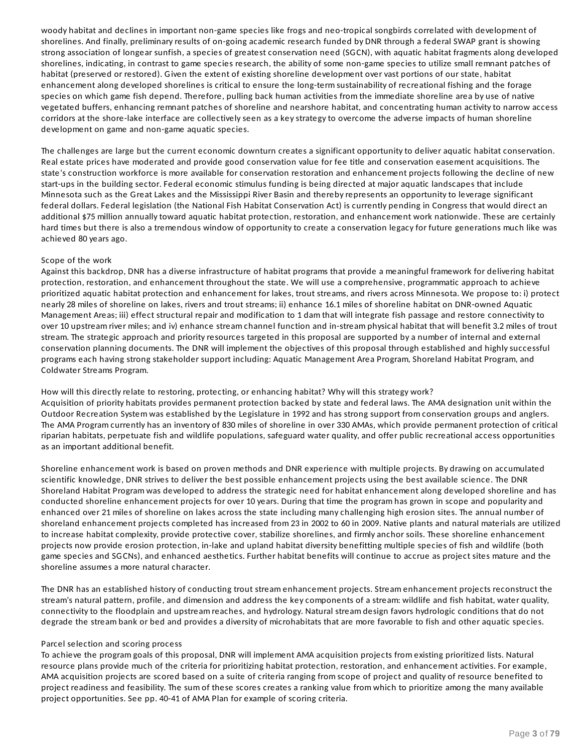woody habitat and declines in important non-game species like frogs and neo-tropical songbirds correlated with development of shorelines. And finally, preliminary results of on-going academic research funded by DNR through a federal SWAP grant is showing strong association of longear sunfish, a species of greatest conservation need (SGCN), with aquatic habitat fragments along developed shorelines, indicating, in contrast to game species research, the ability of some non-game species to utilize small remnant patches of habitat (preserved or restored). Given the extent of existing shoreline development over vast portions of our state, habitat enhancement along developed shorelines is critical to ensure the long-term sustainability of recreational fishing and the forage species on which game fish depend. Therefore, pulling back human activities from the immediate shoreline area by use of native vegetated buffers, enhancing remnant patches of shoreline and nearshore habitat, and concentrating human activity to narrow access corridors at the shore-lake interface are collectively seen as a key strategy to overcome the adverse impacts of human shoreline development on game and non-game aquatic species.

The challenges are large but the current economic downturn creates a significant opportunity to deliver aquatic habitat conservation. Real estate prices have moderated and provide good conservation value for fee title and conservation easement acquisitions. The state's construction workforce is more available for conservation restoration and enhancement projects following the decline of new start-ups in the building sector. Federal economic stimulus funding is being directed at major aquatic landscapes that include Minnesota such as the Great Lakes and the Mississippi River Basin and thereby represents an opportunity to leverage significant federal dollars. Federal legislation (the National Fish Habitat Conservation Act) is currently pending in Congress that would direct an additional $75 million annually toward aquatic habitat protection, restoration, and enhancement work nationwide. These are certainly hard times but there is also a tremendous window of opportunity to create a conservation legacy for future generations much like was achieved 80 years ago.

Scope of the work

Against this backdrop, DNR has a diverse infrastructure of habitat programs that provide a meaningful framework for delivering habitat protection, restoration, and enhancement throughout the state. We will use a comprehensive, programmatic approach to achieve prioritized aquatic habitat protection and enhancement for lakes, trout streams, and rivers across Minnesota. We propose to: i) protect nearly 28 miles of shoreline on lakes, rivers and trout streams; ii) enhance 16.1 miles of shoreline habitat on DNR-owned Aquatic Management Areas; iii) effect structural repair and modification to 1 dam that will integrate fish passage and restore connectivity to over 10 upstream river miles; and iv) enhance stream channel function and in-stream physical habitat that will benefit 3.2 miles of trout stream. The strategic approach and priority resources targeted in this proposal are supported by a number of internal and external conservation planning documents. The DNR will implement the objectives of this proposal through established and highly successful programs each having strong stakeholder support including: Aquatic Management Area Program, Shoreland Habitat Program, and Coldwater Streams Program.

How will this directly relate to restoring, protecting, or enhancing habitat? Why will this strategy work?

Acquisition of priority habitats provides permanent protection backed by state and federal laws. The AMA designation unit within the Outdoor Recreation System was established by the Legislature in 1992 and has strong support from conservation groups and anglers. The AMA Program currently has an inventory of 830 miles of shoreline in over 330 AMAs, which provide permanent protection of critical riparian habitats, perpetuate fish and wildlife populations, safeguard water quality, and offer public recreational access opportunities as an important additional benefit.

Shoreline enhancement work is based on proven methods and DNR experience with multiple projects. By drawing on accumulated scientific knowledge, DNR strives to deliver the best possible enhancement projects using the best available science. The DNR Shoreland Habitat Program was developed to address the strategic need for habitat enhancement along developed shoreline and has conducted shoreline enhancement projects for over 10 years. During that time the program has grown in scope and popularity and enhanced over 21 miles of shoreline on lakes across the state including many challenging high erosion sites. The annual number of shoreland enhancement projects completed has increased from 23 in 2002 to 60 in 2009. Native plants and natural materials are utilized to increase habitat complexity, provide protective cover, stabilize shorelines, and firmly anchor soils. These shoreline enhancement projects now provide erosion protection, in-lake and upland habitat diversity benefitting multiple species of fish and wildlife (both game species and SGCNs), and enhanced aesthetics. Further habitat benefits will continue to accrue as project sites mature and the shoreline assumes a more natural character.

The DNR has an established history of conducting trout stream enhancement projects. Stream enhancement projects reconstruct the stream's natural pattern, profile, and dimension and address the key components of a stream: wildlife and fish habitat, water quality, connectivity to the floodplain and upstream reaches, and hydrology. Natural stream design favors hydrologic conditions that do not degrade the stream bank or bed and provides a diversity of microhabitats that are more favorable to fish and other aquatic species.

Parcel selection and scoring process

To achieve the program goals of this proposal, DNR will implement AMA acquisition projects from existing prioritized lists. Natural resource plans provide much of the criteria for prioritizing habitat protection, restoration, and enhancement activities. For example, AMA acquisition projects are scored based on a suite of criteria ranging from scope of project and quality of resource benefited to project readiness and feasibility. The sum of these scores creates a ranking value from which to prioritize among the many available project opportunities. See pp. 40-41 of AMA Plan for example of scoring criteria.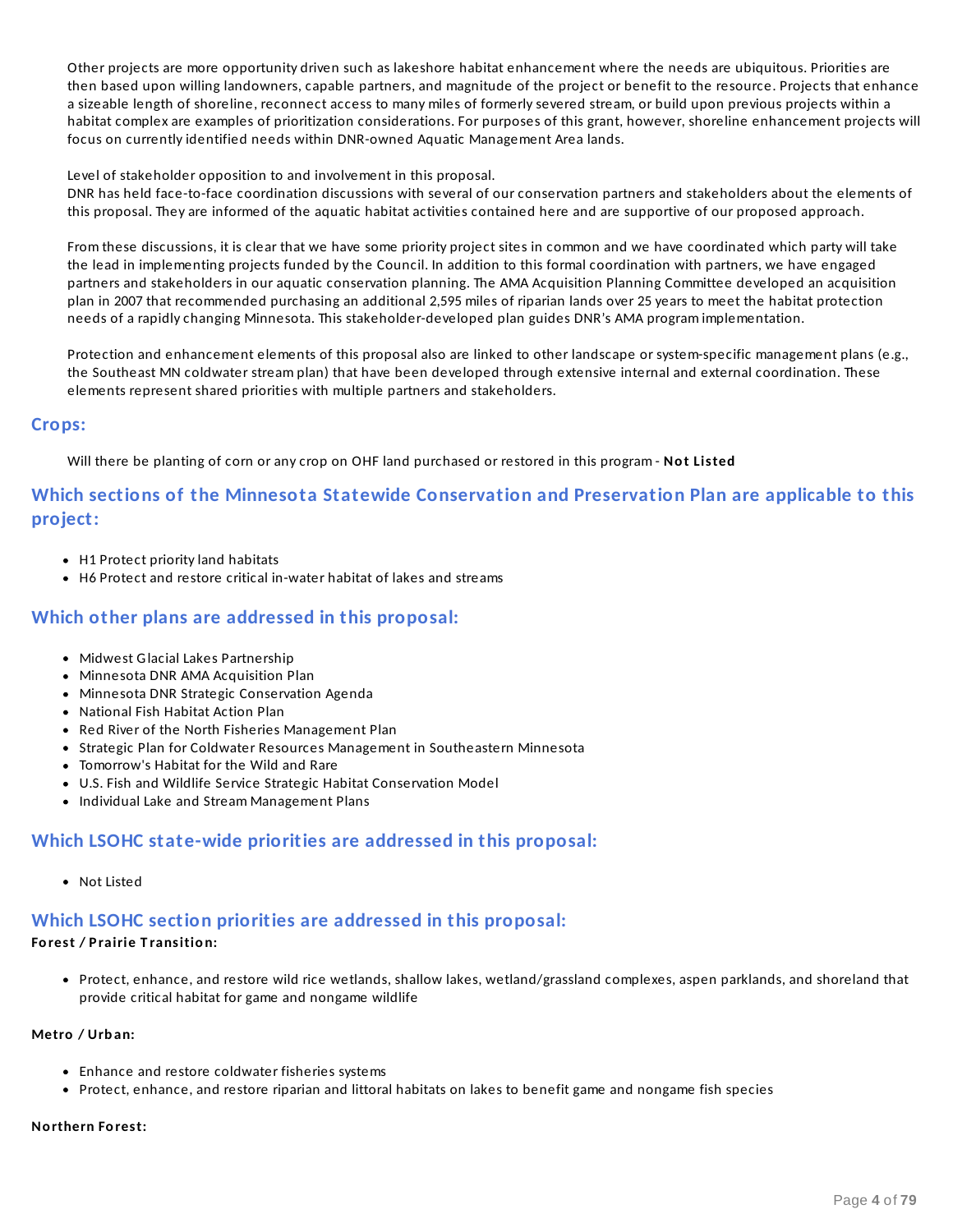Other projects are more opportunity driven such as lakeshore habitat enhancement where the needs are ubiquitous. Priorities are then based upon willing landowners, capable partners, and magnitude of the project or benefit to the resource. Projects that enhance a sizeable length of shoreline, reconnect access to many miles of formerly severed stream, or build upon previous projects within a habitat complex are examples of prioritization considerations. For purposes of this grant, however, shoreline enhancement projects will focus on currently identified needs within DNR-owned Aquatic Management Area lands.

Level of stakeholder opposition to and involvement in this proposal.
DNR has held face-to-face coordination discussions with several of our conservation partners and stakeholders about the elements of this proposal. They are informed of the aquatic habitat activities contained here and are supportive of our proposed approach.

From these discussions, it is clear that we have some priority project sites in common and we have coordinated which party will take the lead in implementing projects funded by the Council. In addition to this formal coordination with partners, we have engaged partners and stakeholders in our aquatic conservation planning. The AMA Acquisition Planning Committee developed an acquisition plan in 2007 that recommended purchasing an additional 2,595 miles of riparian lands over 25 years to meet the habitat protection needs of a rapidly changing Minnesota. This stakeholder-developed plan guides DNR's AMA program implementation.

Protection and enhancement elements of this proposal also are linked to other landscape or system-specific management plans (e.g., the Southeast MN coldwater stream plan) that have been developed through extensive internal and external coordination. These elements represent shared priorities with multiple partners and stakeholders.

## Crops:

Will there be planting of corn or any crop on OHF land purchased or restored in this program - **Not Listed**

## Which sections of the Minnesota Statewide Conservation and Preservation Plan are applicable to this project:

- H1 Protect priority land habitats
- H6 Protect and restore critical in-water habitat of lakes and streams

## Which other plans are addressed in this proposal:

- Midwest Glacial Lakes Partnership
- Minnesota DNR AMA Acquisition Plan
- Minnesota DNR Strategic Conservation Agenda
- National Fish Habitat Action Plan
- Red River of the North Fisheries Management Plan
- Strategic Plan for Coldwater Resources Management in Southeastern Minnesota
- Tomorrow's Habitat for the Wild and Rare
- U.S. Fish and Wildlife Service Strategic Habitat Conservation Model
- Individual Lake and Stream Management Plans

## Which LSOHC state-wide priorities are addressed in this proposal:

- Not Listed

## Which LSOHC section priorities are addressed in this proposal:

**Forest / Prairie Transition:**

- Protect, enhance, and restore wild rice wetlands, shallow lakes, wetland/grassland complexes, aspen parklands, and shoreland that provide critical habitat for game and nongame wildlife

**Metro / Urban:**

- Enhance and restore coldwater fisheries systems
- Protect, enhance, and restore riparian and littoral habitats on lakes to benefit game and nongame fish species

**Northern Forest:**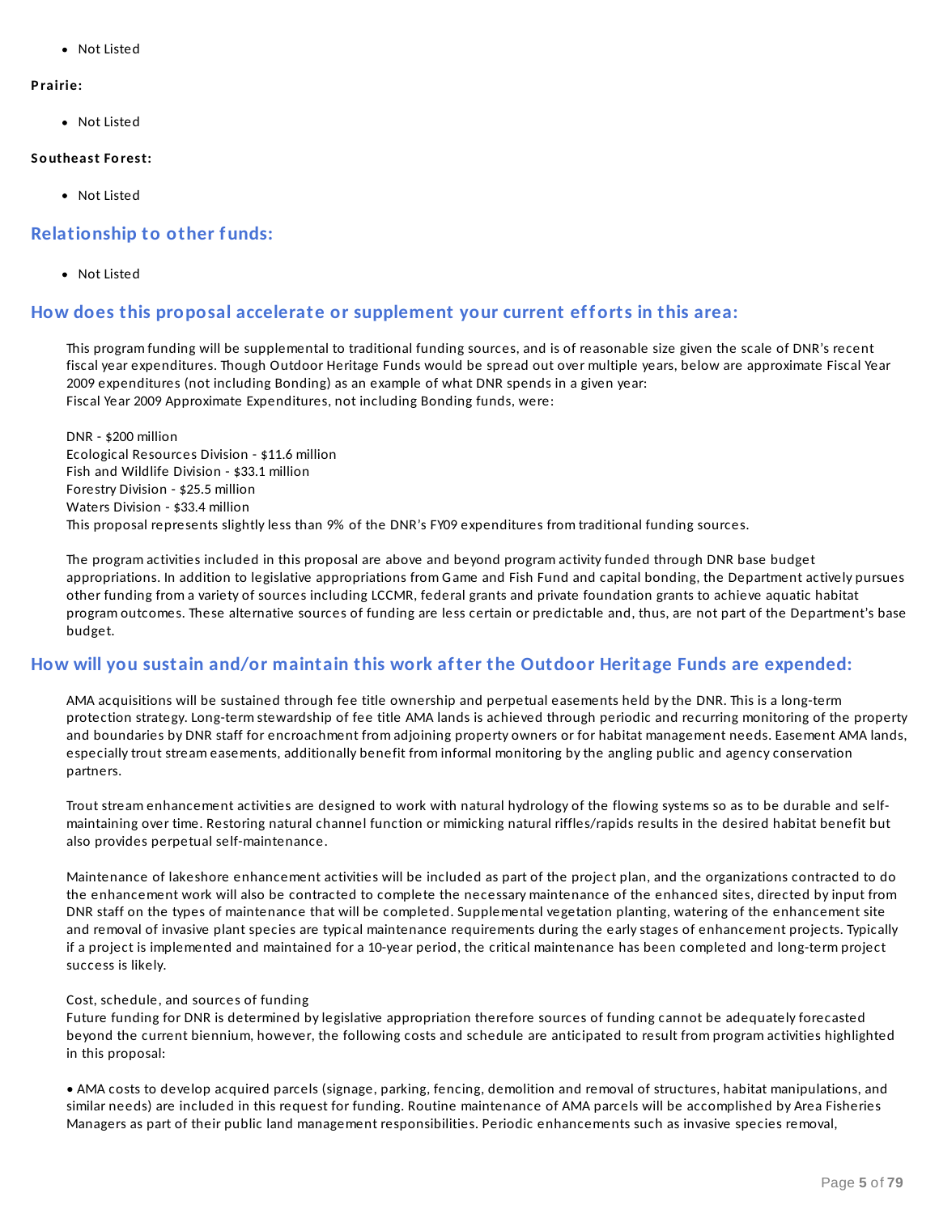- Not Listed

**Prairie:**

- Not Listed

**Southeast Forest:**

- Not Listed

## Relationship to other funds:

- Not Listed

## How does this proposal accelerate or supplement your current efforts in this area:

This program funding will be supplemental to traditional funding sources, and is of reasonable size given the scale of DNR's recent fiscal year expenditures. Though Outdoor Heritage Funds would be spread out over multiple years, below are approximate Fiscal Year 2009 expenditures (not including Bonding) as an example of what DNR spends in a given year:
Fiscal Year 2009 Approximate Expenditures, not including Bonding funds, were:

DNR - $200 million
Ecological Resources Division - $11.6 million
Fish and Wildlife Division - $33.1 million
Forestry Division - $25.5 million
Waters Division - $33.4 million
This proposal represents slightly less than 9% of the DNR's FY09 expenditures from traditional funding sources.

The program activities included in this proposal are above and beyond program activity funded through DNR base budget appropriations. In addition to legislative appropriations from Game and Fish Fund and capital bonding, the Department actively pursues other funding from a variety of sources including LCCMR, federal grants and private foundation grants to achieve aquatic habitat program outcomes. These alternative sources of funding are less certain or predictable and, thus, are not part of the Department's base budget.

## How will you sustain and/or maintain this work after the Outdoor Heritage Funds are expended:

AMA acquisitions will be sustained through fee title ownership and perpetual easements held by the DNR. This is a long-term protection strategy. Long-term stewardship of fee title AMA lands is achieved through periodic and recurring monitoring of the property and boundaries by DNR staff for encroachment from adjoining property owners or for habitat management needs. Easement AMA lands, especially trout stream easements, additionally benefit from informal monitoring by the angling public and agency conservation partners.

Trout stream enhancement activities are designed to work with natural hydrology of the flowing systems so as to be durable and self-maintaining over time. Restoring natural channel function or mimicking natural riffles/rapids results in the desired habitat benefit but also provides perpetual self-maintenance.

Maintenance of lakeshore enhancement activities will be included as part of the project plan, and the organizations contracted to do the enhancement work will also be contracted to complete the necessary maintenance of the enhanced sites, directed by input from DNR staff on the types of maintenance that will be completed. Supplemental vegetation planting, watering of the enhancement site and removal of invasive plant species are typical maintenance requirements during the early stages of enhancement projects. Typically if a project is implemented and maintained for a 10-year period, the critical maintenance has been completed and long-term project success is likely.

Cost, schedule, and sources of funding
Future funding for DNR is determined by legislative appropriation therefore sources of funding cannot be adequately forecasted beyond the current biennium, however, the following costs and schedule are anticipated to result from program activities highlighted in this proposal:

• AMA costs to develop acquired parcels (signage, parking, fencing, demolition and removal of structures, habitat manipulations, and similar needs) are included in this request for funding. Routine maintenance of AMA parcels will be accomplished by Area Fisheries Managers as part of their public land management responsibilities. Periodic enhancements such as invasive species removal,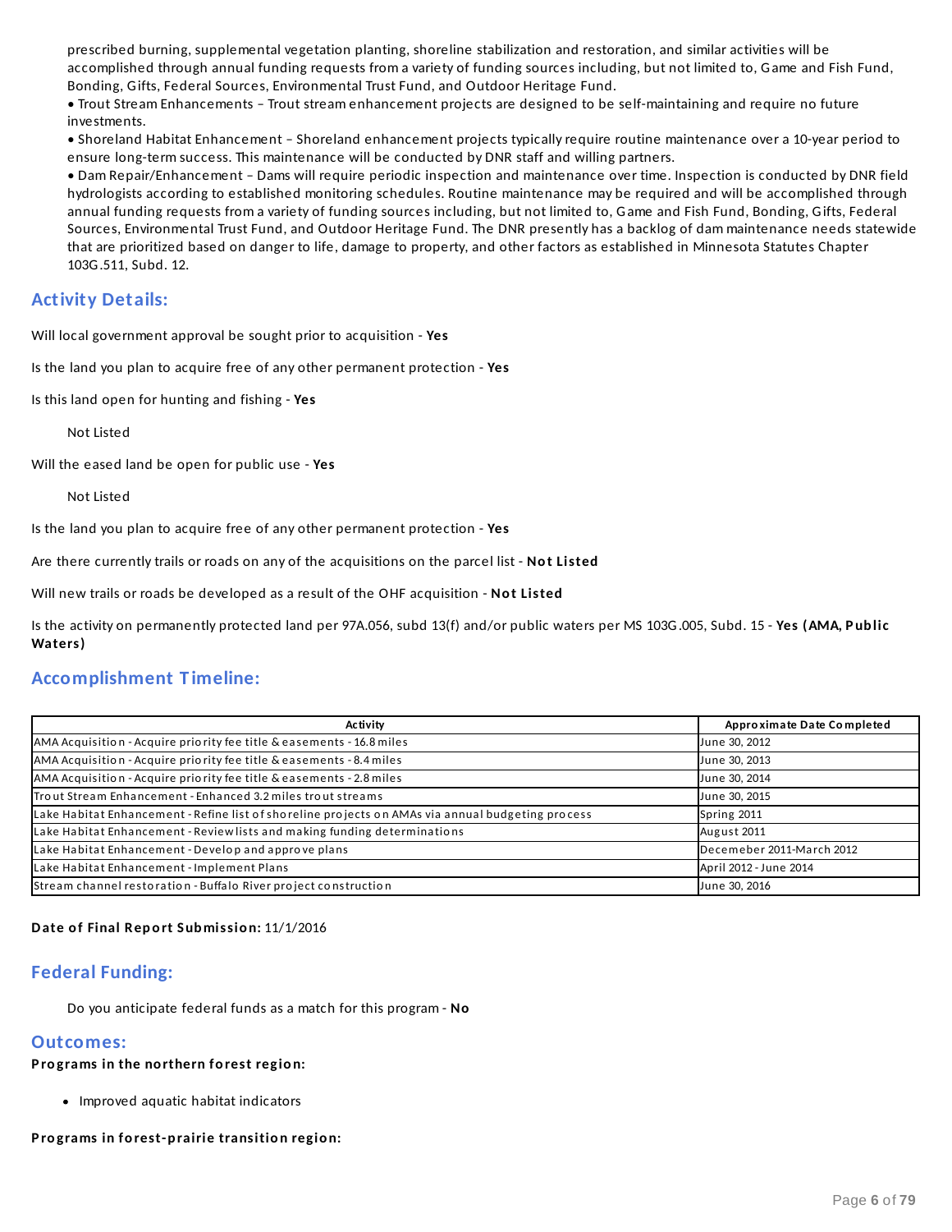prescribed burning, supplemental vegetation planting, shoreline stabilization and restoration, and similar activities will be accomplished through annual funding requests from a variety of funding sources including, but not limited to, Game and Fish Fund, Bonding, Gifts, Federal Sources, Environmental Trust Fund, and Outdoor Heritage Fund.

• Trout Stream Enhancements – Trout stream enhancement projects are designed to be self-maintaining and require no future investments.

• Shoreland Habitat Enhancement – Shoreland enhancement projects typically require routine maintenance over a 10-year period to ensure long-term success. This maintenance will be conducted by DNR staff and willing partners.

• Dam Repair/Enhancement – Dams will require periodic inspection and maintenance over time. Inspection is conducted by DNR field hydrologists according to established monitoring schedules. Routine maintenance may be required and will be accomplished through annual funding requests from a variety of funding sources including, but not limited to, Game and Fish Fund, Bonding, Gifts, Federal Sources, Environmental Trust Fund, and Outdoor Heritage Fund. The DNR presently has a backlog of dam maintenance needs statewide that are prioritized based on danger to life, damage to property, and other factors as established in Minnesota Statutes Chapter 103G.511, Subd. 12.

## Activity Details:

Will local government approval be sought prior to acquisition - **Yes**

Is the land you plan to acquire free of any other permanent protection - **Yes**

Is this land open for hunting and fishing - **Yes**

Not Listed

Will the eased land be open for public use - **Yes**

Not Listed

Is the land you plan to acquire free of any other permanent protection - **Yes**

Are there currently trails or roads on any of the acquisitions on the parcel list - **Not Listed**

Will new trails or roads be developed as a result of the OHF acquisition - **Not Listed**

Is the activity on permanently protected land per 97A.056, subd 13(f) and/or public waters per MS 103G.005, Subd. 15 - **Yes (AMA, Public Waters)**

## Accomplishment Timeline:

| Activity | Approximate Date Completed |
|---|---|
| AMA Acquisition - Acquire priority fee title & easements - 16.8 miles | June 30, 2012 |
| AMA Acquisition - Acquire priority fee title & easements - 8.4 miles | June 30, 2013 |
| AMA Acquisition - Acquire priority fee title & easements - 2.8 miles | June 30, 2014 |
| Trout Stream Enhancement - Enhanced 3.2 miles trout streams | June 30, 2015 |
| Lake Habitat Enhancement - Refine list of shoreline projects on AMAs via annual budgeting process | Spring 2011 |
| Lake Habitat Enhancement - Review lists and making funding determinations | August 2011 |
| Lake Habitat Enhancement - Develop and approve plans | Decemeber 2011-March 2012 |
| Lake Habitat Enhancement - Implement Plans | April 2012 - June 2014 |
| Stream channel restoration - Buffalo River project construction | June 30, 2016 |

**Date of Final Report Submission:** 11/1/2016

## Federal Funding:

Do you anticipate federal funds as a match for this program - **No**

## Outcomes:

**Programs in the northern forest region:**

- Improved aquatic habitat indicators

**Programs in forest-prairie transition region:**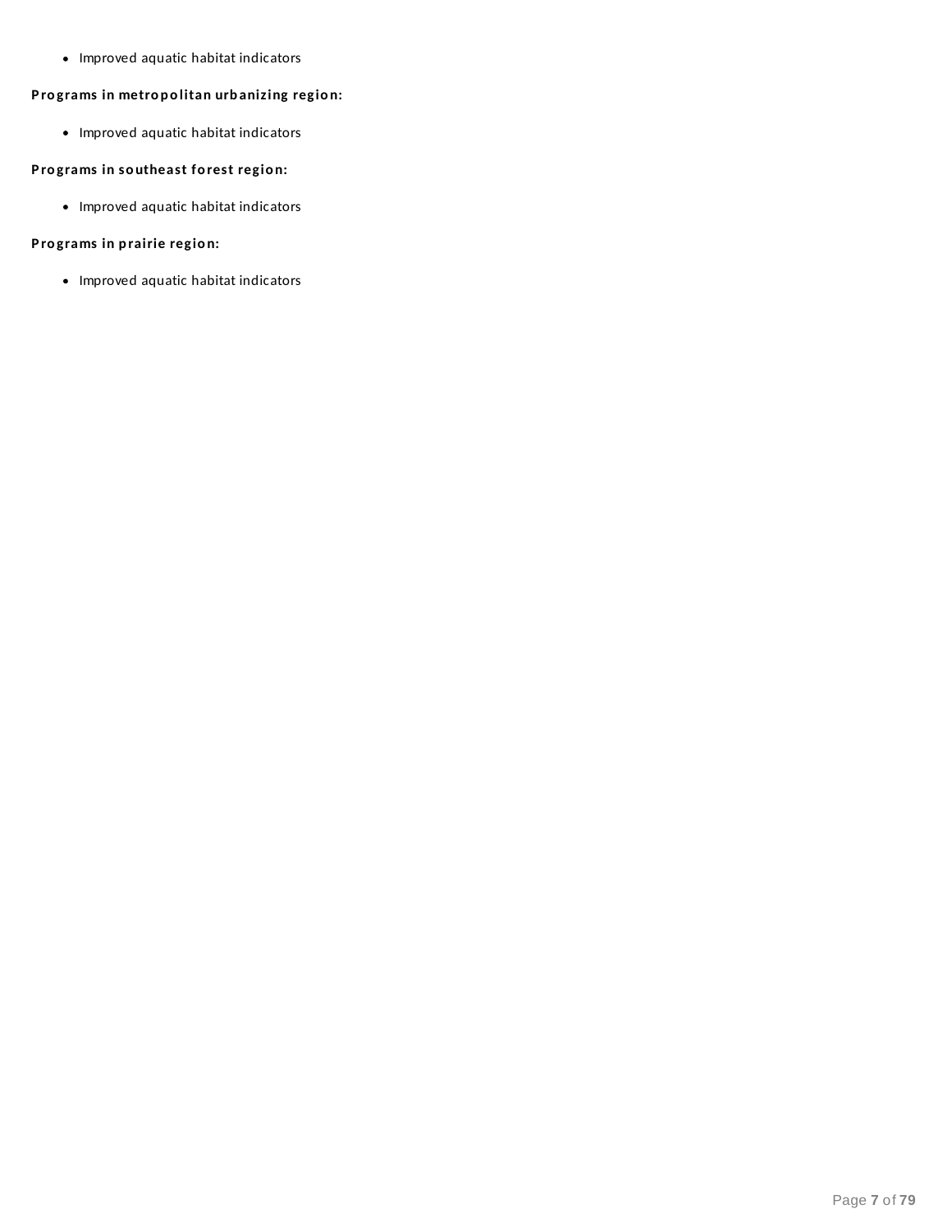- Improved aquatic habitat indicators

**Programs in metropolitan urbanizing region:**

- Improved aquatic habitat indicators

**Programs in southeast forest region:**

- Improved aquatic habitat indicators

**Programs in prairie region:**

- Improved aquatic habitat indicators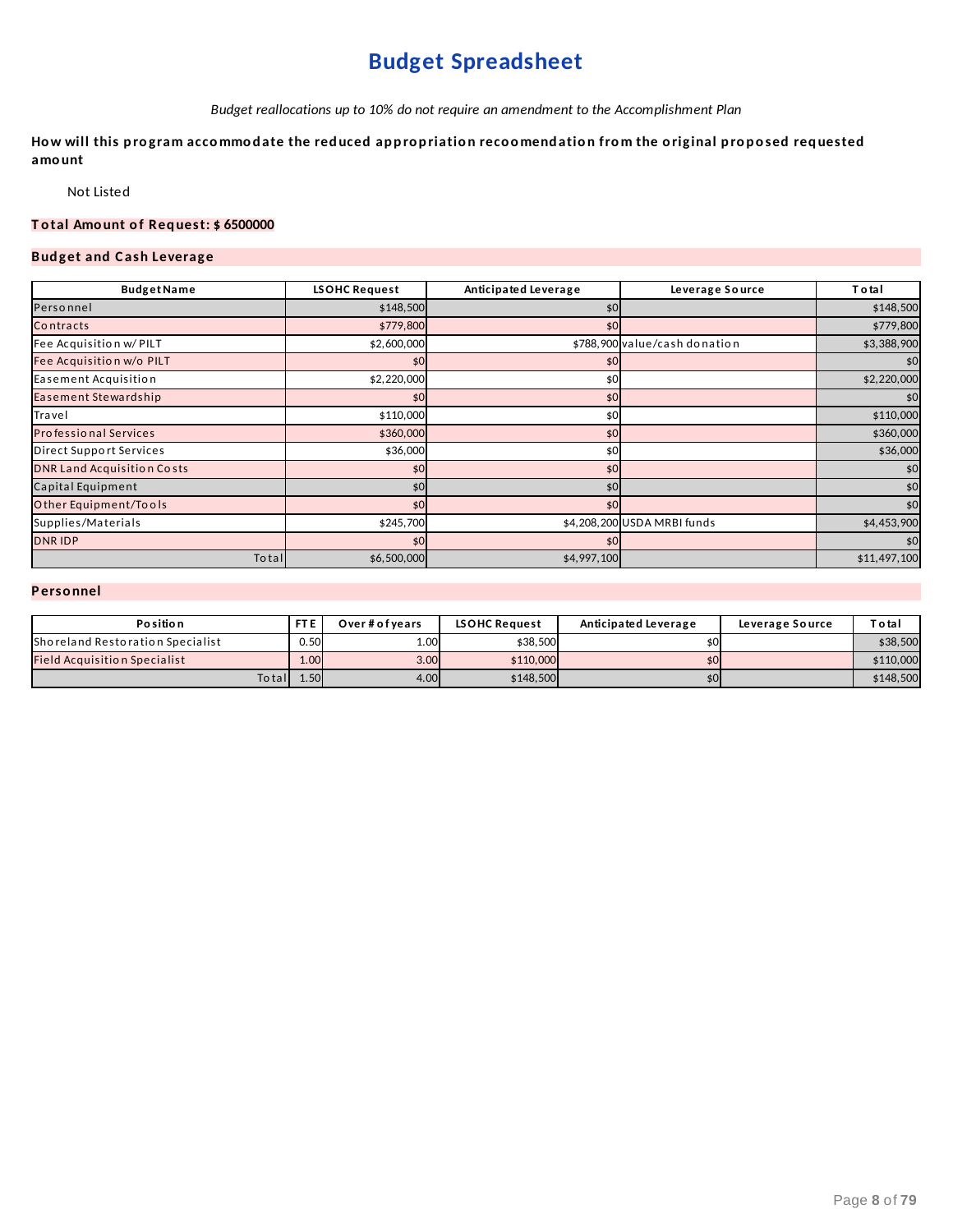# Budget Spreadsheet

*Budget reallocations up to 10% do not require an amendment to the Accomplishment Plan*

**How will this program accommodate the reduced appropriation recoomendation from the original proposed requested amount**

Not Listed

**Total Amount of Request: $ 6500000**

## Budget and Cash Leverage

| Budget Name | LSOHC Request | Anticipated Leverage | Leverage Source | Total |
|---|---|---|---|---|
| Personnel | $148,500 | $0 | | $148,500 |
| Contracts | $779,800 | $0 | | $779,800 |
| Fee Acquisition w/ PILT | $2,600,000 | $788,900 | value/cash donation | $3,388,900 |
| Fee Acquisition w/o PILT | $0 | $0 | | $0 |
| Easement Acquisition | $2,220,000 | $0 | | $2,220,000 |
| Easement Stewardship | $0 | $0 | | $0 |
| Travel | $110,000 | $0 | | $110,000 |
| Professional Services | $360,000 | $0 | | $360,000 |
| Direct Support Services | $36,000 | $0 | | $36,000 |
| DNR Land Acquisition Costs | $0 | $0 | | $0 |
| Capital Equipment | $0 | $0 | | $0 |
| Other Equipment/Tools | $0 | $0 | | $0 |
| Supplies/Materials | $245,700 | $4,208,200 | USDA MRBI funds | $4,453,900 |
| DNR IDP | $0 | $0 | | $0 |
| Total | $6,500,000 | $4,997,100 | | $11,497,100 |

## Personnel

| Position | FTE | Over # of years | LSOHC Request | Anticipated Leverage | Leverage Source | Total |
|---|---|---|---|---|---|---|
| Shoreland Restoration Specialist | 0.50 | 1.00 | $38,500 | $0 | | $38,500 |
| Field Acquisition Specialist | 1.00 | 3.00 | $110,000 | $0 | | $110,000 |
| Total | 1.50 | 4.00 | $148,500 | $0 | | $148,500 |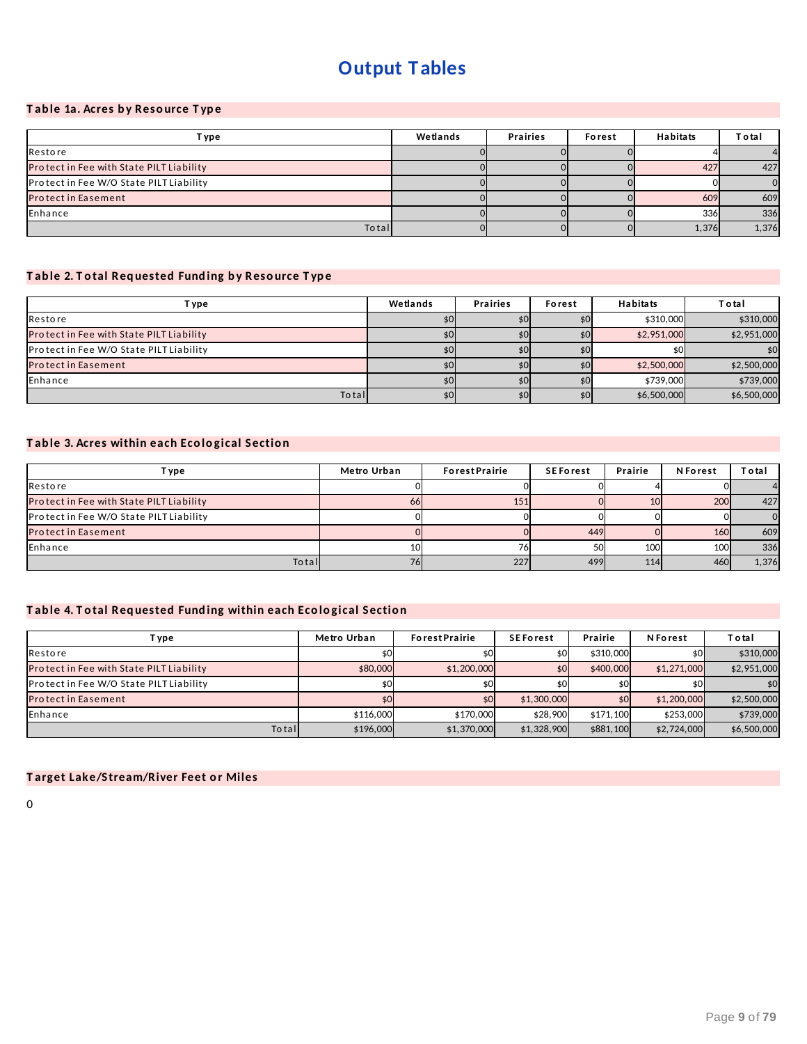# Output Tables

## Table 1a. Acres by Resource Type

| Type | Wetlands | Prairies | Forest | Habitats | Total |
|---|---|---|---|---|---|
| Restore | 0 | 0 | 0 | 4 | 4 |
| Protect in Fee with State PILT Liability | 0 | 0 | 0 | 427 | 427 |
| Protect in Fee W/O State PILT Liability | 0 | 0 | 0 | 0 | 0 |
| Protect in Easement | 0 | 0 | 0 | 609 | 609 |
| Enhance | 0 | 0 | 0 | 336 | 336 |
| Total | 0 | 0 | 0 | 1,376 | 1,376 |

## Table 2. Total Requested Funding by Resource Type

| Type | Wetlands | Prairies | Forest | Habitats | Total |
|---|---|---|---|---|---|
| Restore | $0 | $0 | $0 | $310,000 | $310,000 |
| Protect in Fee with State PILT Liability | $0 | $0 | $0 | $2,951,000 | $2,951,000 |
| Protect in Fee W/O State PILT Liability | $0 | $0 | $0 | $0 | $0 |
| Protect in Easement | $0 | $0 | $0 | $2,500,000 | $2,500,000 |
| Enhance | $0 | $0 | $0 | $739,000 | $739,000 |
| Total | $0 | $0 | $0 | $6,500,000 | $6,500,000 |

## Table 3. Acres within each Ecological Section

| Type | Metro Urban | Forest Prairie | SE Forest | Prairie | N Forest | Total |
|---|---|---|---|---|---|---|
| Restore | 0 | 0 | 0 | 4 | 0 | 4 |
| Protect in Fee with State PILT Liability | 66 | 151 | 0 | 10 | 200 | 427 |
| Protect in Fee W/O State PILT Liability | 0 | 0 | 0 | 0 | 0 | 0 |
| Protect in Easement | 0 | 0 | 449 | 0 | 160 | 609 |
| Enhance | 10 | 76 | 50 | 100 | 100 | 336 |
| Total | 76 | 227 | 499 | 114 | 460 | 1,376 |

## Table 4. Total Requested Funding within each Ecological Section

| Type | Metro Urban | Forest Prairie | SE Forest | Prairie | N Forest | Total |
|---|---|---|---|---|---|---|
| Restore | $0 | $0 | $0 | $310,000 | $0 | $310,000 |
| Protect in Fee with State PILT Liability | $80,000 | $1,200,000 | $0 | $400,000 | $1,271,000 | $2,951,000 |
| Protect in Fee W/O State PILT Liability | $0 | $0 | $0 | $0 | $0 | $0 |
| Protect in Easement | $0 | $0 | $1,300,000 | $0 | $1,200,000 | $2,500,000 |
| Enhance | $116,000 | $170,000 | $28,900 | $171,100 | $253,000 | $739,000 |
| Total | $196,000 | $1,370,000 | $1,328,900 | $881,100 | $2,724,000 | $6,500,000 |

## Target Lake/Stream/River Feet or Miles

0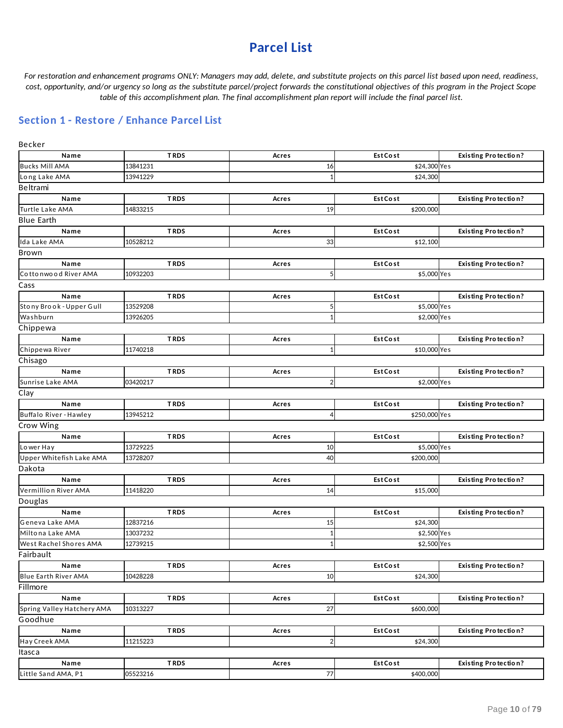# Parcel List

*For restoration and enhancement programs ONLY: Managers may add, delete, and substitute projects on this parcel list based upon need, readiness, cost, opportunity, and/or urgency so long as the substitute parcel/project forwards the constitutional objectives of this program in the Project Scope table of this accomplishment plan. The final accomplishment plan report will include the final parcel list.*

## Section 1 - Restore / Enhance Parcel List

Becker

| Name | TRDS | Acres | Est Cost | Existing Protection? |
|---|---|---|---|---|
| Bucks Mill AMA | 13841231 | 16 | $24,300 | Yes |
| Long Lake AMA | 13941229 | 1 | $24,300 | |

Beltrami

| Name | TRDS | Acres | Est Cost | Existing Protection? |
|---|---|---|---|---|
| Turtle Lake AMA | 14833215 | 19 | $200,000 | |

Blue Earth

| Name | TRDS | Acres | Est Cost | Existing Protection? |
|---|---|---|---|---|
| Ida Lake AMA | 10528212 | 33 | $12,100 | |

Brown

| Name | TRDS | Acres | Est Cost | Existing Protection? |
|---|---|---|---|---|
| Cottonwood River AMA | 10932203 | 5 | $5,000 | Yes |

Cass

| Name | TRDS | Acres | Est Cost | Existing Protection? |
|---|---|---|---|---|
| Stony Brook - Upper Gull | 13529208 | 5 | $5,000 | Yes |
| Washburn | 13926205 | 1 | $2,000 | Yes |

Chippewa

| Name | TRDS | Acres | Est Cost | Existing Protection? |
|---|---|---|---|---|
| Chippewa River | 11740218 | 1 | $10,000 | Yes |

Chisago

| Name | TRDS | Acres | Est Cost | Existing Protection? |
|---|---|---|---|---|
| Sunrise Lake AMA | 03420217 | 2 | $2,000 | Yes |

Clay

| Name | TRDS | Acres | Est Cost | Existing Protection? |
|---|---|---|---|---|
| Buffalo River - Hawley | 13945212 | 4 | $250,000 | Yes |

Crow Wing

| Name | TRDS | Acres | Est Cost | Existing Protection? |
|---|---|---|---|---|
| Lower Hay | 13729225 | 10 | $5,000 | Yes |
| Upper Whitefish Lake AMA | 13728207 | 40 | $200,000 | |

Dakota

| Name | TRDS | Acres | Est Cost | Existing Protection? |
|---|---|---|---|---|
| Vermillion River AMA | 11418220 | 14 | $15,000 | |

Douglas

| Name | TRDS | Acres | Est Cost | Existing Protection? |
|---|---|---|---|---|
| Geneva Lake AMA | 12837216 | 15 | $24,300 | |
| Miltona Lake AMA | 13037232 | 1 | $2,500 | Yes |
| West Rachel Shores AMA | 12739215 | 1 | $2,500 | Yes |

Fairbault

| Name | TRDS | Acres | Est Cost | Existing Protection? |
|---|---|---|---|---|
| Blue Earth River AMA | 10428228 | 10 | $24,300 | |

Fillmore

| Name | TRDS | Acres | Est Cost | Existing Protection? |
|---|---|---|---|---|
| Spring Valley Hatchery AMA | 10313227 | 27 | $600,000 | |

Goodhue

| Name | TRDS | Acres | Est Cost | Existing Protection? |
|---|---|---|---|---|
| Hay Creek AMA | 11215223 | 2 | $24,300 | |

Itasca

| Name | TRDS | Acres | Est Cost | Existing Protection? |
|---|---|---|---|---|
| Little Sand AMA, P1 | 05523216 | 77 | $400,000 | |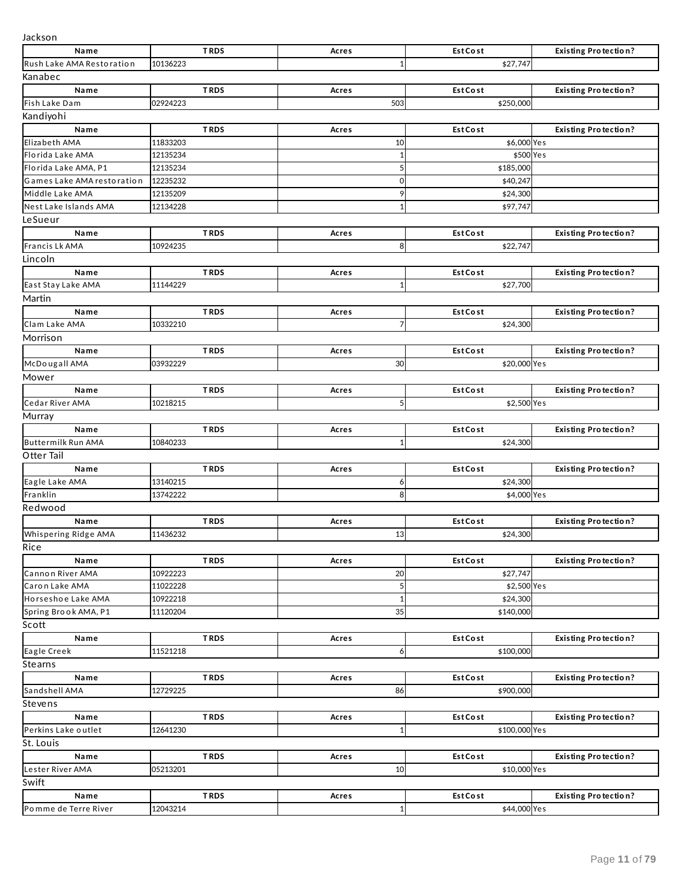Jackson

| Name | TRDS | Acres | EstCost | Existing Protection? |
| --- | --- | --- | --- | --- |
| Rush Lake AMA Restoration | 10136223 | 1 | $27,747 | |

Kanabec

| Name | TRDS | Acres | EstCost | Existing Protection? |
| --- | --- | --- | --- | --- |
| Fish Lake Dam | 02924223 | 503 | $250,000 | |

Kandiyohi

| Name | TRDS | Acres | EstCost | Existing Protection? |
| --- | --- | --- | --- | --- |
| Elizabeth AMA | 11833203 | 10 | $6,000 | Yes |
| Florida Lake AMA | 12135234 | 1 | $500 | Yes |
| Florida Lake AMA, P1 | 12135234 | 5 | $185,000 | |
| Games Lake AMA restoration | 12235232 | 0 | $40,247 | |
| Middle Lake AMA | 12135209 | 9 | $24,300 | |
| Nest Lake Islands AMA | 12134228 | 1 | $97,747 | |

LeSueur

| Name | TRDS | Acres | EstCost | Existing Protection? |
| --- | --- | --- | --- | --- |
| Francis Lk AMA | 10924235 | 8 | $22,747 | |

Lincoln

| Name | TRDS | Acres | EstCost | Existing Protection? |
| --- | --- | --- | --- | --- |
| East Stay Lake AMA | 11144229 | 1 | $27,700 | |

Martin

| Name | TRDS | Acres | EstCost | Existing Protection? |
| --- | --- | --- | --- | --- |
| Clam Lake AMA | 10332210 | 7 | $24,300 | |

Morrison

| Name | TRDS | Acres | EstCost | Existing Protection? |
| --- | --- | --- | --- | --- |
| McDougall AMA | 03932229 | 30 | $20,000 | Yes |

Mower

| Name | TRDS | Acres | EstCost | Existing Protection? |
| --- | --- | --- | --- | --- |
| Cedar River AMA | 10218215 | 5 | $2,500 | Yes |

Murray

| Name | TRDS | Acres | EstCost | Existing Protection? |
| --- | --- | --- | --- | --- |
| Buttermilk Run AMA | 10840233 | 1 | $24,300 | |

Otter Tail

| Name | TRDS | Acres | EstCost | Existing Protection? |
| --- | --- | --- | --- | --- |
| Eagle Lake AMA | 13140215 | 6 | $24,300 | |
| Franklin | 13742222 | 8 | $4,000 | Yes |

Redwood

| Name | TRDS | Acres | EstCost | Existing Protection? |
| --- | --- | --- | --- | --- |
| Whispering Ridge AMA | 11436232 | 13 | $24,300 | |

Rice

| Name | TRDS | Acres | EstCost | Existing Protection? |
| --- | --- | --- | --- | --- |
| Cannon River AMA | 10922223 | 20 | $27,747 | |
| Caron Lake AMA | 11022228 | 5 | $2,500 | Yes |
| Horseshoe Lake AMA | 10922218 | 1 | $24,300 | |
| Spring Brook AMA, P1 | 11120204 | 35 | $140,000 | |

Scott

| Name | TRDS | Acres | EstCost | Existing Protection? |
| --- | --- | --- | --- | --- |
| Eagle Creek | 11521218 | 6 | $100,000 | |

Stearns

| Name | TRDS | Acres | EstCost | Existing Protection? |
| --- | --- | --- | --- | --- |
| Sandshell AMA | 12729225 | 86 | $900,000 | |

Stevens

| Name | TRDS | Acres | EstCost | Existing Protection? |
| --- | --- | --- | --- | --- |
| Perkins Lake outlet | 12641230 | 1 | $100,000 | Yes |

St. Louis

| Name | TRDS | Acres | EstCost | Existing Protection? |
| --- | --- | --- | --- | --- |
| Lester River AMA | 05213201 | 10 | $10,000 | Yes |

Swift

| Name | TRDS | Acres | EstCost | Existing Protection? |
| --- | --- | --- | --- | --- |
| Pomme de Terre River | 12043214 | 1 | $44,000 | Yes |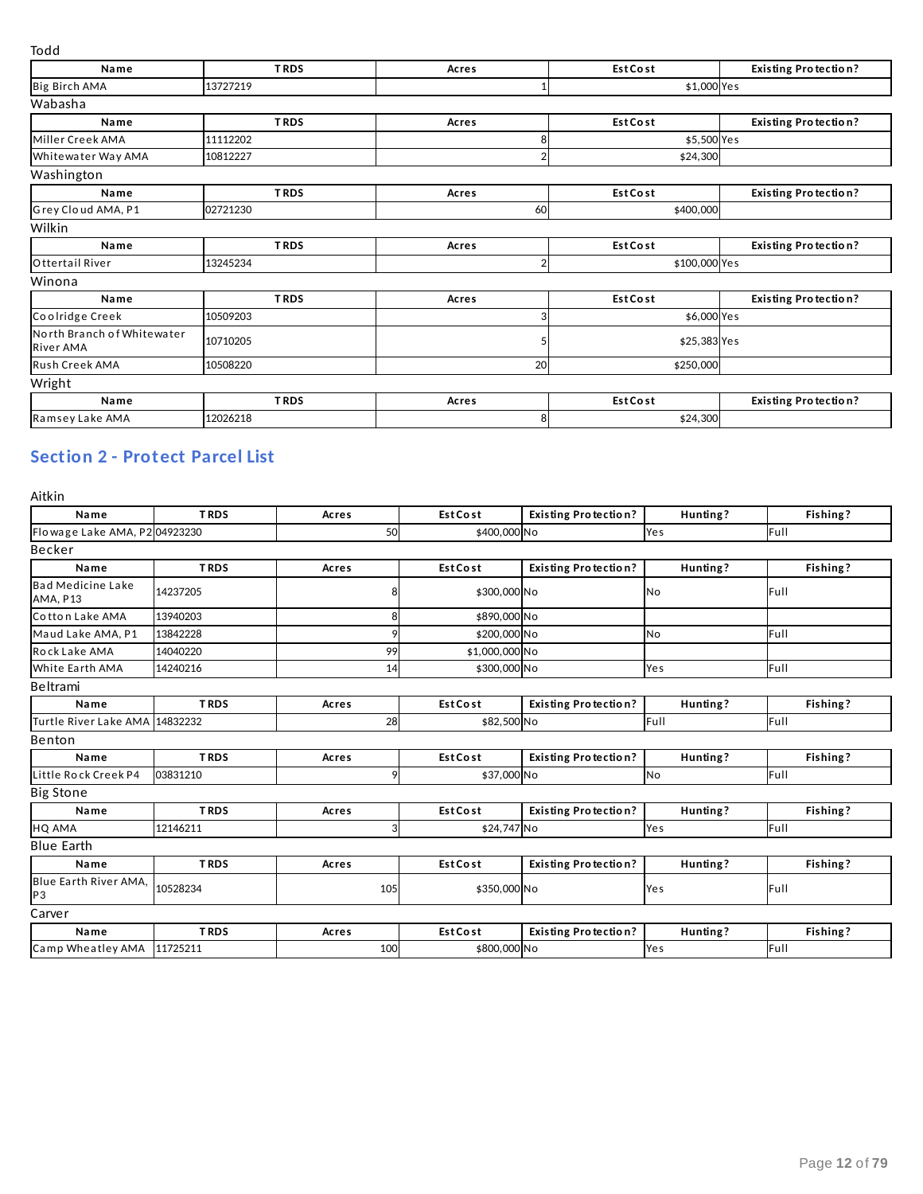Todd

| Name | TRDS | Acres | Est Cost | Existing Protection? |
|---|---|---|---|---|
| Big Birch AMA | 13727219 | 1 | $1,000 | Yes |

Wabasha

| Name | TRDS | Acres | Est Cost | Existing Protection? |
|---|---|---|---|---|
| Miller Creek AMA | 11112202 | 8 | $5,500 | Yes |
| Whitewater Way AMA | 10812227 | 2 | $24,300 | |

Washington

| Name | TRDS | Acres | Est Cost | Existing Protection? |
|---|---|---|---|---|
| Grey Cloud AMA, P1 | 02721230 | 60 | $400,000 | |

Wilkin

| Name | TRDS | Acres | Est Cost | Existing Protection? |
|---|---|---|---|---|
| Ottertail River | 13245234 | 2 | $100,000 | Yes |

Winona

| Name | TRDS | Acres | Est Cost | Existing Protection? |
|---|---|---|---|---|
| Coolridge Creek | 10509203 | 3 | $6,000 | Yes |
| North Branch of Whitewater River AMA | 10710205 | 5 | $25,383 | Yes |
| Rush Creek AMA | 10508220 | 20 | $250,000 | |

Wright

| Name | TRDS | Acres | Est Cost | Existing Protection? |
|---|---|---|---|---|
| Ramsey Lake AMA | 12026218 | 8 | $24,300 | |

## Section 2 - Protect Parcel List

Aitkin

| Name | TRDS | Acres | Est Cost | Existing Protection? | Hunting? | Fishing? |
|---|---|---|---|---|---|---|
| Flowage Lake AMA, P2 | 04923230 | 50 | $400,000 | No | Yes | Full |

Becker

| Name | TRDS | Acres | Est Cost | Existing Protection? | Hunting? | Fishing? |
|---|---|---|---|---|---|---|
| Bad Medicine Lake AMA, P13 | 14237205 | 8 | $300,000 | No | No | Full |
| Cotton Lake AMA | 13940203 | 8 | $890,000 | No | | |
| Maud Lake AMA, P1 | 13842228 | 9 | $200,000 | No | No | Full |
| Rock Lake AMA | 14040220 | 99 | $1,000,000 | No | | |
| White Earth AMA | 14240216 | 14 | $300,000 | No | Yes | Full |

Beltrami

| Name | TRDS | Acres | Est Cost | Existing Protection? | Hunting? | Fishing? |
|---|---|---|---|---|---|---|
| Turtle River Lake AMA | 14832232 | 28 | $82,500 | No | Full | Full |

Benton

| Name | TRDS | Acres | Est Cost | Existing Protection? | Hunting? | Fishing? |
|---|---|---|---|---|---|---|
| Little Rock Creek P4 | 03831210 | 9 | $37,000 | No | No | Full |

Big Stone

| Name | TRDS | Acres | Est Cost | Existing Protection? | Hunting? | Fishing? |
|---|---|---|---|---|---|---|
| HQ AMA | 12146211 | 3 | $24,747 | No | Yes | Full |

Blue Earth

| Name | TRDS | Acres | Est Cost | Existing Protection? | Hunting? | Fishing? |
|---|---|---|---|---|---|---|
| Blue Earth River AMA, P3 | 10528234 | 105 | $350,000 | No | Yes | Full |

Carver

| Name | TRDS | Acres | Est Cost | Existing Protection? | Hunting? | Fishing? |
|---|---|---|---|---|---|---|
| Camp Wheatley AMA | 11725211 | 100 | $800,000 | No | Yes | Full |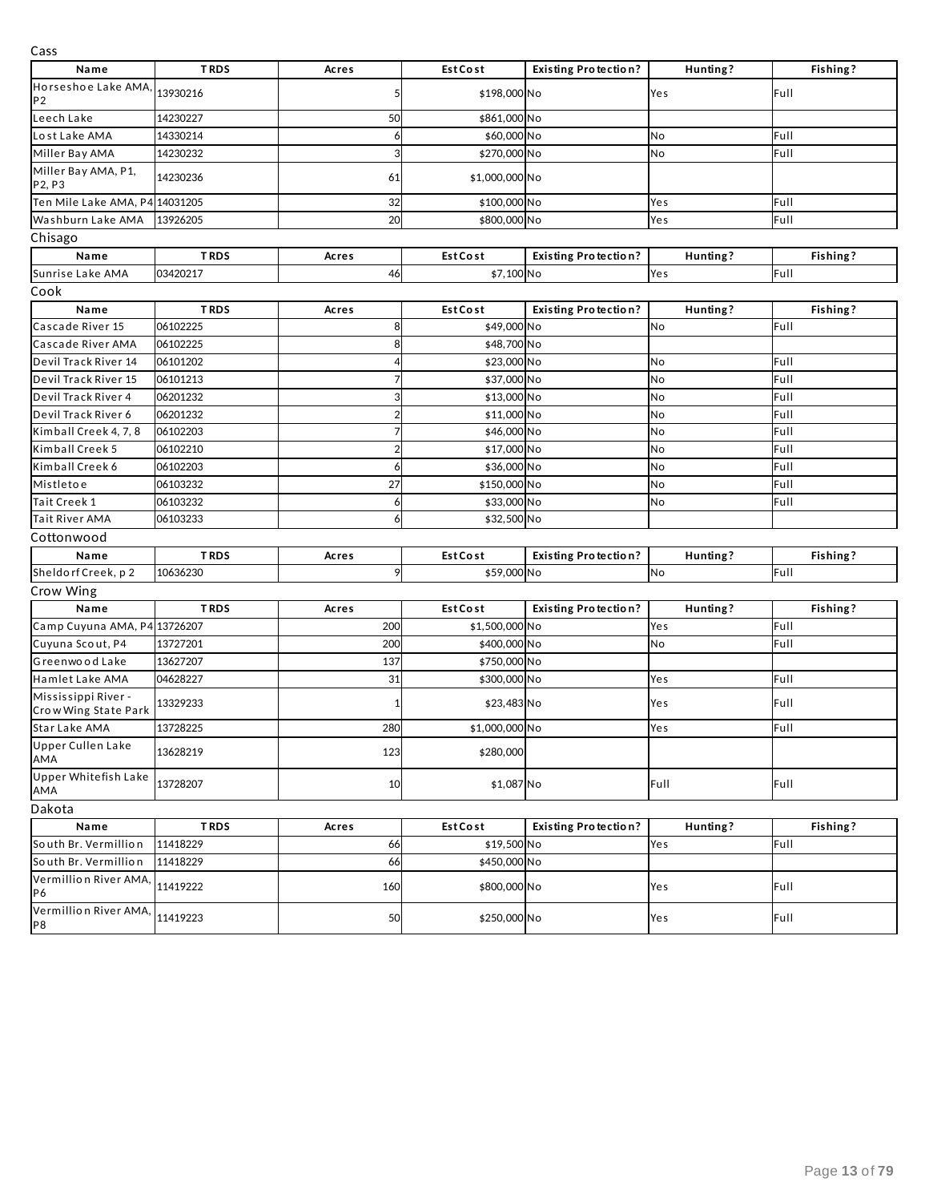Cass

| Name | TRDS | Acres | Est Cost | Existing Protection? | Hunting? | Fishing? |
|---|---|---|---|---|---|---|
| Horseshoe Lake AMA, P2 | 13930216 | 5 | $198,000 | No | Yes | Full |
| Leech Lake | 14230227 | 50 | $861,000 | No | | |
| Lost Lake AMA | 14330214 | 6 | $60,000 | No | No | Full |
| Miller Bay AMA | 14230232 | 3 | $270,000 | No | No | Full |
| Miller Bay AMA, P1, P2, P3 | 14230236 | 61 | $1,000,000 | No | | |
| Ten Mile Lake AMA, P4 | 14031205 | 32 | $100,000 | No | Yes | Full |
| Washburn Lake AMA | 13926205 | 20 | $800,000 | No | Yes | Full |

Chisago

| Name | TRDS | Acres | Est Cost | Existing Protection? | Hunting? | Fishing? |
|---|---|---|---|---|---|---|
| Sunrise Lake AMA | 03420217 | 46 | $7,100 | No | Yes | Full |

Cook

| Name | TRDS | Acres | Est Cost | Existing Protection? | Hunting? | Fishing? |
|---|---|---|---|---|---|---|
| Cascade River 15 | 06102225 | 8 | $49,000 | No | No | Full |
| Cascade River AMA | 06102225 | 8 | $48,700 | No | | |
| Devil Track River 14 | 06101202 | 4 | $23,000 | No | No | Full |
| Devil Track River 15 | 06101213 | 7 | $37,000 | No | No | Full |
| Devil Track River 4 | 06201232 | 3 | $13,000 | No | No | Full |
| Devil Track River 6 | 06201232 | 2 | $11,000 | No | No | Full |
| Kimball Creek 4, 7, 8 | 06102203 | 7 | $46,000 | No | No | Full |
| Kimball Creek 5 | 06102210 | 2 | $17,000 | No | No | Full |
| Kimball Creek 6 | 06102203 | 6 | $36,000 | No | No | Full |
| Mistletoe | 06103232 | 27 | $150,000 | No | No | Full |
| Tait Creek 1 | 06103232 | 6 | $33,000 | No | No | Full |
| Tait River AMA | 06103233 | 6 | $32,500 | No | | |

Cottonwood

| Name | TRDS | Acres | Est Cost | Existing Protection? | Hunting? | Fishing? |
|---|---|---|---|---|---|---|
| Sheldorf Creek, p 2 | 10636230 | 9 | $59,000 | No | No | Full |

Crow Wing

| Name | TRDS | Acres | Est Cost | Existing Protection? | Hunting? | Fishing? |
|---|---|---|---|---|---|---|
| Camp Cuyuna AMA, P4 | 13726207 | 200 | $1,500,000 | No | Yes | Full |
| Cuyuna Scout, P4 | 13727201 | 200 | $400,000 | No | No | Full |
| Greenwood Lake | 13627207 | 137 | $750,000 | No | | |
| Hamlet Lake AMA | 04628227 | 31 | $300,000 | No | Yes | Full |
| Mississippi River - Crow Wing State Park | 13329233 | 1 | $23,483 | No | Yes | Full |
| Star Lake AMA | 13728225 | 280 | $1,000,000 | No | Yes | Full |
| Upper Cullen Lake AMA | 13628219 | 123 | $280,000 | | | |
| Upper Whitefish Lake AMA | 13728207 | 10 | $1,087 | No | Full | Full |

Dakota

| Name | TRDS | Acres | Est Cost | Existing Protection? | Hunting? | Fishing? |
|---|---|---|---|---|---|---|
| South Br. Vermillion | 11418229 | 66 | $19,500 | No | Yes | Full |
| South Br. Vermillion | 11418229 | 66 | $450,000 | No | | |
| Vermillion River AMA, P6 | 11419222 | 160 | $800,000 | No | Yes | Full |
| Vermillion River AMA, P8 | 11419223 | 50 | $250,000 | No | Yes | Full |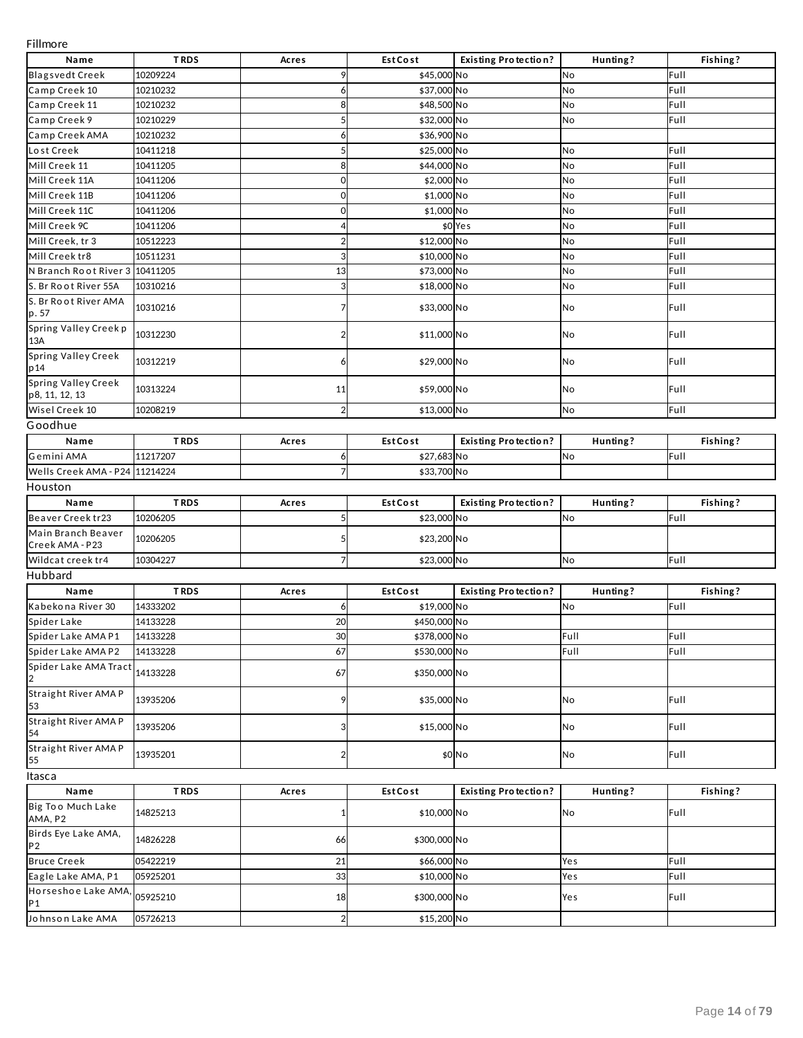Fillmore

| Name | TRDS | Acres | Est Cost | Existing Protection? | Hunting? | Fishing? |
|---|---|---|---|---|---|---|
| Blagsvedt Creek | 10209224 | 9 | $45,000 | No | No | Full |
| Camp Creek 10 | 10210232 | 6 | $37,000 | No | No | Full |
| Camp Creek 11 | 10210232 | 8 | $48,500 | No | No | Full |
| Camp Creek 9 | 10210229 | 5 | $32,000 | No | No | Full |
| Camp Creek AMA | 10210232 | 6 | $36,900 | No | | |
| Lost Creek | 10411218 | 5 | $25,000 | No | No | Full |
| Mill Creek 11 | 10411205 | 8 | $44,000 | No | No | Full |
| Mill Creek 11A | 10411206 | 0 | $2,000 | No | No | Full |
| Mill Creek 11B | 10411206 | 0 | $1,000 | No | No | Full |
| Mill Creek 11C | 10411206 | 0 | $1,000 | No | No | Full |
| Mill Creek 9C | 10411206 | 4 | $0 | Yes | No | Full |
| Mill Creek, tr 3 | 10512223 | 2 | $12,000 | No | No | Full |
| Mill Creek tr8 | 10511231 | 3 | $10,000 | No | No | Full |
| N Branch Root River 3 | 10411205 | 13 | $73,000 | No | No | Full |
| S. Br Root River 55A | 10310216 | 3 | $18,000 | No | No | Full |
| S. Br Root River AMA p. 57 | 10310216 | 7 | $33,000 | No | No | Full |
| Spring Valley Creek p 13A | 10312230 | 2 | $11,000 | No | No | Full |
| Spring Valley Creek p14 | 10312219 | 6 | $29,000 | No | No | Full |
| Spring Valley Creek p8, 11, 12, 13 | 10313224 | 11 | $59,000 | No | No | Full |
| Wisel Creek 10 | 10208219 | 2 | $13,000 | No | No | Full |

Goodhue

| Name | TRDS | Acres | Est Cost | Existing Protection? | Hunting? | Fishing? |
|---|---|---|---|---|---|---|
| Gemini AMA | 11217207 | 6 | $27,683 | No | No | Full |
| Wells Creek AMA - P24 | 11214224 | 7 | $33,700 | No | | |

Houston

| Name | TRDS | Acres | Est Cost | Existing Protection? | Hunting? | Fishing? |
|---|---|---|---|---|---|---|
| Beaver Creek tr23 | 10206205 | 5 | $23,000 | No | No | Full |
| Main Branch Beaver Creek AMA - P23 | 10206205 | 5 | $23,200 | No | | |
| Wildcat creek tr4 | 10304227 | 7 | $23,000 | No | No | Full |

Hubbard

| Name | TRDS | Acres | Est Cost | Existing Protection? | Hunting? | Fishing? |
|---|---|---|---|---|---|---|
| Kabekona River 30 | 14333202 | 6 | $19,000 | No | No | Full |
| Spider Lake | 14133228 | 20 | $450,000 | No | | |
| Spider Lake AMA P1 | 14133228 | 30 | $378,000 | No | Full | Full |
| Spider Lake AMA P2 | 14133228 | 67 | $530,000 | No | Full | Full |
| Spider Lake AMA Tract 2 | 14133228 | 67 | $350,000 | No | | |
| Straight River AMA P 53 | 13935206 | 9 | $35,000 | No | No | Full |
| Straight River AMA P 54 | 13935206 | 3 | $15,000 | No | No | Full |
| Straight River AMA P 55 | 13935201 | 2 | $0 | No | No | Full |

Itasca

| Name | TRDS | Acres | Est Cost | Existing Protection? | Hunting? | Fishing? |
|---|---|---|---|---|---|---|
| Big Too Much Lake AMA, P2 | 14825213 | 1 | $10,000 | No | No | Full |
| Birds Eye Lake AMA, P2 | 14826228 | 66 | $300,000 | No | | |
| Bruce Creek | 05422219 | 21 | $66,000 | No | Yes | Full |
| Eagle Lake AMA, P1 | 05925201 | 33 | $10,000 | No | Yes | Full |
| Horseshoe Lake AMA, P1 | 05925210 | 18 | $300,000 | No | Yes | Full |
| Johnson Lake AMA | 05726213 | 2 | $15,200 | No | | |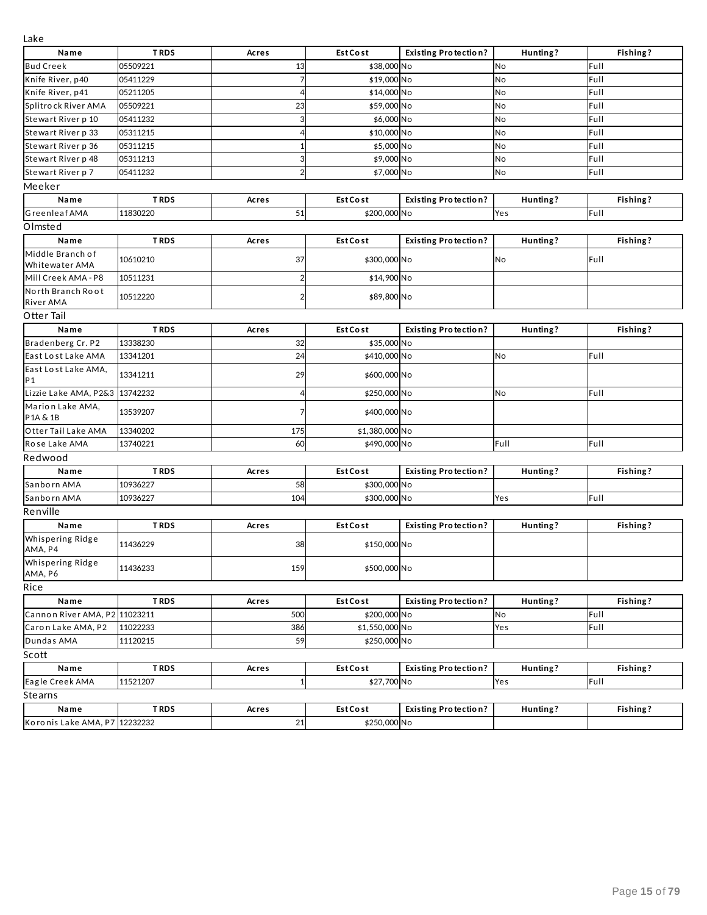Lake

| Name | TRDS | Acres | Est Cost | Existing Protection? | Hunting? | Fishing? |
|---|---|---|---|---|---|---|
| Bud Creek | 05509221 | 13 | $38,000 | No | No | Full |
| Knife River, p40 | 05411229 | 7 | $19,000 | No | No | Full |
| Knife River, p41 | 05211205 | 4 | $14,000 | No | No | Full |
| Splitrock River AMA | 05509221 | 23 | $59,000 | No | No | Full |
| Stewart River p 10 | 05411232 | 3 | $6,000 | No | No | Full |
| Stewart River p 33 | 05311215 | 4 | $10,000 | No | No | Full |
| Stewart River p 36 | 05311215 | 1 | $5,000 | No | No | Full |
| Stewart River p 48 | 05311213 | 3 | $9,000 | No | No | Full |
| Stewart River p 7 | 05411232 | 2 | $7,000 | No | No | Full |

Meeker

| Name | TRDS | Acres | Est Cost | Existing Protection? | Hunting? | Fishing? |
|---|---|---|---|---|---|---|
| Greenleaf AMA | 11830220 | 51 | $200,000 | No | Yes | Full |

Olmsted

| Name | TRDS | Acres | Est Cost | Existing Protection? | Hunting? | Fishing? |
|---|---|---|---|---|---|---|
| Middle Branch of Whitewater AMA | 10610210 | 37 | $300,000 | No | No | Full |
| Mill Creek AMA - P8 | 10511231 | 2 | $14,900 | No | | |
| North Branch Root River AMA | 10512220 | 2 | $89,800 | No | | |

Otter Tail

| Name | TRDS | Acres | Est Cost | Existing Protection? | Hunting? | Fishing? |
|---|---|---|---|---|---|---|
| Bradenberg Cr. P2 | 13338230 | 32 | $35,000 | No | | |
| East Lost Lake AMA | 13341201 | 24 | $410,000 | No | No | Full |
| East Lost Lake AMA, P1 | 13341211 | 29 | $600,000 | No | | |
| Lizzie Lake AMA, P2&3 | 13742232 | 4 | $250,000 | No | No | Full |
| Marion Lake AMA, P1A & 1B | 13539207 | 7 | $400,000 | No | | |
| Otter Tail Lake AMA | 13340202 | 175 | $1,380,000 | No | | |
| Rose Lake AMA | 13740221 | 60 | $490,000 | No | Full | Full |

Redwood

| Name | TRDS | Acres | Est Cost | Existing Protection? | Hunting? | Fishing? |
|---|---|---|---|---|---|---|
| Sanborn AMA | 10936227 | 58 | $300,000 | No | | |
| Sanborn AMA | 10936227 | 104 | $300,000 | No | Yes | Full |

Renville

| Name | TRDS | Acres | Est Cost | Existing Protection? | Hunting? | Fishing? |
|---|---|---|---|---|---|---|
| Whispering Ridge AMA, P4 | 11436229 | 38 | $150,000 | No | | |
| Whispering Ridge AMA, P6 | 11436233 | 159 | $500,000 | No | | |

Rice

| Name | TRDS | Acres | Est Cost | Existing Protection? | Hunting? | Fishing? |
|---|---|---|---|---|---|---|
| Cannon River AMA, P2 | 11023211 | 500 | $200,000 | No | No | Full |
| Caron Lake AMA, P2 | 11022233 | 386 | $1,550,000 | No | Yes | Full |
| Dundas AMA | 11120215 | 59 | $250,000 | No | | |

Scott

| Name | TRDS | Acres | Est Cost | Existing Protection? | Hunting? | Fishing? |
|---|---|---|---|---|---|---|
| Eagle Creek AMA | 11521207 | 1 | $27,700 | No | Yes | Full |

Stearns

| Name | TRDS | Acres | Est Cost | Existing Protection? | Hunting? | Fishing? |
|---|---|---|---|---|---|---|
| Koronis Lake AMA, P7 | 12232232 | 21 | $250,000 | No | | |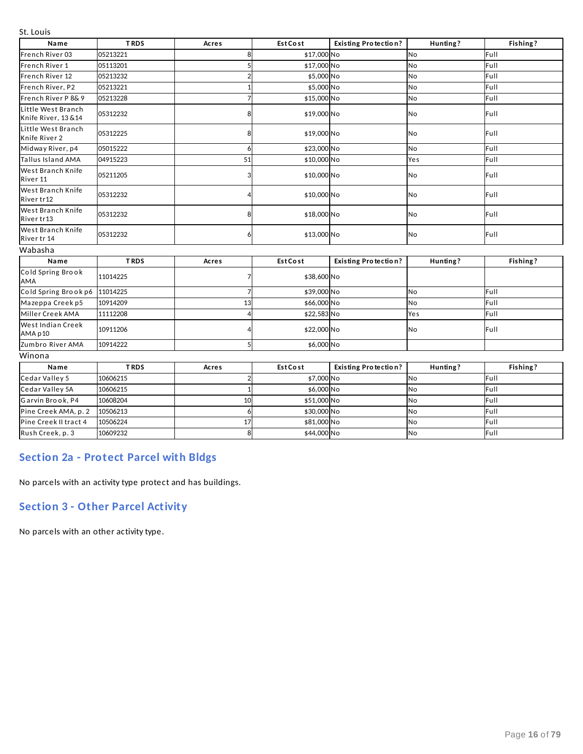St. Louis

| Name | TRDS | Acres | Est Cost | Existing Protection? | Hunting? | Fishing? |
|---|---|---|---|---|---|---|
| French River 03 | 05213221 | 8 | $17,000 | No | No | Full |
| French River 1 | 05113201 | 5 | $17,000 | No | No | Full |
| French River 12 | 05213232 | 2 | $5,000 | No | No | Full |
| French River, P2 | 05213221 | 1 | $5,000 | No | No | Full |
| French River P 8& 9 | 05213228 | 7 | $15,000 | No | No | Full |
| Little West Branch Knife River, 13 &14 | 05312232 | 8 | $19,000 | No | No | Full |
| Little West Branch Knife River 2 | 05312225 | 8 | $19,000 | No | No | Full |
| Midway River, p4 | 05015222 | 6 | $23,000 | No | No | Full |
| Tallus Island AMA | 04915223 | 51 | $10,000 | No | Yes | Full |
| West Branch Knife River 11 | 05211205 | 3 | $10,000 | No | No | Full |
| West Branch Knife River tr12 | 05312232 | 4 | $10,000 | No | No | Full |
| West Branch Knife River tr13 | 05312232 | 8 | $18,000 | No | No | Full |
| West Branch Knife River tr 14 | 05312232 | 6 | $13,000 | No | No | Full |

Wabasha

| Name | TRDS | Acres | Est Cost | Existing Protection? | Hunting? | Fishing? |
|---|---|---|---|---|---|---|
| Cold Spring Brook AMA | 11014225 | 7 | $38,600 | No | | |
| Cold Spring Brook p6 | 11014225 | 7 | $39,000 | No | No | Full |
| Mazeppa Creek p5 | 10914209 | 13 | $66,000 | No | No | Full |
| Miller Creek AMA | 11112208 | 4 | $22,583 | No | Yes | Full |
| West Indian Creek AMA p10 | 10911206 | 4 | $22,000 | No | No | Full |
| Zumbro River AMA | 10914222 | 5 | $6,000 | No | | |

Winona

| Name | TRDS | Acres | Est Cost | Existing Protection? | Hunting? | Fishing? |
|---|---|---|---|---|---|---|
| Cedar Valley 5 | 10606215 | 2 | $7,000 | No | No | Full |
| Cedar Valley 5A | 10606215 | 1 | $6,000 | No | No | Full |
| Garvin Brook, P4 | 10608204 | 10 | $51,000 | No | No | Full |
| Pine Creek AMA, p. 2 | 10506213 | 6 | $30,000 | No | No | Full |
| Pine Creek II tract 4 | 10506224 | 17 | $81,000 | No | No | Full |
| Rush Creek, p. 3 | 10609232 | 8 | $44,000 | No | No | Full |

## Section 2a - Protect Parcel with Bldgs

No parcels with an activity type protect and has buildings.

## Section 3 - Other Parcel Activity

No parcels with an other activity type.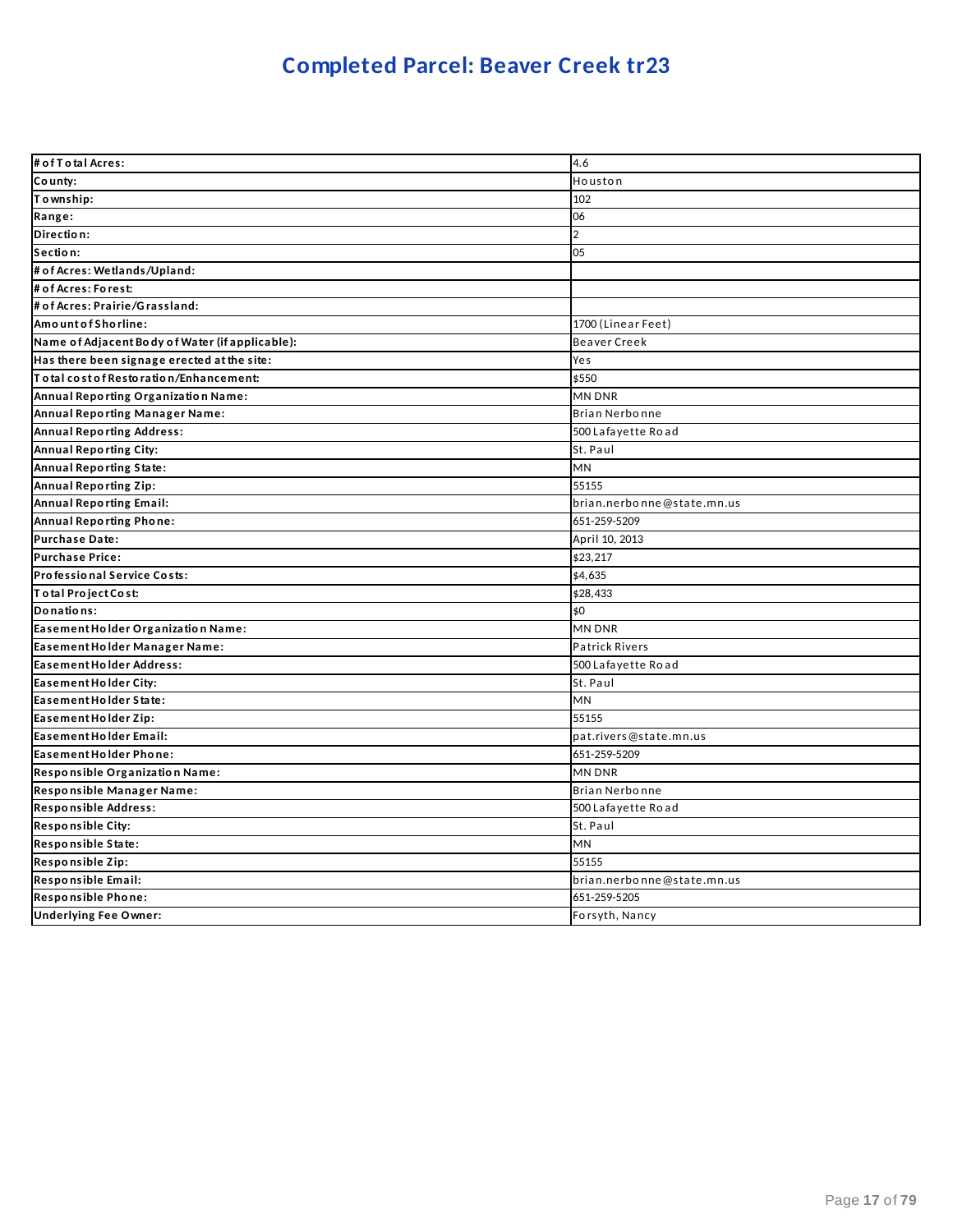# Completed Parcel: Beaver Creek tr23

| | |
|---|---|
| **# of Total Acres:** | 4.6 |
| **County:** | Houston |
| **Township:** | 102 |
| **Range:** | 06 |
| **Direction:** | 2 |
| **Section:** | 05 |
| **# of Acres: Wetlands/Upland:** | |
| **# of Acres: Forest:** | |
| **# of Acres: Prairie/Grassland:** | |
| **Amount of Shorline:** | 1700 (Linear Feet) |
| **Name of Adjacent Body of Water (if applicable):** | Beaver Creek |
| **Has there been signage erected at the site:** | Yes |
| **Total cost of Restoration/Enhancement:** | $550 |
| **Annual Reporting Organization Name:** | MN DNR |
| **Annual Reporting Manager Name:** | Brian Nerbonne |
| **Annual Reporting Address:** | 500 Lafayette Road |
| **Annual Reporting City:** | St. Paul |
| **Annual Reporting State:** | MN |
| **Annual Reporting Zip:** | 55155 |
| **Annual Reporting Email:** | brian.nerbonne@state.mn.us |
| **Annual Reporting Phone:** | 651-259-5209 |
| **Purchase Date:** | April 10, 2013 |
| **Purchase Price:** | $23,217 |
| **Professional Service Costs:** | $4,635 |
| **Total Project Cost:** | $28,433 |
| **Donations:** | $0 |
| **Easement Holder Organization Name:** | MN DNR |
| **Easement Holder Manager Name:** | Patrick Rivers |
| **Easement Holder Address:** | 500 Lafayette Road |
| **Easement Holder City:** | St. Paul |
| **Easement Holder State:** | MN |
| **Easement Holder Zip:** | 55155 |
| **Easement Holder Email:** | pat.rivers@state.mn.us |
| **Easement Holder Phone:** | 651-259-5209 |
| **Responsible Organization Name:** | MN DNR |
| **Responsible Manager Name:** | Brian Nerbonne |
| **Responsible Address:** | 500 Lafayette Road |
| **Responsible City:** | St. Paul |
| **Responsible State:** | MN |
| **Responsible Zip:** | 55155 |
| **Responsible Email:** | brian.nerbonne@state.mn.us |
| **Responsible Phone:** | 651-259-5205 |
| **Underlying Fee Owner:** | Forsyth, Nancy |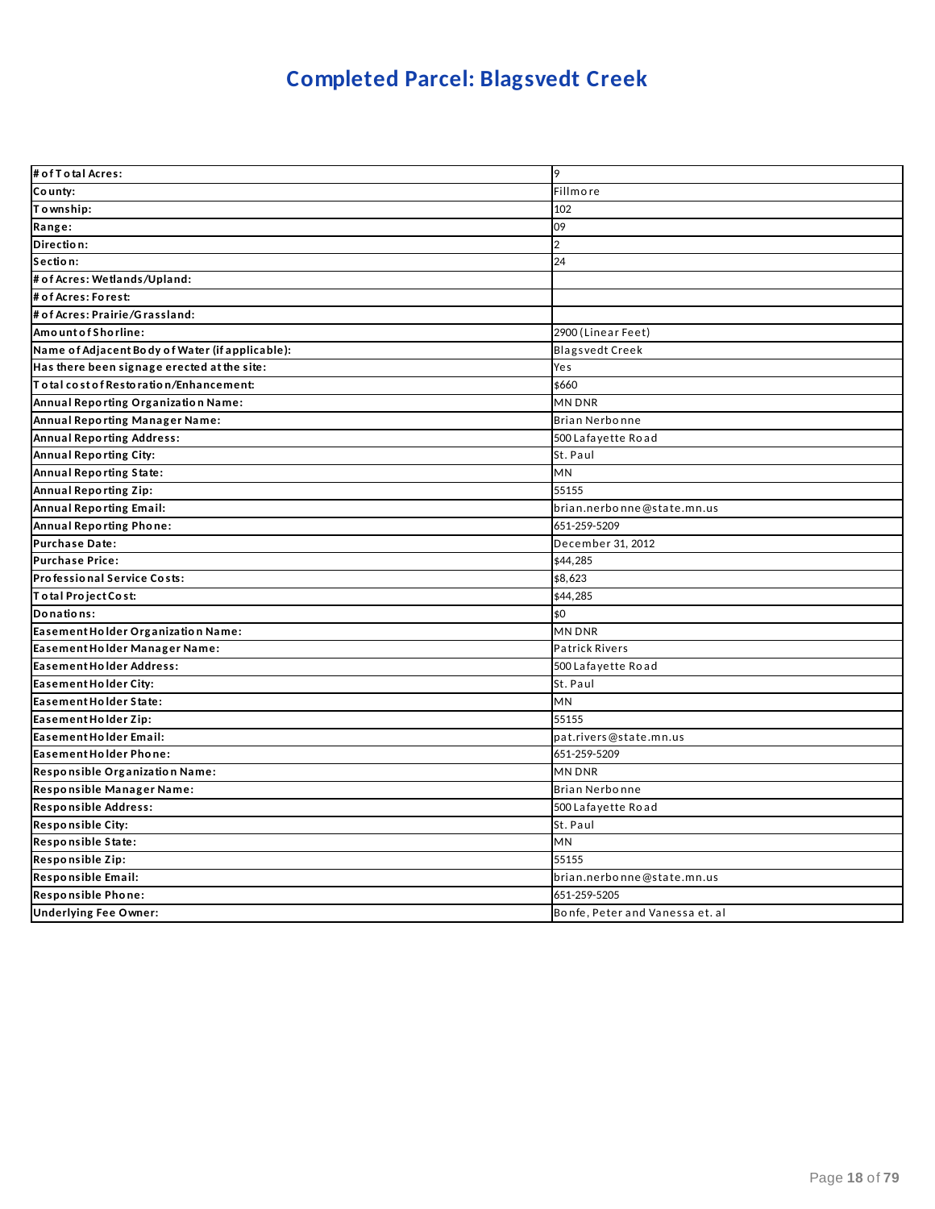# Completed Parcel: Blagsvedt Creek

| | |
|---|---|
| **# of Total Acres:** | 9 |
| **County:** | Fillmore |
| **Township:** | 102 |
| **Range:** | 09 |
| **Direction:** | 2 |
| **Section:** | 24 |
| **# of Acres: Wetlands/Upland:** | |
| **# of Acres: Forest:** | |
| **# of Acres: Prairie/Grassland:** | |
| **Amount of Shoreline:** | 2900 (Linear Feet) |
| **Name of Adjacent Body of Water (if applicable):** | Blagsvedt Creek |
| **Has there been signage erected at the site:** | Yes |
| **Total cost of Restoration/Enhancement:** | $660 |
| **Annual Reporting Organization Name:** | MN DNR |
| **Annual Reporting Manager Name:** | Brian Nerbonne |
| **Annual Reporting Address:** | 500 Lafayette Road |
| **Annual Reporting City:** | St. Paul |
| **Annual Reporting State:** | MN |
| **Annual Reporting Zip:** | 55155 |
| **Annual Reporting Email:** | brian.nerbonne@state.mn.us |
| **Annual Reporting Phone:** | 651-259-5209 |
| **Purchase Date:** | December 31, 2012 |
| **Purchase Price:** | $44,285 |
| **Professional Service Costs:** | $8,623 |
| **Total Project Cost:** | $44,285 |
| **Donations:** | $0 |
| **Easement Holder Organization Name:** | MN DNR |
| **Easement Holder Manager Name:** | Patrick Rivers |
| **Easement Holder Address:** | 500 Lafayette Road |
| **Easement Holder City:** | St. Paul |
| **Easement Holder State:** | MN |
| **Easement Holder Zip:** | 55155 |
| **Easement Holder Email:** | pat.rivers@state.mn.us |
| **Easement Holder Phone:** | 651-259-5209 |
| **Responsible Organization Name:** | MN DNR |
| **Responsible Manager Name:** | Brian Nerbonne |
| **Responsible Address:** | 500 Lafayette Road |
| **Responsible City:** | St. Paul |
| **Responsible State:** | MN |
| **Responsible Zip:** | 55155 |
| **Responsible Email:** | brian.nerbonne@state.mn.us |
| **Responsible Phone:** | 651-259-5205 |
| **Underlying Fee Owner:** | Bonfe, Peter and Vanessa et. al |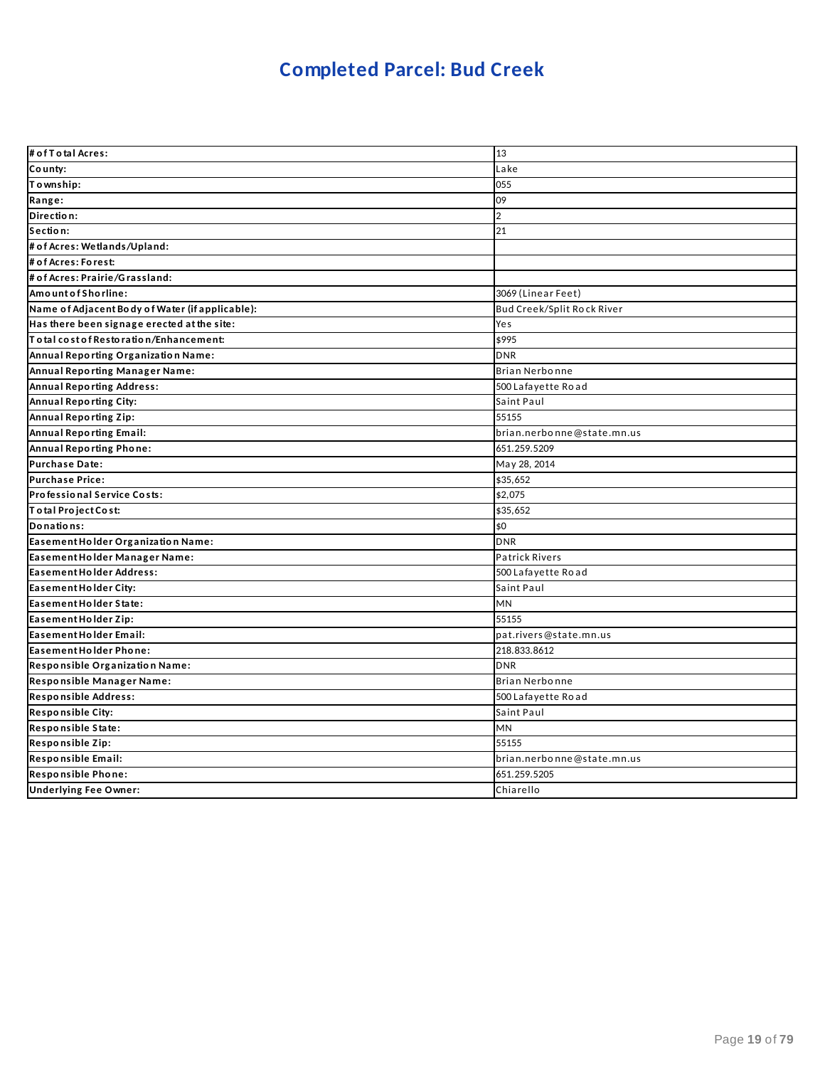# Completed Parcel: Bud Creek

| # of Total Acres: | 13 |
|---|---|
| County: | Lake |
| Township: | 055 |
| Range: | 09 |
| Direction: | 2 |
| Section: | 21 |
| # of Acres: Wetlands/Upland: | |
| # of Acres: Forest: | |
| # of Acres: Prairie/Grassland: | |
| Amount of Shorline: | 3069 (Linear Feet) |
| Name of Adjacent Body of Water (if applicable): | Bud Creek/Split Rock River |
| Has there been signage erected at the site: | Yes |
| Total cost of Restoration/Enhancement: | $995 |
| Annual Reporting Organization Name: | DNR |
| Annual Reporting Manager Name: | Brian Nerbonne |
| Annual Reporting Address: | 500 Lafayette Road |
| Annual Reporting City: | Saint Paul |
| Annual Reporting Zip: | 55155 |
| Annual Reporting Email: | brian.nerbonne@state.mn.us |
| Annual Reporting Phone: | 651.259.5209 |
| Purchase Date: | May 28, 2014 |
| Purchase Price: | $35,652 |
| Professional Service Costs: | $2,075 |
| Total Project Cost: | $35,652 |
| Donations: | $0 |
| Easement Holder Organization Name: | DNR |
| Easement Holder Manager Name: | Patrick Rivers |
| Easement Holder Address: | 500 Lafayette Road |
| Easement Holder City: | Saint Paul |
| Easement Holder State: | MN |
| Easement Holder Zip: | 55155 |
| Easement Holder Email: | pat.rivers@state.mn.us |
| Easement Holder Phone: | 218.833.8612 |
| Responsible Organization Name: | DNR |
| Responsible Manager Name: | Brian Nerbonne |
| Responsible Address: | 500 Lafayette Road |
| Responsible City: | Saint Paul |
| Responsible State: | MN |
| Responsible Zip: | 55155 |
| Responsible Email: | brian.nerbonne@state.mn.us |
| Responsible Phone: | 651.259.5205 |
| Underlying Fee Owner: | Chiarello |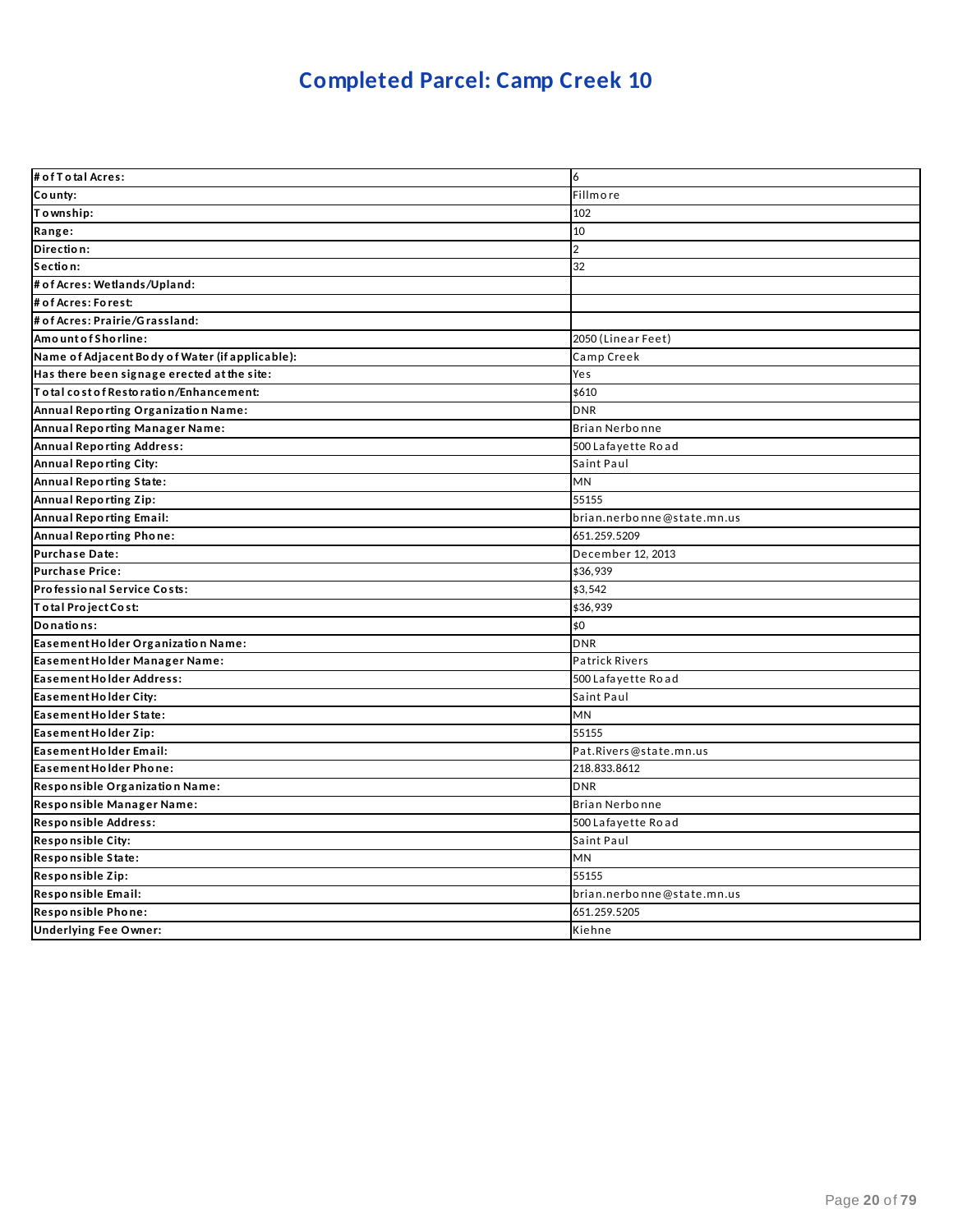# Completed Parcel: Camp Creek 10

| | |
|---|---|
| **# of Total Acres:** | 6 |
| **County:** | Fillmore |
| **Township:** | 102 |
| **Range:** | 10 |
| **Direction:** | 2 |
| **Section:** | 32 |
| **# of Acres: Wetlands/Upland:** | |
| **# of Acres: Forest:** | |
| **# of Acres: Prairie/Grassland:** | |
| **Amount of Shoreline:** | 2050 (Linear Feet) |
| **Name of Adjacent Body of Water (if applicable):** | Camp Creek |
| **Has there been signage erected at the site:** | Yes |
| **Total cost of Restoration/Enhancement:** | $610 |
| **Annual Reporting Organization Name:** | DNR |
| **Annual Reporting Manager Name:** | Brian Nerbonne |
| **Annual Reporting Address:** | 500 Lafayette Road |
| **Annual Reporting City:** | Saint Paul |
| **Annual Reporting State:** | MN |
| **Annual Reporting Zip:** | 55155 |
| **Annual Reporting Email:** | brian.nerbonne@state.mn.us |
| **Annual Reporting Phone:** | 651.259.5209 |
| **Purchase Date:** | December 12, 2013 |
| **Purchase Price:** | $36,939 |
| **Professional Service Costs:** | $3,542 |
| **Total Project Cost:** | $36,939 |
| **Donations:** | $0 |
| **Easement Holder Organization Name:** | DNR |
| **Easement Holder Manager Name:** | Patrick Rivers |
| **Easement Holder Address:** | 500 Lafayette Road |
| **Easement Holder City:** | Saint Paul |
| **Easement Holder State:** | MN |
| **Easement Holder Zip:** | 55155 |
| **Easement Holder Email:** | Pat.Rivers@state.mn.us |
| **Easement Holder Phone:** | 218.833.8612 |
| **Responsible Organization Name:** | DNR |
| **Responsible Manager Name:** | Brian Nerbonne |
| **Responsible Address:** | 500 Lafayette Road |
| **Responsible City:** | Saint Paul |
| **Responsible State:** | MN |
| **Responsible Zip:** | 55155 |
| **Responsible Email:** | brian.nerbonne@state.mn.us |
| **Responsible Phone:** | 651.259.5205 |
| **Underlying Fee Owner:** | Kiehne |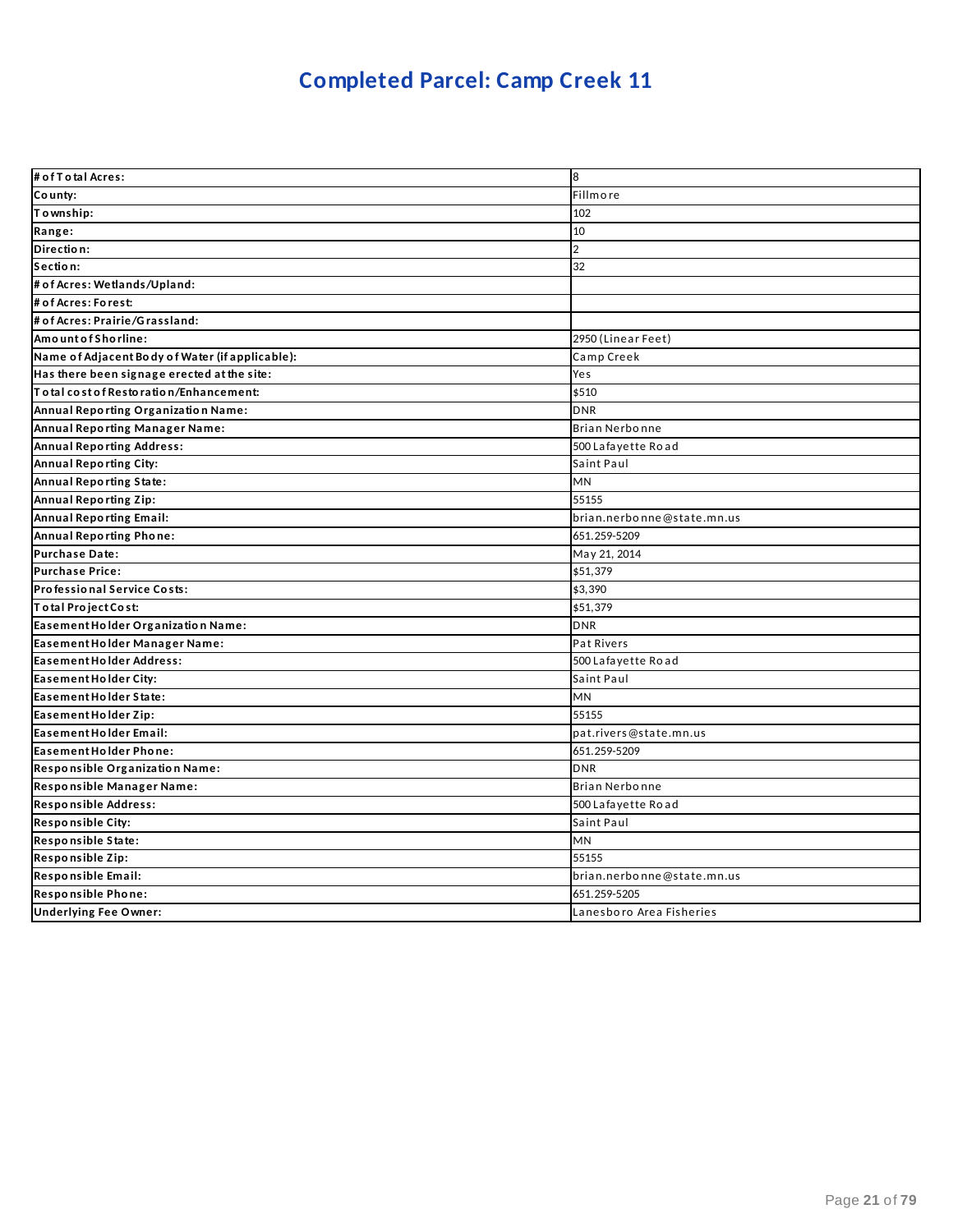# Completed Parcel: Camp Creek 11

| # of Total Acres: | 8 |
|---|---|
| County: | Fillmore |
| Township: | 102 |
| Range: | 10 |
| Direction: | 2 |
| Section: | 32 |
| # of Acres: Wetlands/Upland: | |
| # of Acres: Forest: | |
| # of Acres: Prairie/Grassland: | |
| Amount of Shoreline: | 2950 (Linear Feet) |
| Name of Adjacent Body of Water (if applicable): | Camp Creek |
| Has there been signage erected at the site: | Yes |
| Total cost of Restoration/Enhancement: | $510 |
| Annual Reporting Organization Name: | DNR |
| Annual Reporting Manager Name: | Brian Nerbonne |
| Annual Reporting Address: | 500 Lafayette Road |
| Annual Reporting City: | Saint Paul |
| Annual Reporting State: | MN |
| Annual Reporting Zip: | 55155 |
| Annual Reporting Email: | brian.nerbonne@state.mn.us |
| Annual Reporting Phone: | 651.259-5209 |
| Purchase Date: | May 21, 2014 |
| Purchase Price: | $51,379 |
| Professional Service Costs: | $3,390 |
| Total Project Cost: | $51,379 |
| Easement Holder Organization Name: | DNR |
| Easement Holder Manager Name: | Pat Rivers |
| Easement Holder Address: | 500 Lafayette Road |
| Easement Holder City: | Saint Paul |
| Easement Holder State: | MN |
| Easement Holder Zip: | 55155 |
| Easement Holder Email: | pat.rivers@state.mn.us |
| Easement Holder Phone: | 651.259-5209 |
| Responsible Organization Name: | DNR |
| Responsible Manager Name: | Brian Nerbonne |
| Responsible Address: | 500 Lafayette Road |
| Responsible City: | Saint Paul |
| Responsible State: | MN |
| Responsible Zip: | 55155 |
| Responsible Email: | brian.nerbonne@state.mn.us |
| Responsible Phone: | 651.259-5205 |
| Underlying Fee Owner: | Lanesboro Area Fisheries |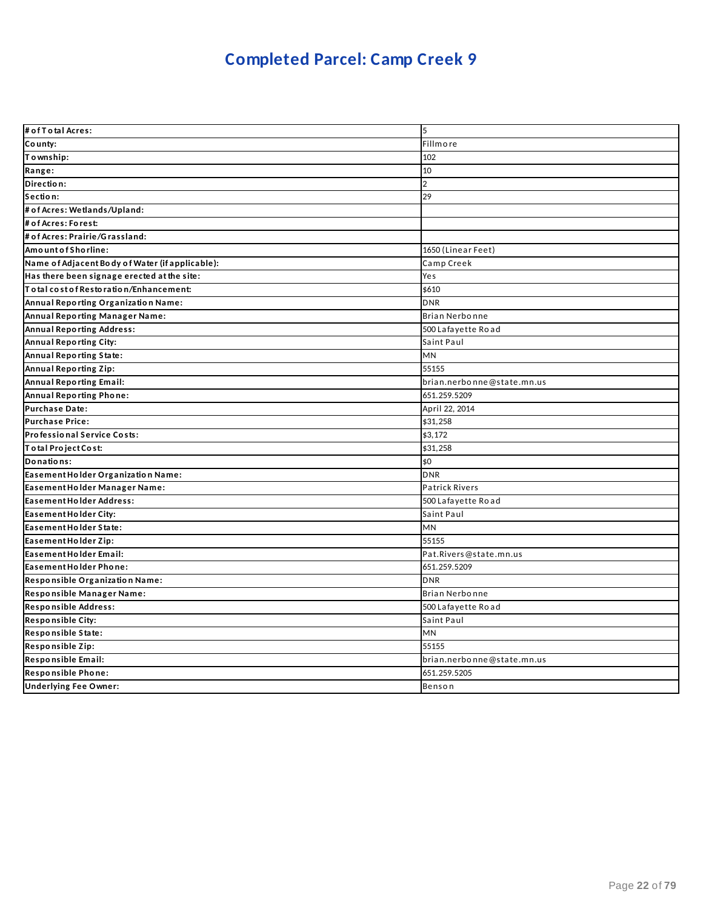# Completed Parcel: Camp Creek 9

| | |
|---|---|
| **# of Total Acres:** | 5 |
| **County:** | Fillmore |
| **Township:** | 102 |
| **Range:** | 10 |
| **Direction:** | 2 |
| **Section:** | 29 |
| **# of Acres: Wetlands/Upland:** | |
| **# of Acres: Forest:** | |
| **# of Acres: Prairie/Grassland:** | |
| **Amount of Shoreline:** | 1650 (Linear Feet) |
| **Name of Adjacent Body of Water (if applicable):** | Camp Creek |
| **Has there been signage erected at the site:** | Yes |
| **Total cost of Restoration/Enhancement:** | $610 |
| **Annual Reporting Organization Name:** | DNR |
| **Annual Reporting Manager Name:** | Brian Nerbonne |
| **Annual Reporting Address:** | 500 Lafayette Road |
| **Annual Reporting City:** | Saint Paul |
| **Annual Reporting State:** | MN |
| **Annual Reporting Zip:** | 55155 |
| **Annual Reporting Email:** | brian.nerbonne@state.mn.us |
| **Annual Reporting Phone:** | 651.259.5209 |
| **Purchase Date:** | April 22, 2014 |
| **Purchase Price:** | $31,258 |
| **Professional Service Costs:** | $3,172 |
| **Total Project Cost:** | $31,258 |
| **Donations:** | $0 |
| **Easement Holder Organization Name:** | DNR |
| **Easement Holder Manager Name:** | Patrick Rivers |
| **Easement Holder Address:** | 500 Lafayette Road |
| **Easement Holder City:** | Saint Paul |
| **Easement Holder State:** | MN |
| **Easement Holder Zip:** | 55155 |
| **Easement Holder Email:** | Pat.Rivers@state.mn.us |
| **Easement Holder Phone:** | 651.259.5209 |
| **Responsible Organization Name:** | DNR |
| **Responsible Manager Name:** | Brian Nerbonne |
| **Responsible Address:** | 500 Lafayette Road |
| **Responsible City:** | Saint Paul |
| **Responsible State:** | MN |
| **Responsible Zip:** | 55155 |
| **Responsible Email:** | brian.nerbonne@state.mn.us |
| **Responsible Phone:** | 651.259.5205 |
| **Underlying Fee Owner:** | Benson |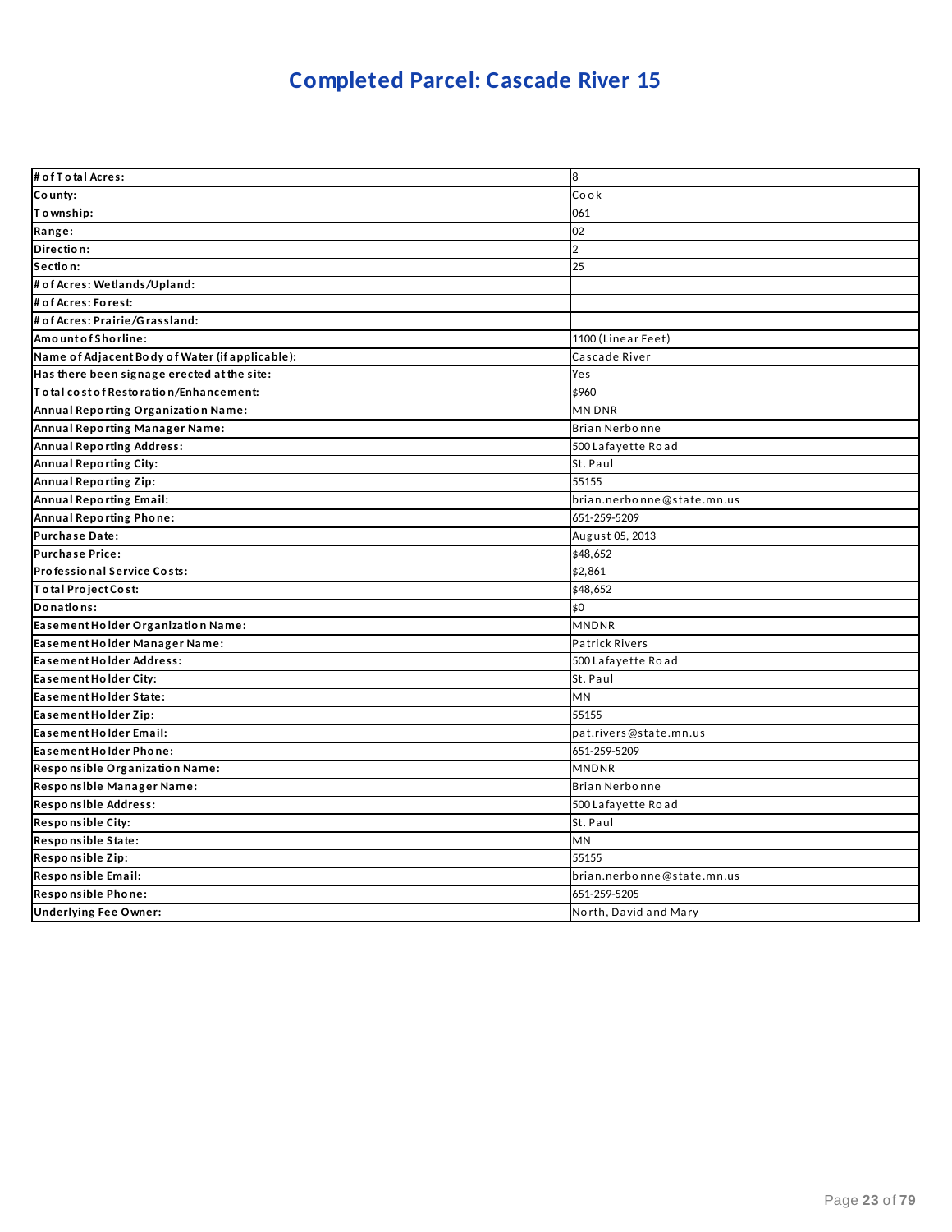# Completed Parcel: Cascade River 15

| | |
|---|---|
| **# of Total Acres:** | 8 |
| **County:** | Cook |
| **Township:** | 061 |
| **Range:** | 02 |
| **Direction:** | 2 |
| **Section:** | 25 |
| **# of Acres: Wetlands/Upland:** | |
| **# of Acres: Forest:** | |
| **# of Acres: Prairie/Grassland:** | |
| **Amount of Shoreline:** | 1100 (Linear Feet) |
| **Name of Adjacent Body of Water (if applicable):** | Cascade River |
| **Has there been signage erected at the site:** | Yes |
| **Total cost of Restoration/Enhancement:** | $960 |
| **Annual Reporting Organization Name:** | MN DNR |
| **Annual Reporting Manager Name:** | Brian Nerbonne |
| **Annual Reporting Address:** | 500 Lafayette Road |
| **Annual Reporting City:** | St. Paul |
| **Annual Reporting Zip:** | 55155 |
| **Annual Reporting Email:** | brian.nerbonne@state.mn.us |
| **Annual Reporting Phone:** | 651-259-5209 |
| **Purchase Date:** | August 05, 2013 |
| **Purchase Price:** | $48,652 |
| **Professional Service Costs:** | $2,861 |
| **Total Project Cost:** | $48,652 |
| **Donations:** | $0 |
| **Easement Holder Organization Name:** | MNDNR |
| **Easement Holder Manager Name:** | Patrick Rivers |
| **Easement Holder Address:** | 500 Lafayette Road |
| **Easement Holder City:** | St. Paul |
| **Easement Holder State:** | MN |
| **Easement Holder Zip:** | 55155 |
| **Easement Holder Email:** | pat.rivers@state.mn.us |
| **Easement Holder Phone:** | 651-259-5209 |
| **Responsible Organization Name:** | MNDNR |
| **Responsible Manager Name:** | Brian Nerbonne |
| **Responsible Address:** | 500 Lafayette Road |
| **Responsible City:** | St. Paul |
| **Responsible State:** | MN |
| **Responsible Zip:** | 55155 |
| **Responsible Email:** | brian.nerbonne@state.mn.us |
| **Responsible Phone:** | 651-259-5205 |
| **Underlying Fee Owner:** | North, David and Mary |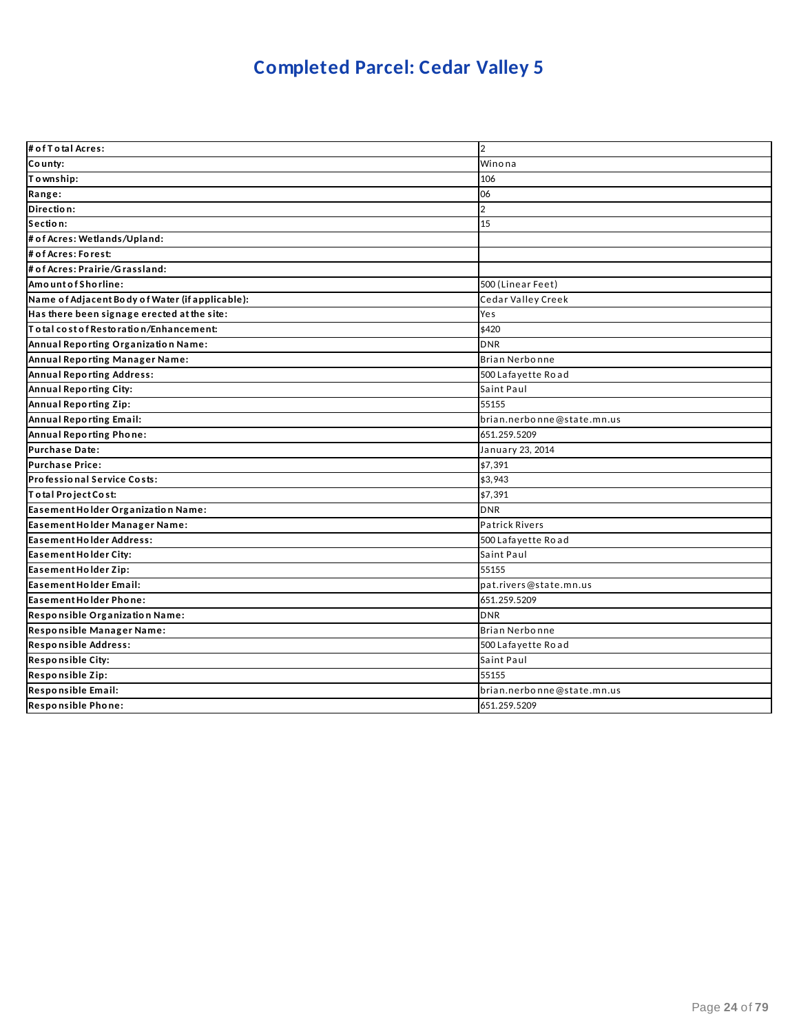# Completed Parcel: Cedar Valley 5

| # of Total Acres: | 2 |
|---|---|
| County: | Winona |
| Township: | 106 |
| Range: | 06 |
| Direction: | 2 |
| Section: | 15 |
| # of Acres: Wetlands/Upland: | |
| # of Acres: Forest: | |
| # of Acres: Prairie/Grassland: | |
| Amount of Shorline: | 500 (Linear Feet) |
| Name of Adjacent Body of Water (if applicable): | Cedar Valley Creek |
| Has there been signage erected at the site: | Yes |
| Total cost of Restoration/Enhancement: | $420 |
| Annual Reporting Organization Name: | DNR |
| Annual Reporting Manager Name: | Brian Nerbonne |
| Annual Reporting Address: | 500 Lafayette Road |
| Annual Reporting City: | Saint Paul |
| Annual Reporting Zip: | 55155 |
| Annual Reporting Email: | brian.nerbonne@state.mn.us |
| Annual Reporting Phone: | 651.259.5209 |
| Purchase Date: | January 23, 2014 |
| Purchase Price: | $7,391 |
| Professional Service Costs: | $3,943 |
| Total Project Cost: | $7,391 |
| Easement Holder Organization Name: | DNR |
| Easement Holder Manager Name: | Patrick Rivers |
| Easement Holder Address: | 500 Lafayette Road |
| Easement Holder City: | Saint Paul |
| Easement Holder Zip: | 55155 |
| Easement Holder Email: | pat.rivers@state.mn.us |
| Easement Holder Phone: | 651.259.5209 |
| Responsible Organization Name: | DNR |
| Responsible Manager Name: | Brian Nerbonne |
| Responsible Address: | 500 Lafayette Road |
| Responsible City: | Saint Paul |
| Responsible Zip: | 55155 |
| Responsible Email: | brian.nerbonne@state.mn.us |
| Responsible Phone: | 651.259.5209 |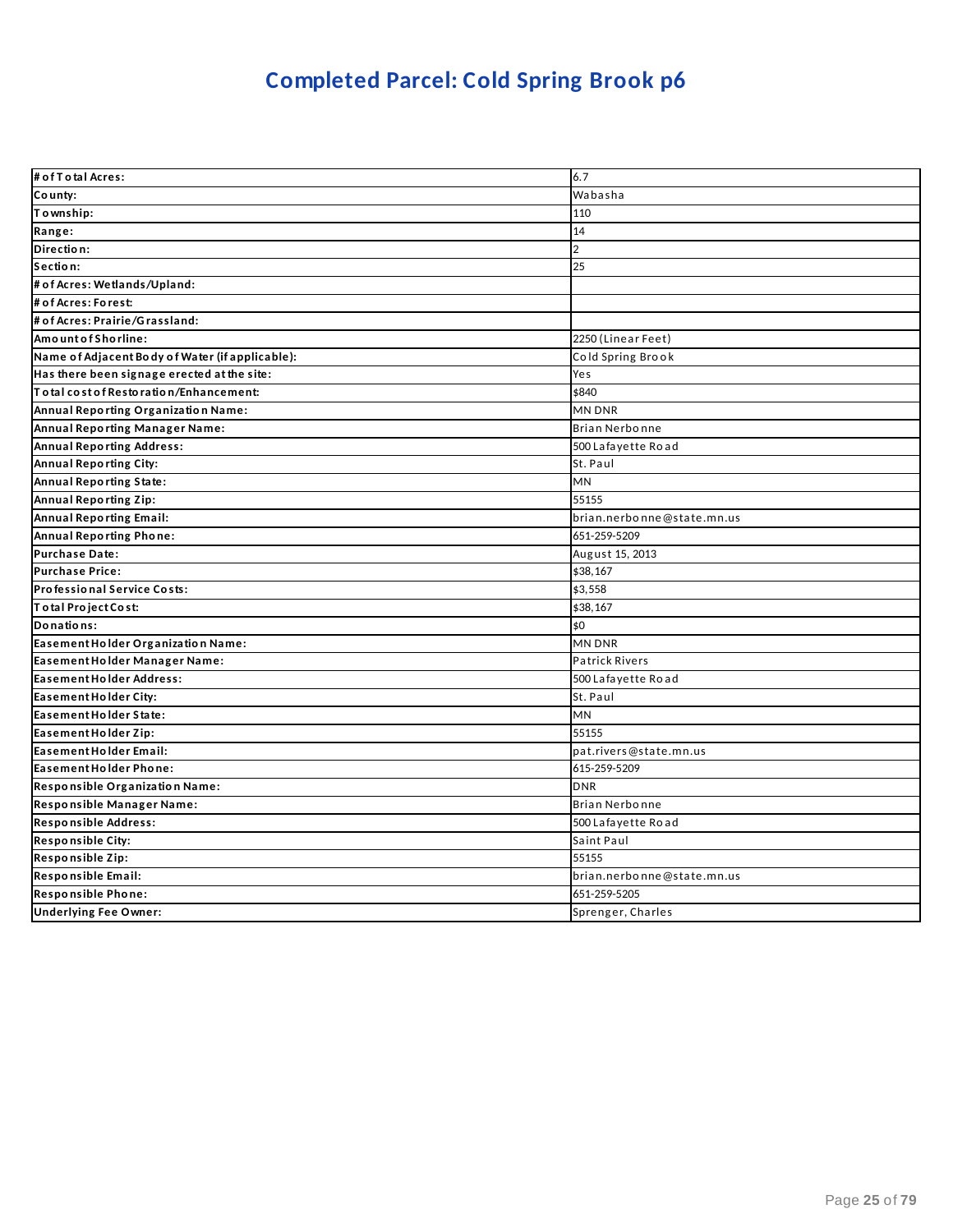# Completed Parcel: Cold Spring Brook p6

| | |
|---|---|
| # of Total Acres: | 6.7 |
| County: | Wabasha |
| Township: | 110 |
| Range: | 14 |
| Direction: | 2 |
| Section: | 25 |
| # of Acres: Wetlands/Upland: | |
| # of Acres: Forest: | |
| # of Acres: Prairie/Grassland: | |
| Amount of Shorline: | 2250 (Linear Feet) |
| Name of Adjacent Body of Water (if applicable): | Cold Spring Brook |
| Has there been signage erected at the site: | Yes |
| Total cost of Restoration/Enhancement: | $840 |
| Annual Reporting Organization Name: | MN DNR |
| Annual Reporting Manager Name: | Brian Nerbonne |
| Annual Reporting Address: | 500 Lafayette Road |
| Annual Reporting City: | St. Paul |
| Annual Reporting State: | MN |
| Annual Reporting Zip: | 55155 |
| Annual Reporting Email: | brian.nerbonne@state.mn.us |
| Annual Reporting Phone: | 651-259-5209 |
| Purchase Date: | August 15, 2013 |
| Purchase Price: | $38,167 |
| Professional Service Costs: | $3,558 |
| Total Project Cost: | $38,167 |
| Donations: | $0 |
| Easement Holder Organization Name: | MN DNR |
| Easement Holder Manager Name: | Patrick Rivers |
| Easement Holder Address: | 500 Lafayette Road |
| Easement Holder City: | St. Paul |
| Easement Holder State: | MN |
| Easement Holder Zip: | 55155 |
| Easement Holder Email: | pat.rivers@state.mn.us |
| Easement Holder Phone: | 615-259-5209 |
| Responsible Organization Name: | DNR |
| Responsible Manager Name: | Brian Nerbonne |
| Responsible Address: | 500 Lafayette Road |
| Responsible City: | Saint Paul |
| Responsible Zip: | 55155 |
| Responsible Email: | brian.nerbonne@state.mn.us |
| Responsible Phone: | 651-259-5205 |
| Underlying Fee Owner: | Sprenger, Charles |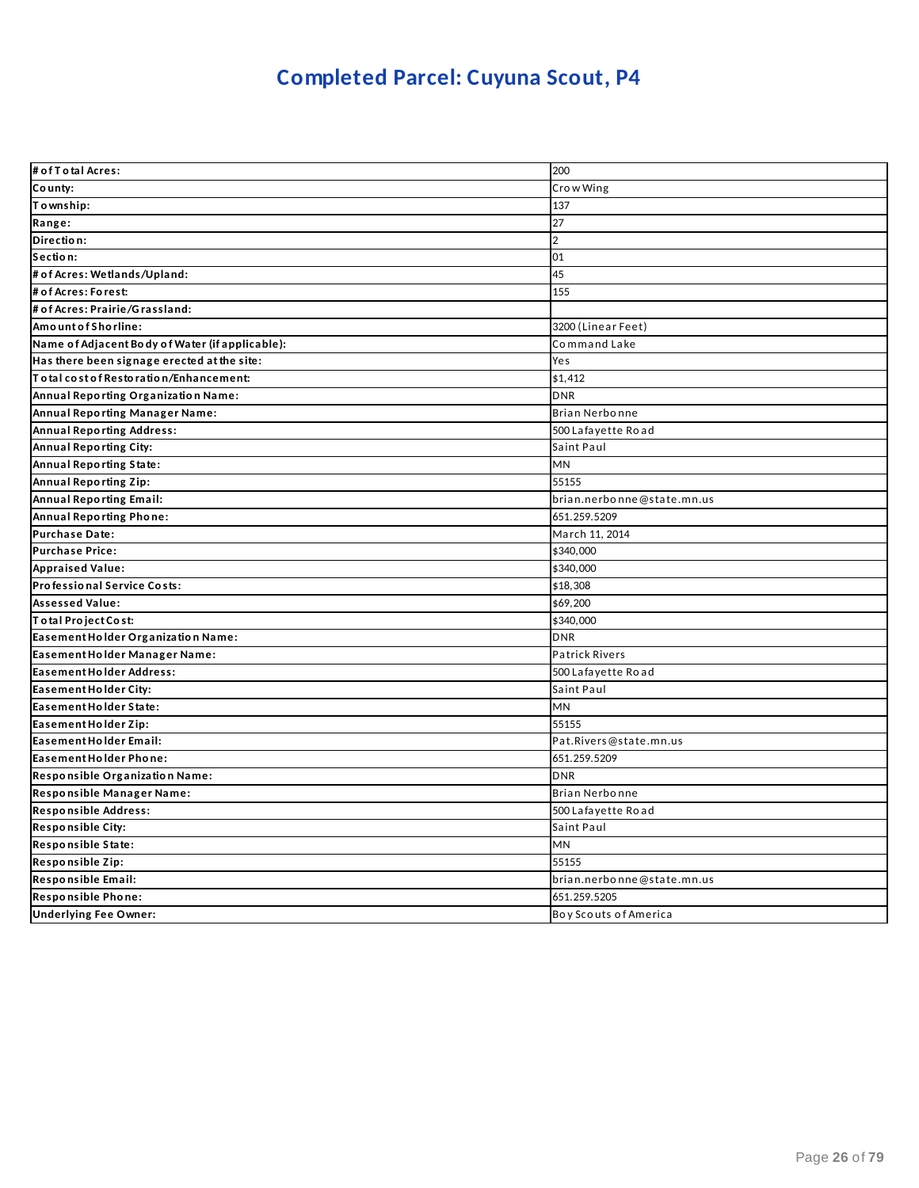# Completed Parcel: Cuyuna Scout, P4

| # of Total Acres: | 200 |
|---|---|
| County: | Crow Wing |
| Township: | 137 |
| Range: | 27 |
| Direction: | 2 |
| Section: | 01 |
| # of Acres: Wetlands/Upland: | 45 |
| # of Acres: Forest: | 155 |
| # of Acres: Prairie/Grassland: | |
| Amount of Shorline: | 3200 (Linear Feet) |
| Name of Adjacent Body of Water (if applicable): | Command Lake |
| Has there been signage erected at the site: | Yes |
| Total cost of Restoration/Enhancement: | $1,412 |
| Annual Reporting Organization Name: | DNR |
| Annual Reporting Manager Name: | Brian Nerbonne |
| Annual Reporting Address: | 500 Lafayette Road |
| Annual Reporting City: | Saint Paul |
| Annual Reporting State: | MN |
| Annual Reporting Zip: | 55155 |
| Annual Reporting Email: | brian.nerbonne@state.mn.us |
| Annual Reporting Phone: | 651.259.5209 |
| Purchase Date: | March 11, 2014 |
| Purchase Price: | $340,000 |
| Appraised Value: | $340,000 |
| Professional Service Costs: | $18,308 |
| Assessed Value: | $69,200 |
| Total Project Cost: | $340,000 |
| Easement Holder Organization Name: | DNR |
| Easement Holder Manager Name: | Patrick Rivers |
| Easement Holder Address: | 500 Lafayette Road |
| Easement Holder City: | Saint Paul |
| Easement Holder State: | MN |
| Easement Holder Zip: | 55155 |
| Easement Holder Email: | Pat.Rivers@state.mn.us |
| Easement Holder Phone: | 651.259.5209 |
| Responsible Organization Name: | DNR |
| Responsible Manager Name: | Brian Nerbonne |
| Responsible Address: | 500 Lafayette Road |
| Responsible City: | Saint Paul |
| Responsible State: | MN |
| Responsible Zip: | 55155 |
| Responsible Email: | brian.nerbonne@state.mn.us |
| Responsible Phone: | 651.259.5205 |
| Underlying Fee Owner: | Boy Scouts of America |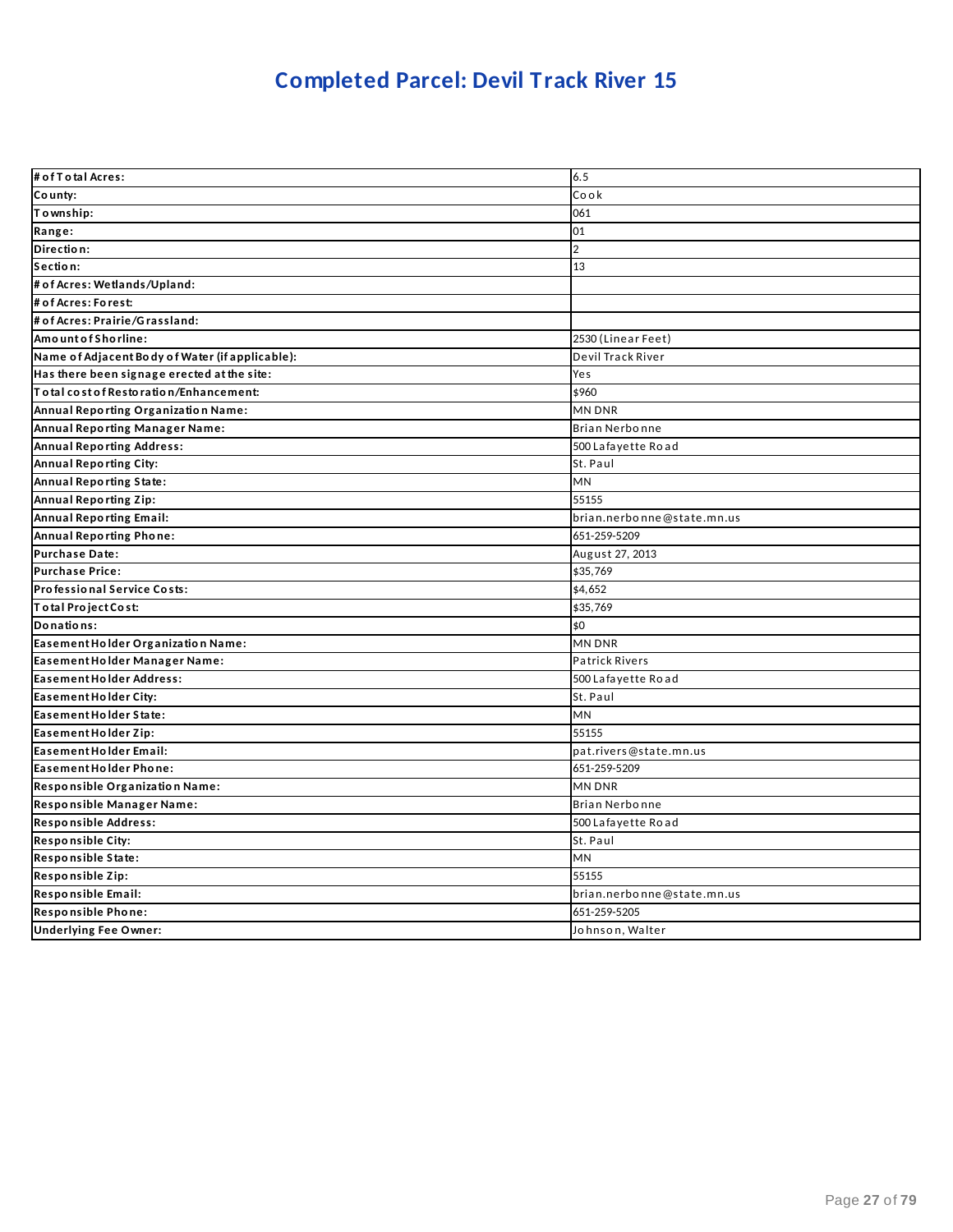# Completed Parcel: Devil Track River 15

| | |
|---|---|
| **# of Total Acres:** | 6.5 |
| **County:** | Cook |
| **Township:** | 061 |
| **Range:** | 01 |
| **Direction:** | 2 |
| **Section:** | 13 |
| **# of Acres: Wetlands/Upland:** | |
| **# of Acres: Forest:** | |
| **# of Acres: Prairie/Grassland:** | |
| **Amount of Shorline:** | 2530 (Linear Feet) |
| **Name of Adjacent Body of Water (if applicable):** | Devil Track River |
| **Has there been signage erected at the site:** | Yes |
| **Total cost of Restoration/Enhancement:** | $960 |
| **Annual Reporting Organization Name:** | MN DNR |
| **Annual Reporting Manager Name:** | Brian Nerbonne |
| **Annual Reporting Address:** | 500 Lafayette Road |
| **Annual Reporting City:** | St. Paul |
| **Annual Reporting State:** | MN |
| **Annual Reporting Zip:** | 55155 |
| **Annual Reporting Email:** | brian.nerbonne@state.mn.us |
| **Annual Reporting Phone:** | 651-259-5209 |
| **Purchase Date:** | August 27, 2013 |
| **Purchase Price:** | $35,769 |
| **Professional Service Costs:** | $4,652 |
| **Total Project Cost:** | $35,769 |
| **Donations:** | $0 |
| **Easement Holder Organization Name:** | MN DNR |
| **Easement Holder Manager Name:** | Patrick Rivers |
| **Easement Holder Address:** | 500 Lafayette Road |
| **Easement Holder City:** | St. Paul |
| **Easement Holder State:** | MN |
| **Easement Holder Zip:** | 55155 |
| **Easement Holder Email:** | pat.rivers@state.mn.us |
| **Easement Holder Phone:** | 651-259-5209 |
| **Responsible Organization Name:** | MN DNR |
| **Responsible Manager Name:** | Brian Nerbonne |
| **Responsible Address:** | 500 Lafayette Road |
| **Responsible City:** | St. Paul |
| **Responsible State:** | MN |
| **Responsible Zip:** | 55155 |
| **Responsible Email:** | brian.nerbonne@state.mn.us |
| **Responsible Phone:** | 651-259-5205 |
| **Underlying Fee Owner:** | Johnson, Walter |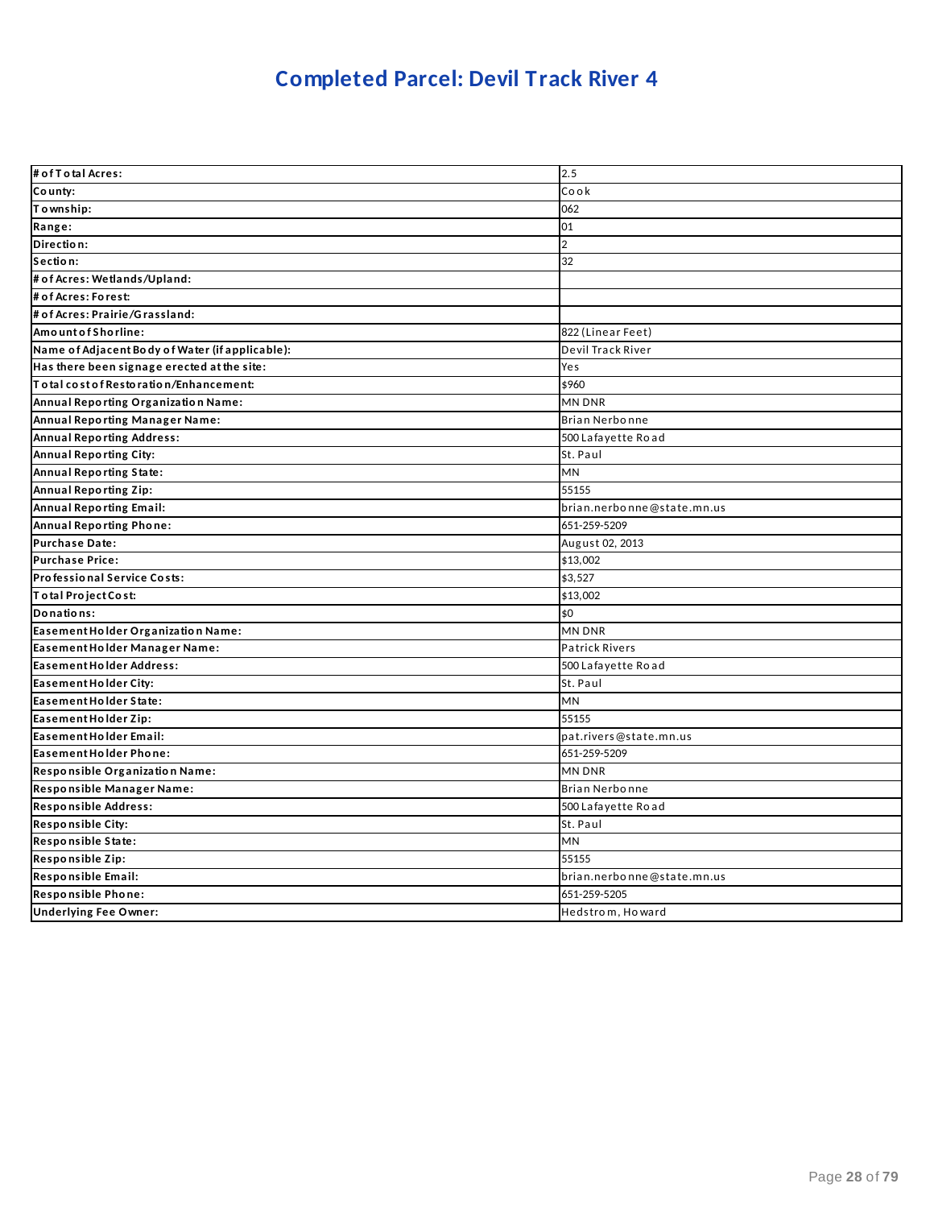# Completed Parcel: Devil Track River 4

| | |
|---|---|
| **# of Total Acres:** | 2.5 |
| **County:** | Cook |
| **Township:** | 062 |
| **Range:** | 01 |
| **Direction:** | 2 |
| **Section:** | 32 |
| **# of Acres: Wetlands/Upland:** | |
| **# of Acres: Forest:** | |
| **# of Acres: Prairie/Grassland:** | |
| **Amount of Shoreline:** | 822 (Linear Feet) |
| **Name of Adjacent Body of Water (if applicable):** | Devil Track River |
| **Has there been signage erected at the site:** | Yes |
| **Total cost of Restoration/Enhancement:** | $960 |
| **Annual Reporting Organization Name:** | MN DNR |
| **Annual Reporting Manager Name:** | Brian Nerbonne |
| **Annual Reporting Address:** | 500 Lafayette Road |
| **Annual Reporting City:** | St. Paul |
| **Annual Reporting State:** | MN |
| **Annual Reporting Zip:** | 55155 |
| **Annual Reporting Email:** | brian.nerbonne@state.mn.us |
| **Annual Reporting Phone:** | 651-259-5209 |
| **Purchase Date:** | August 02, 2013 |
| **Purchase Price:** | $13,002 |
| **Professional Service Costs:** | $3,527 |
| **Total Project Cost:** | $13,002 |
| **Donations:** | $0 |
| **Easement Holder Organization Name:** | MN DNR |
| **Easement Holder Manager Name:** | Patrick Rivers |
| **Easement Holder Address:** | 500 Lafayette Road |
| **Easement Holder City:** | St. Paul |
| **Easement Holder State:** | MN |
| **Easement Holder Zip:** | 55155 |
| **Easement Holder Email:** | pat.rivers@state.mn.us |
| **Easement Holder Phone:** | 651-259-5209 |
| **Responsible Organization Name:** | MN DNR |
| **Responsible Manager Name:** | Brian Nerbonne |
| **Responsible Address:** | 500 Lafayette Road |
| **Responsible City:** | St. Paul |
| **Responsible State:** | MN |
| **Responsible Zip:** | 55155 |
| **Responsible Email:** | brian.nerbonne@state.mn.us |
| **Responsible Phone:** | 651-259-5205 |
| **Underlying Fee Owner:** | Hedstrom, Howard |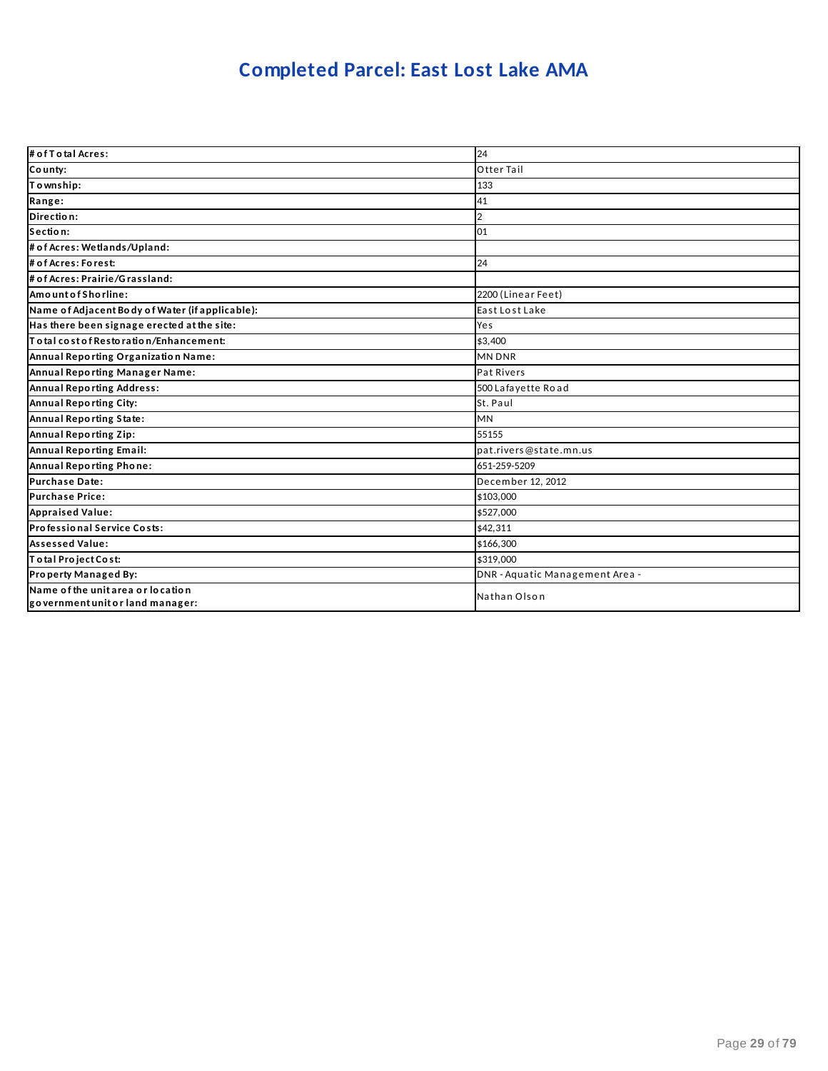# Completed Parcel: East Lost Lake AMA

| | |
|---|---|
| **# of Total Acres:** | 24 |
| **County:** | Otter Tail |
| **Township:** | 133 |
| **Range:** | 41 |
| **Direction:** | 2 |
| **Section:** | 01 |
| **# of Acres: Wetlands/Upland:** | |
| **# of Acres: Forest:** | 24 |
| **# of Acres: Prairie/Grassland:** | |
| **Amount of Shorline:** | 2200 (Linear Feet) |
| **Name of Adjacent Body of Water (if applicable):** | East Lost Lake |
| **Has there been signage erected at the site:** | Yes |
| **Total cost of Restoration/Enhancement:** | $3,400 |
| **Annual Reporting Organization Name:** | MN DNR |
| **Annual Reporting Manager Name:** | Pat Rivers |
| **Annual Reporting Address:** | 500 Lafayette Road |
| **Annual Reporting City:** | St. Paul |
| **Annual Reporting State:** | MN |
| **Annual Reporting Zip:** | 55155 |
| **Annual Reporting Email:** | pat.rivers@state.mn.us |
| **Annual Reporting Phone:** | 651-259-5209 |
| **Purchase Date:** | December 12, 2012 |
| **Purchase Price:** | $103,000 |
| **Appraised Value:** | $527,000 |
| **Professional Service Costs:** | $42,311 |
| **Assessed Value:** | $166,300 |
| **Total Project Cost:** | $319,000 |
| **Property Managed By:** | DNR - Aquatic Management Area - |
| **Name of the unit area or location government unit or land manager:** | Nathan Olson |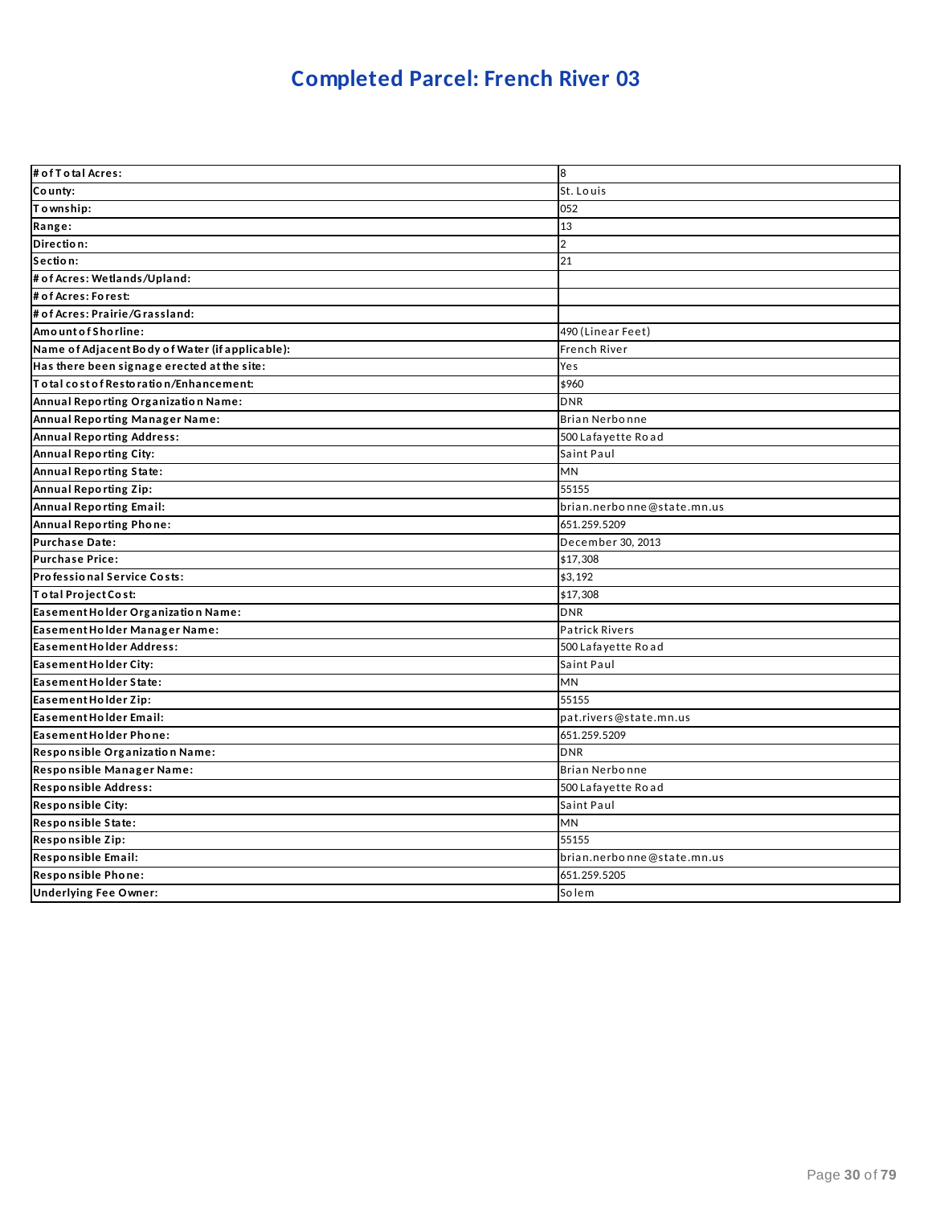# Completed Parcel: French River 03

| # of Total Acres: | 8 |
|---|---|
| County: | St. Louis |
| Township: | 052 |
| Range: | 13 |
| Direction: | 2 |
| Section: | 21 |
| # of Acres: Wetlands/Upland: | |
| # of Acres: Forest: | |
| # of Acres: Prairie/Grassland: | |
| Amount of Shorline: | 490 (Linear Feet) |
| Name of Adjacent Body of Water (if applicable): | French River |
| Has there been signage erected at the site: | Yes |
| Total cost of Restoration/Enhancement: | $960 |
| Annual Reporting Organization Name: | DNR |
| Annual Reporting Manager Name: | Brian Nerbonne |
| Annual Reporting Address: | 500 Lafayette Road |
| Annual Reporting City: | Saint Paul |
| Annual Reporting State: | MN |
| Annual Reporting Zip: | 55155 |
| Annual Reporting Email: | brian.nerbonne@state.mn.us |
| Annual Reporting Phone: | 651.259.5209 |
| Purchase Date: | December 30, 2013 |
| Purchase Price: | $17,308 |
| Professional Service Costs: | $3,192 |
| Total Project Cost: | $17,308 |
| Easement Holder Organization Name: | DNR |
| Easement Holder Manager Name: | Patrick Rivers |
| Easement Holder Address: | 500 Lafayette Road |
| Easement Holder City: | Saint Paul |
| Easement Holder State: | MN |
| Easement Holder Zip: | 55155 |
| Easement Holder Email: | pat.rivers@state.mn.us |
| Easement Holder Phone: | 651.259.5209 |
| Responsible Organization Name: | DNR |
| Responsible Manager Name: | Brian Nerbonne |
| Responsible Address: | 500 Lafayette Road |
| Responsible City: | Saint Paul |
| Responsible State: | MN |
| Responsible Zip: | 55155 |
| Responsible Email: | brian.nerbonne@state.mn.us |
| Responsible Phone: | 651.259.5205 |
| Underlying Fee Owner: | Solem |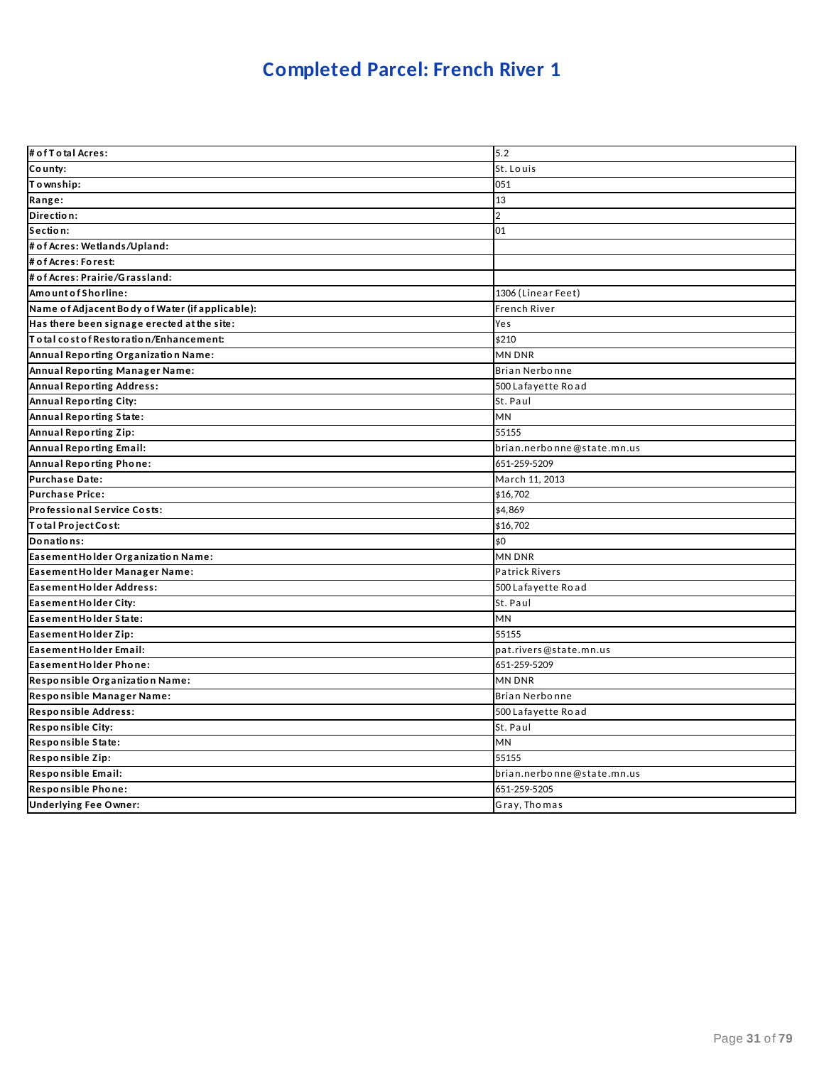# Completed Parcel: French River 1

| # of Total Acres: | 5.2 |
|---|---|
| County: | St. Louis |
| Township: | 051 |
| Range: | 13 |
| Direction: | 2 |
| Section: | 01 |
| # of Acres: Wetlands/Upland: | |
| # of Acres: Forest: | |
| # of Acres: Prairie/Grassland: | |
| Amount of Shoreline: | 1306 (Linear Feet) |
| Name of Adjacent Body of Water (if applicable): | French River |
| Has there been signage erected at the site: | Yes |
| Total cost of Restoration/Enhancement: | $210 |
| Annual Reporting Organization Name: | MN DNR |
| Annual Reporting Manager Name: | Brian Nerbonne |
| Annual Reporting Address: | 500 Lafayette Road |
| Annual Reporting City: | St. Paul |
| Annual Reporting State: | MN |
| Annual Reporting Zip: | 55155 |
| Annual Reporting Email: | brian.nerbonne@state.mn.us |
| Annual Reporting Phone: | 651-259-5209 |
| Purchase Date: | March 11, 2013 |
| Purchase Price: | $16,702 |
| Professional Service Costs: | $4,869 |
| Total Project Cost: | $16,702 |
| Donations: | $0 |
| Easement Holder Organization Name: | MN DNR |
| Easement Holder Manager Name: | Patrick Rivers |
| Easement Holder Address: | 500 Lafayette Road |
| Easement Holder City: | St. Paul |
| Easement Holder State: | MN |
| Easement Holder Zip: | 55155 |
| Easement Holder Email: | pat.rivers@state.mn.us |
| Easement Holder Phone: | 651-259-5209 |
| Responsible Organization Name: | MN DNR |
| Responsible Manager Name: | Brian Nerbonne |
| Responsible Address: | 500 Lafayette Road |
| Responsible City: | St. Paul |
| Responsible State: | MN |
| Responsible Zip: | 55155 |
| Responsible Email: | brian.nerbonne@state.mn.us |
| Responsible Phone: | 651-259-5205 |
| Underlying Fee Owner: | Gray, Thomas |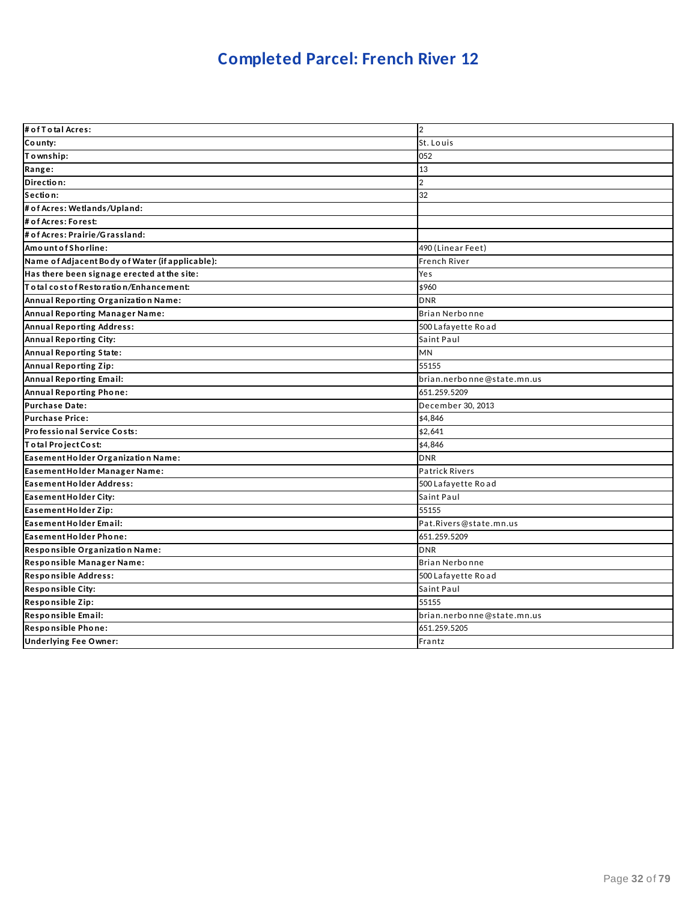# Completed Parcel: French River 12

| | |
|---|---|
| **# of Total Acres:** | 2 |
| **County:** | St. Louis |
| **Township:** | 052 |
| **Range:** | 13 |
| **Direction:** | 2 |
| **Section:** | 32 |
| **# of Acres: Wetlands/Upland:** | |
| **# of Acres: Forest:** | |
| **# of Acres: Prairie/Grassland:** | |
| **Amount of Shorline:** | 490 (Linear Feet) |
| **Name of Adjacent Body of Water (if applicable):** | French River |
| **Has there been signage erected at the site:** | Yes |
| **Total cost of Restoration/Enhancement:** | $960 |
| **Annual Reporting Organization Name:** | DNR |
| **Annual Reporting Manager Name:** | Brian Nerbonne |
| **Annual Reporting Address:** | 500 Lafayette Road |
| **Annual Reporting City:** | Saint Paul |
| **Annual Reporting State:** | MN |
| **Annual Reporting Zip:** | 55155 |
| **Annual Reporting Email:** | brian.nerbonne@state.mn.us |
| **Annual Reporting Phone:** | 651.259.5209 |
| **Purchase Date:** | December 30, 2013 |
| **Purchase Price:** | $4,846 |
| **Professional Service Costs:** | $2,641 |
| **Total Project Cost:** | $4,846 |
| **Easement Holder Organization Name:** | DNR |
| **Easement Holder Manager Name:** | Patrick Rivers |
| **Easement Holder Address:** | 500 Lafayette Road |
| **Easement Holder City:** | Saint Paul |
| **Easement Holder Zip:** | 55155 |
| **Easement Holder Email:** | Pat.Rivers@state.mn.us |
| **Easement Holder Phone:** | 651.259.5209 |
| **Responsible Organization Name:** | DNR |
| **Responsible Manager Name:** | Brian Nerbonne |
| **Responsible Address:** | 500 Lafayette Road |
| **Responsible City:** | Saint Paul |
| **Responsible Zip:** | 55155 |
| **Responsible Email:** | brian.nerbonne@state.mn.us |
| **Responsible Phone:** | 651.259.5205 |
| **Underlying Fee Owner:** | Frantz |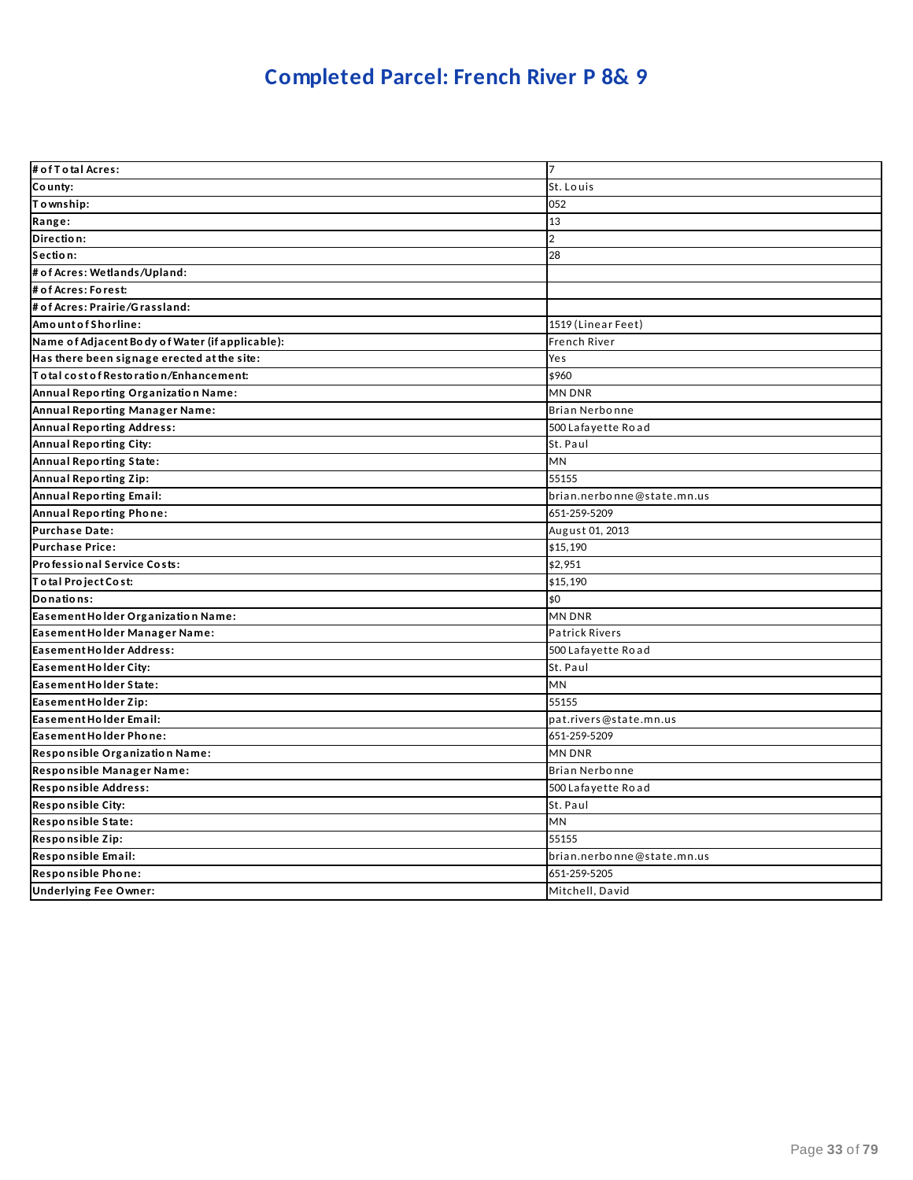# Completed Parcel: French River P 8& 9

| | |
|---|---|
| # of Total Acres: | 7 |
| County: | St. Louis |
| Township: | 052 |
| Range: | 13 |
| Direction: | 2 |
| Section: | 28 |
| # of Acres: Wetlands/Upland: | |
| # of Acres: Forest: | |
| # of Acres: Prairie/Grassland: | |
| Amount of Shorline: | 1519 (Linear Feet) |
| Name of Adjacent Body of Water (if applicable): | French River |
| Has there been signage erected at the site: | Yes |
| Total cost of Restoration/Enhancement: | $960 |
| Annual Reporting Organization Name: | MN DNR |
| Annual Reporting Manager Name: | Brian Nerbonne |
| Annual Reporting Address: | 500 Lafayette Road |
| Annual Reporting City: | St. Paul |
| Annual Reporting State: | MN |
| Annual Reporting Zip: | 55155 |
| Annual Reporting Email: | brian.nerbonne@state.mn.us |
| Annual Reporting Phone: | 651-259-5209 |
| Purchase Date: | August 01, 2013 |
| Purchase Price: | $15,190 |
| Professional Service Costs: | $2,951 |
| Total Project Cost: | $15,190 |
| Donations: | $0 |
| Easement Holder Organization Name: | MN DNR |
| Easement Holder Manager Name: | Patrick Rivers |
| Easement Holder Address: | 500 Lafayette Road |
| Easement Holder City: | St. Paul |
| Easement Holder State: | MN |
| Easement Holder Zip: | 55155 |
| Easement Holder Email: | pat.rivers@state.mn.us |
| Easement Holder Phone: | 651-259-5209 |
| Responsible Organization Name: | MN DNR |
| Responsible Manager Name: | Brian Nerbonne |
| Responsible Address: | 500 Lafayette Road |
| Responsible City: | St. Paul |
| Responsible State: | MN |
| Responsible Zip: | 55155 |
| Responsible Email: | brian.nerbonne@state.mn.us |
| Responsible Phone: | 651-259-5205 |
| Underlying Fee Owner: | Mitchell, David |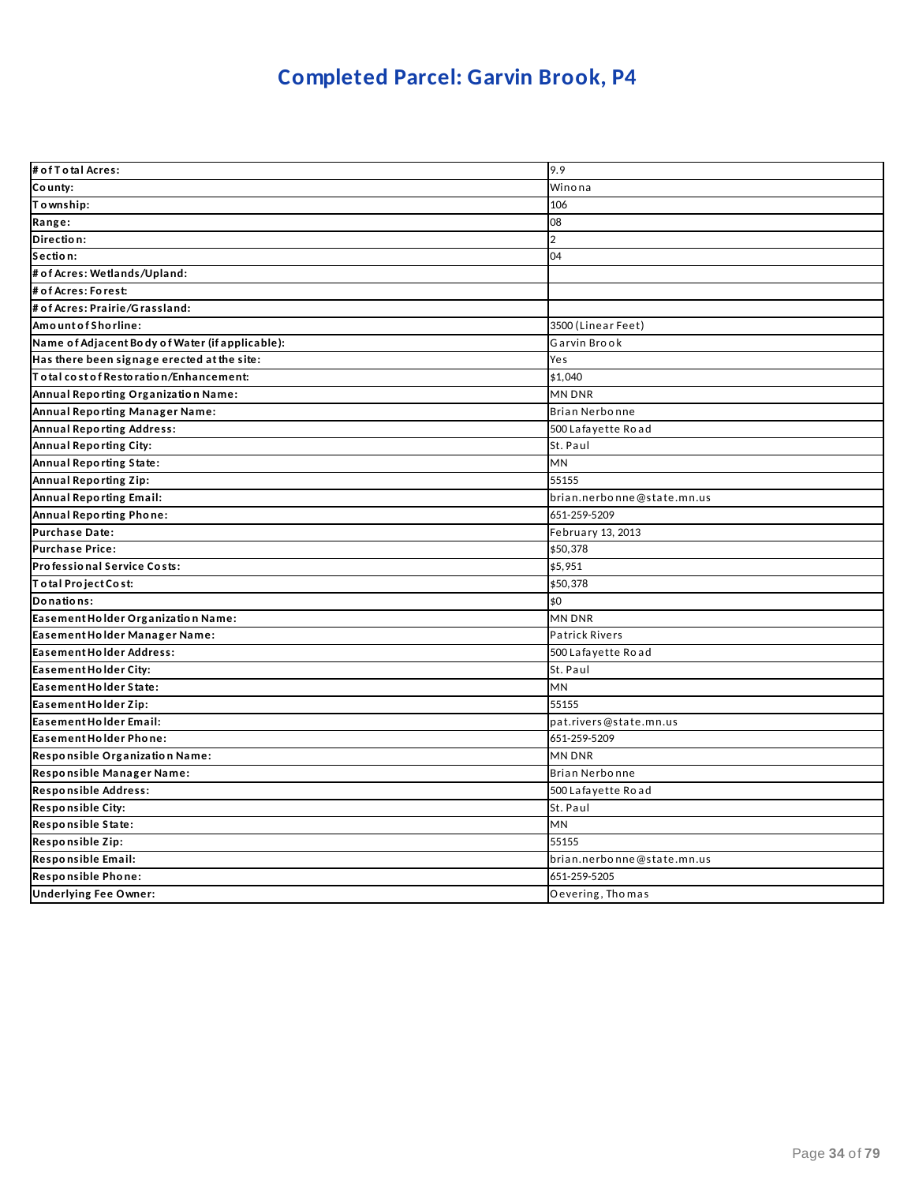# Completed Parcel: Garvin Brook, P4

| | |
|---|---|
| **# of Total Acres:** | 9.9 |
| **County:** | Winona |
| **Township:** | 106 |
| **Range:** | 08 |
| **Direction:** | 2 |
| **Section:** | 04 |
| **# of Acres: Wetlands/Upland:** | |
| **# of Acres: Forest:** | |
| **# of Acres: Prairie/Grassland:** | |
| **Amount of Shorline:** | 3500 (Linear Feet) |
| **Name of Adjacent Body of Water (if applicable):** | Garvin Brook |
| **Has there been signage erected at the site:** | Yes |
| **Total cost of Restoration/Enhancement:** | $1,040 |
| **Annual Reporting Organization Name:** | MN DNR |
| **Annual Reporting Manager Name:** | Brian Nerbonne |
| **Annual Reporting Address:** | 500 Lafayette Road |
| **Annual Reporting City:** | St. Paul |
| **Annual Reporting State:** | MN |
| **Annual Reporting Zip:** | 55155 |
| **Annual Reporting Email:** | brian.nerbonne@state.mn.us |
| **Annual Reporting Phone:** | 651-259-5209 |
| **Purchase Date:** | February 13, 2013 |
| **Purchase Price:** | $50,378 |
| **Professional Service Costs:** | $5,951 |
| **Total Project Cost:** | $50,378 |
| **Donations:** | $0 |
| **Easement Holder Organization Name:** | MN DNR |
| **Easement Holder Manager Name:** | Patrick Rivers |
| **Easement Holder Address:** | 500 Lafayette Road |
| **Easement Holder City:** | St. Paul |
| **Easement Holder State:** | MN |
| **Easement Holder Zip:** | 55155 |
| **Easement Holder Email:** | pat.rivers@state.mn.us |
| **Easement Holder Phone:** | 651-259-5209 |
| **Responsible Organization Name:** | MN DNR |
| **Responsible Manager Name:** | Brian Nerbonne |
| **Responsible Address:** | 500 Lafayette Road |
| **Responsible City:** | St. Paul |
| **Responsible State:** | MN |
| **Responsible Zip:** | 55155 |
| **Responsible Email:** | brian.nerbonne@state.mn.us |
| **Responsible Phone:** | 651-259-5205 |
| **Underlying Fee Owner:** | Oevering, Thomas |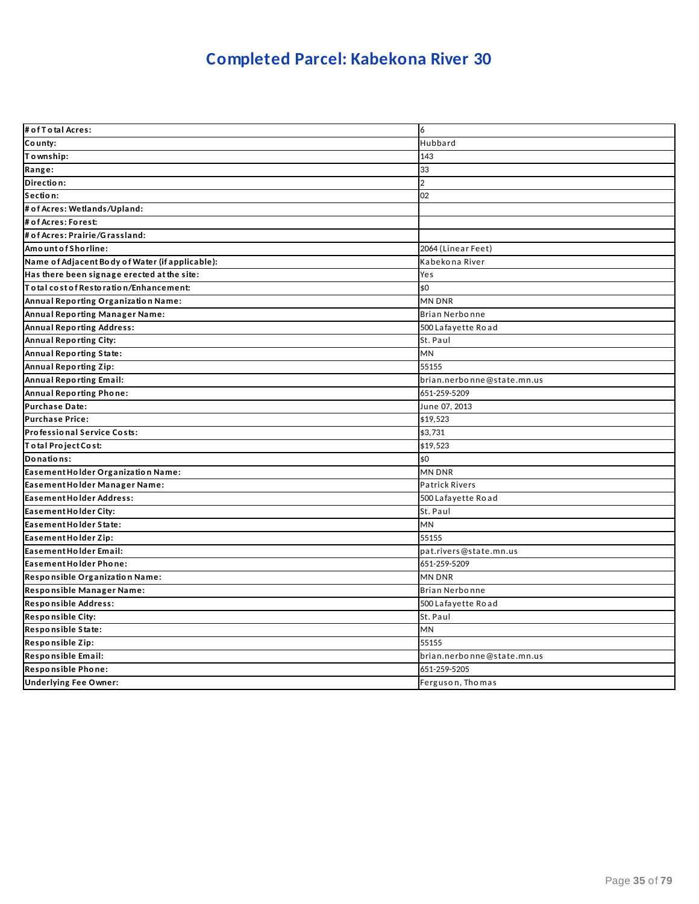# Completed Parcel: Kabekona River 30

| | |
|---|---|
| **# of Total Acres:** | 6 |
| **County:** | Hubbard |
| **Township:** | 143 |
| **Range:** | 33 |
| **Direction:** | 2 |
| **Section:** | 02 |
| **# of Acres: Wetlands/Upland:** | |
| **# of Acres: Forest:** | |
| **# of Acres: Prairie/Grassland:** | |
| **Amount of Shoreline:** | 2064 (Linear Feet) |
| **Name of Adjacent Body of Water (if applicable):** | Kabekona River |
| **Has there been signage erected at the site:** | Yes |
| **Total cost of Restoration/Enhancement:** | $0 |
| **Annual Reporting Organization Name:** | MN DNR |
| **Annual Reporting Manager Name:** | Brian Nerbonne |
| **Annual Reporting Address:** | 500 Lafayette Road |
| **Annual Reporting City:** | St. Paul |
| **Annual Reporting State:** | MN |
| **Annual Reporting Zip:** | 55155 |
| **Annual Reporting Email:** | brian.nerbonne@state.mn.us |
| **Annual Reporting Phone:** | 651-259-5209 |
| **Purchase Date:** | June 07, 2013 |
| **Purchase Price:** | $19,523 |
| **Professional Service Costs:** | $3,731 |
| **Total Project Cost:** | $19,523 |
| **Donations:** | $0 |
| **Easement Holder Organization Name:** | MN DNR |
| **Easement Holder Manager Name:** | Patrick Rivers |
| **Easement Holder Address:** | 500 Lafayette Road |
| **Easement Holder City:** | St. Paul |
| **Easement Holder State:** | MN |
| **Easement Holder Zip:** | 55155 |
| **Easement Holder Email:** | pat.rivers@state.mn.us |
| **Easement Holder Phone:** | 651-259-5209 |
| **Responsible Organization Name:** | MN DNR |
| **Responsible Manager Name:** | Brian Nerbonne |
| **Responsible Address:** | 500 Lafayette Road |
| **Responsible City:** | St. Paul |
| **Responsible State:** | MN |
| **Responsible Zip:** | 55155 |
| **Responsible Email:** | brian.nerbonne@state.mn.us |
| **Responsible Phone:** | 651-259-5205 |
| **Underlying Fee Owner:** | Ferguson, Thomas |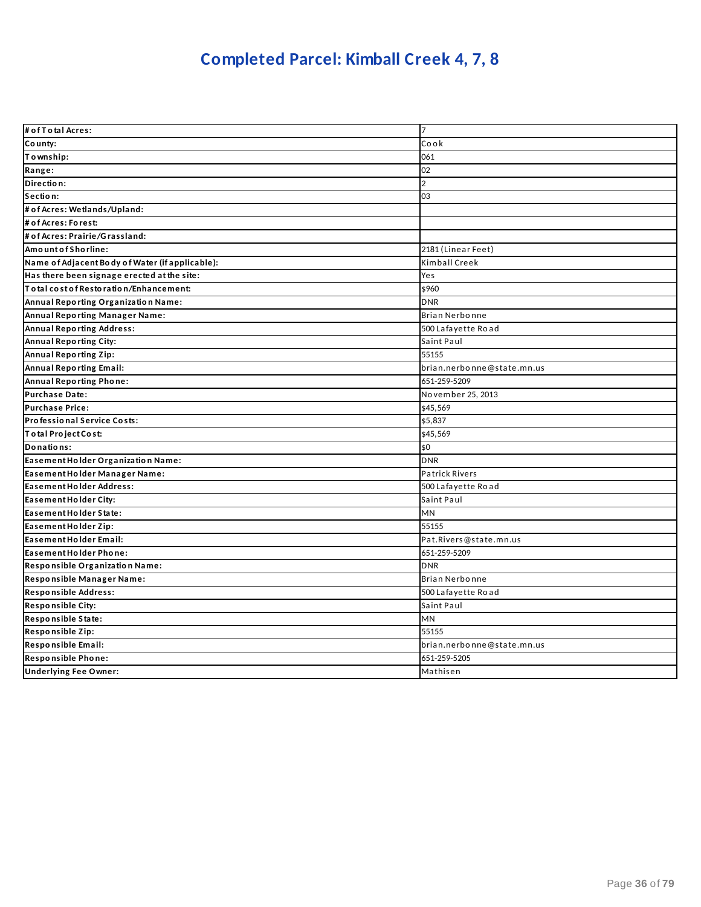# Completed Parcel: Kimball Creek 4, 7, 8

| # of Total Acres: | 7 |
|---|---|
| County: | Cook |
| Township: | 061 |
| Range: | 02 |
| Direction: | 2 |
| Section: | 03 |
| # of Acres: Wetlands/Upland: | |
| # of Acres: Forest: | |
| # of Acres: Prairie/Grassland: | |
| Amount of Shoreline: | 2181 (Linear Feet) |
| Name of Adjacent Body of Water (if applicable): | Kimball Creek |
| Has there been signage erected at the site: | Yes |
| Total cost of Restoration/Enhancement: | $960 |
| Annual Reporting Organization Name: | DNR |
| Annual Reporting Manager Name: | Brian Nerbonne |
| Annual Reporting Address: | 500 Lafayette Road |
| Annual Reporting City: | Saint Paul |
| Annual Reporting Zip: | 55155 |
| Annual Reporting Email: | brian.nerbonne@state.mn.us |
| Annual Reporting Phone: | 651-259-5209 |
| Purchase Date: | November 25, 2013 |
| Purchase Price: | $45,569 |
| Professional Service Costs: | $5,837 |
| Total Project Cost: | $45,569 |
| Donations: | $0 |
| Easement Holder Organization Name: | DNR |
| Easement Holder Manager Name: | Patrick Rivers |
| Easement Holder Address: | 500 Lafayette Road |
| Easement Holder City: | Saint Paul |
| Easement Holder State: | MN |
| Easement Holder Zip: | 55155 |
| Easement Holder Email: | Pat.Rivers@state.mn.us |
| Easement Holder Phone: | 651-259-5209 |
| Responsible Organization Name: | DNR |
| Responsible Manager Name: | Brian Nerbonne |
| Responsible Address: | 500 Lafayette Road |
| Responsible City: | Saint Paul |
| Responsible State: | MN |
| Responsible Zip: | 55155 |
| Responsible Email: | brian.nerbonne@state.mn.us |
| Responsible Phone: | 651-259-5205 |
| Underlying Fee Owner: | Mathisen |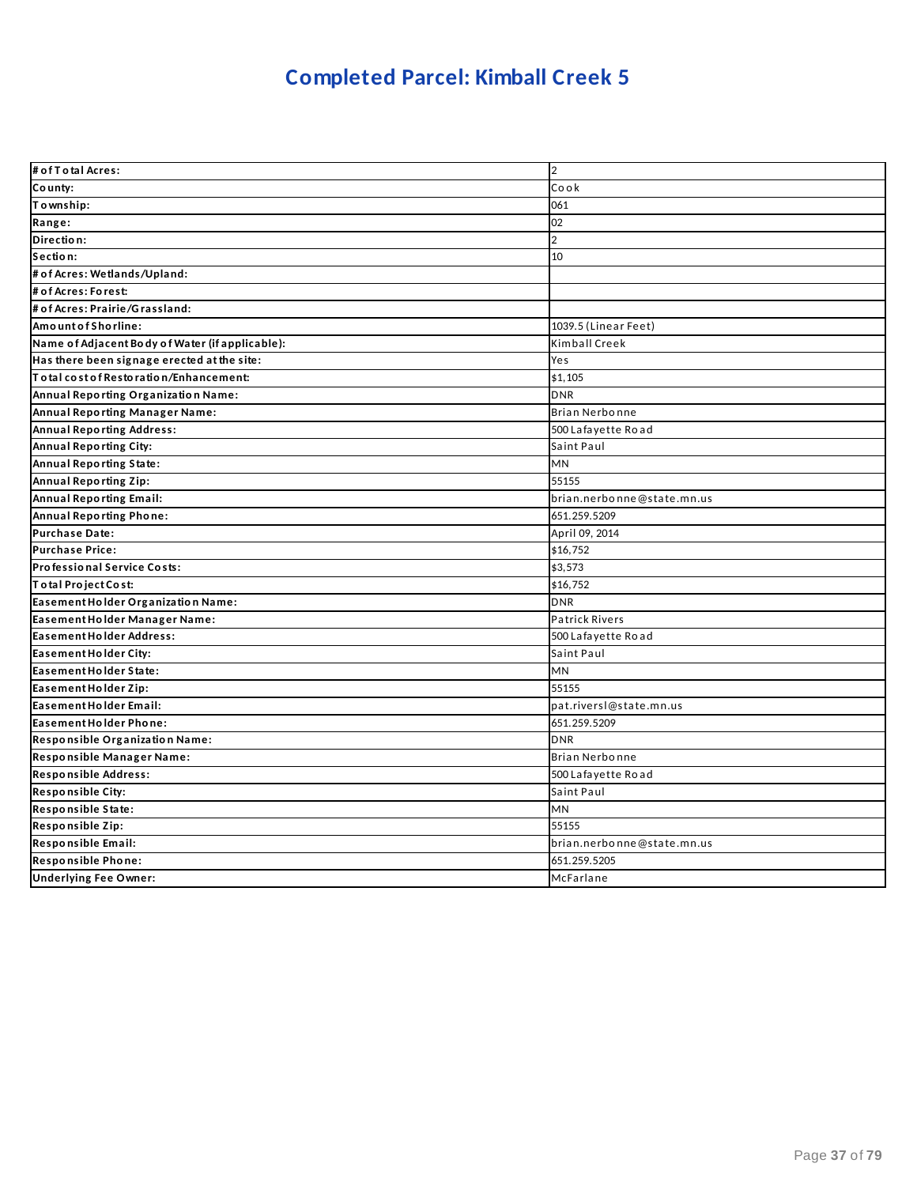# Completed Parcel: Kimball Creek 5

| | |
|---|---|
| **# of Total Acres:** | 2 |
| **County:** | Cook |
| **Township:** | 061 |
| **Range:** | 02 |
| **Direction:** | 2 |
| **Section:** | 10 |
| **# of Acres: Wetlands/Upland:** | |
| **# of Acres: Forest:** | |
| **# of Acres: Prairie/Grassland:** | |
| **Amount of Shoreline:** | 1039.5 (Linear Feet) |
| **Name of Adjacent Body of Water (if applicable):** | Kimball Creek |
| **Has there been signage erected at the site:** | Yes |
| **Total cost of Restoration/Enhancement:** | $1,105 |
| **Annual Reporting Organization Name:** | DNR |
| **Annual Reporting Manager Name:** | Brian Nerbonne |
| **Annual Reporting Address:** | 500 Lafayette Road |
| **Annual Reporting City:** | Saint Paul |
| **Annual Reporting State:** | MN |
| **Annual Reporting Zip:** | 55155 |
| **Annual Reporting Email:** | brian.nerbonne@state.mn.us |
| **Annual Reporting Phone:** | 651.259.5209 |
| **Purchase Date:** | April 09, 2014 |
| **Purchase Price:** | $16,752 |
| **Professional Service Costs:** | $3,573 |
| **Total Project Cost:** | $16,752 |
| **Easement Holder Organization Name:** | DNR |
| **Easement Holder Manager Name:** | Patrick Rivers |
| **Easement Holder Address:** | 500 Lafayette Road |
| **Easement Holder City:** | Saint Paul |
| **Easement Holder State:** | MN |
| **Easement Holder Zip:** | 55155 |
| **Easement Holder Email:** | pat.riversl@state.mn.us |
| **Easement Holder Phone:** | 651.259.5209 |
| **Responsible Organization Name:** | DNR |
| **Responsible Manager Name:** | Brian Nerbonne |
| **Responsible Address:** | 500 Lafayette Road |
| **Responsible City:** | Saint Paul |
| **Responsible State:** | MN |
| **Responsible Zip:** | 55155 |
| **Responsible Email:** | brian.nerbonne@state.mn.us |
| **Responsible Phone:** | 651.259.5205 |
| **Underlying Fee Owner:** | McFarlane |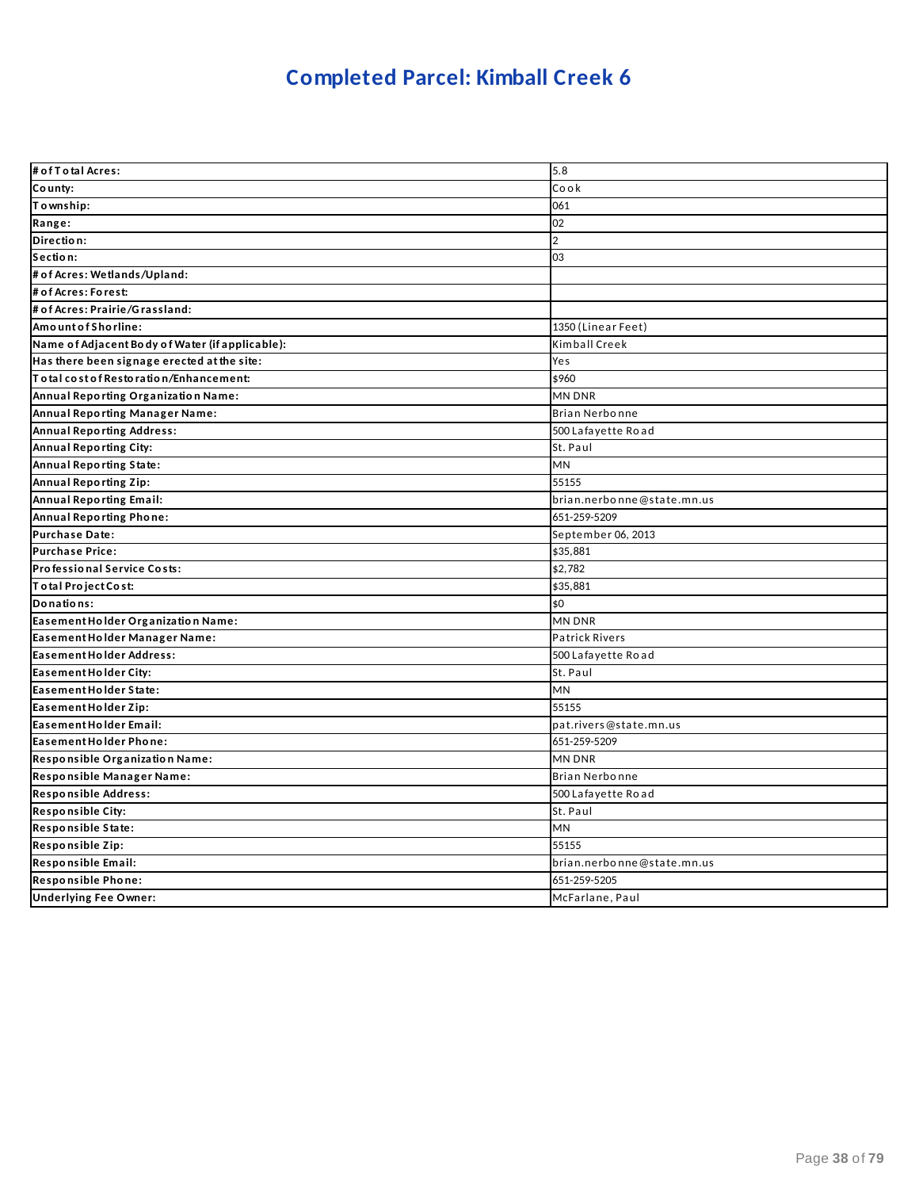# Completed Parcel: Kimball Creek 6

| # of Total Acres: | 5.8 |
|---|---|
| County: | Cook |
| Township: | 061 |
| Range: | 02 |
| Direction: | 2 |
| Section: | 03 |
| # of Acres: Wetlands/Upland: | |
| # of Acres: Forest: | |
| # of Acres: Prairie/Grassland: | |
| Amount of Shoreline: | 1350 (Linear Feet) |
| Name of Adjacent Body of Water (if applicable): | Kimball Creek |
| Has there been signage erected at the site: | Yes |
| Total cost of Restoration/Enhancement: | $960 |
| Annual Reporting Organization Name: | MN DNR |
| Annual Reporting Manager Name: | Brian Nerbonne |
| Annual Reporting Address: | 500 Lafayette Road |
| Annual Reporting City: | St. Paul |
| Annual Reporting State: | MN |
| Annual Reporting Zip: | 55155 |
| Annual Reporting Email: | brian.nerbonne@state.mn.us |
| Annual Reporting Phone: | 651-259-5209 |
| Purchase Date: | September 06, 2013 |
| Purchase Price: | $35,881 |
| Professional Service Costs: | $2,782 |
| Total Project Cost: | $35,881 |
| Donations: | $0 |
| Easement Holder Organization Name: | MN DNR |
| Easement Holder Manager Name: | Patrick Rivers |
| Easement Holder Address: | 500 Lafayette Road |
| Easement Holder City: | St. Paul |
| Easement Holder State: | MN |
| Easement Holder Zip: | 55155 |
| Easement Holder Email: | pat.rivers@state.mn.us |
| Easement Holder Phone: | 651-259-5209 |
| Responsible Organization Name: | MN DNR |
| Responsible Manager Name: | Brian Nerbonne |
| Responsible Address: | 500 Lafayette Road |
| Responsible City: | St. Paul |
| Responsible State: | MN |
| Responsible Zip: | 55155 |
| Responsible Email: | brian.nerbonne@state.mn.us |
| Responsible Phone: | 651-259-5205 |
| Underlying Fee Owner: | McFarlane, Paul |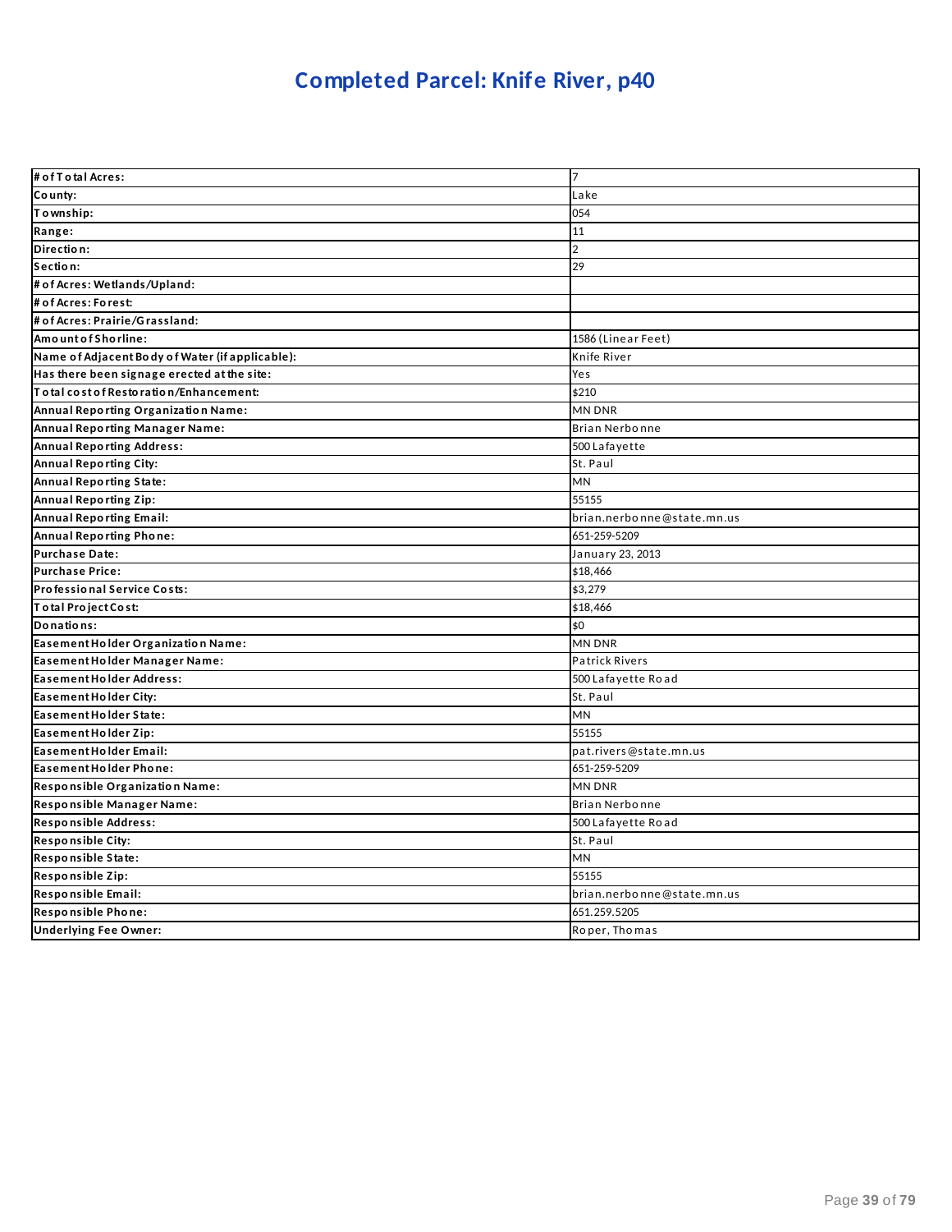# Completed Parcel: Knife River, p40

| # of Total Acres: | 7 |
|---|---|
| County: | Lake |
| Township: | 054 |
| Range: | 11 |
| Direction: | 2 |
| Section: | 29 |
| # of Acres: Wetlands/Upland: | |
| # of Acres: Forest: | |
| # of Acres: Prairie/Grassland: | |
| Amount of Shoreline: | 1586 (Linear Feet) |
| Name of Adjacent Body of Water (if applicable): | Knife River |
| Has there been signage erected at the site: | Yes |
| Total cost of Restoration/Enhancement: | $210 |
| Annual Reporting Organization Name: | MN DNR |
| Annual Reporting Manager Name: | Brian Nerbonne |
| Annual Reporting Address: | 500 Lafayette |
| Annual Reporting City: | St. Paul |
| Annual Reporting State: | MN |
| Annual Reporting Zip: | 55155 |
| Annual Reporting Email: | brian.nerbonne@state.mn.us |
| Annual Reporting Phone: | 651-259-5209 |
| Purchase Date: | January 23, 2013 |
| Purchase Price: | $18,466 |
| Professional Service Costs: | $3,279 |
| Total Project Cost: | $18,466 |
| Donations: | $0 |
| Easement Holder Organization Name: | MN DNR |
| Easement Holder Manager Name: | Patrick Rivers |
| Easement Holder Address: | 500 Lafayette Road |
| Easement Holder City: | St. Paul |
| Easement Holder State: | MN |
| Easement Holder Zip: | 55155 |
| Easement Holder Email: | pat.rivers@state.mn.us |
| Easement Holder Phone: | 651-259-5209 |
| Responsible Organization Name: | MN DNR |
| Responsible Manager Name: | Brian Nerbonne |
| Responsible Address: | 500 Lafayette Road |
| Responsible City: | St. Paul |
| Responsible State: | MN |
| Responsible Zip: | 55155 |
| Responsible Email: | brian.nerbonne@state.mn.us |
| Responsible Phone: | 651.259.5205 |
| Underlying Fee Owner: | Roper, Thomas |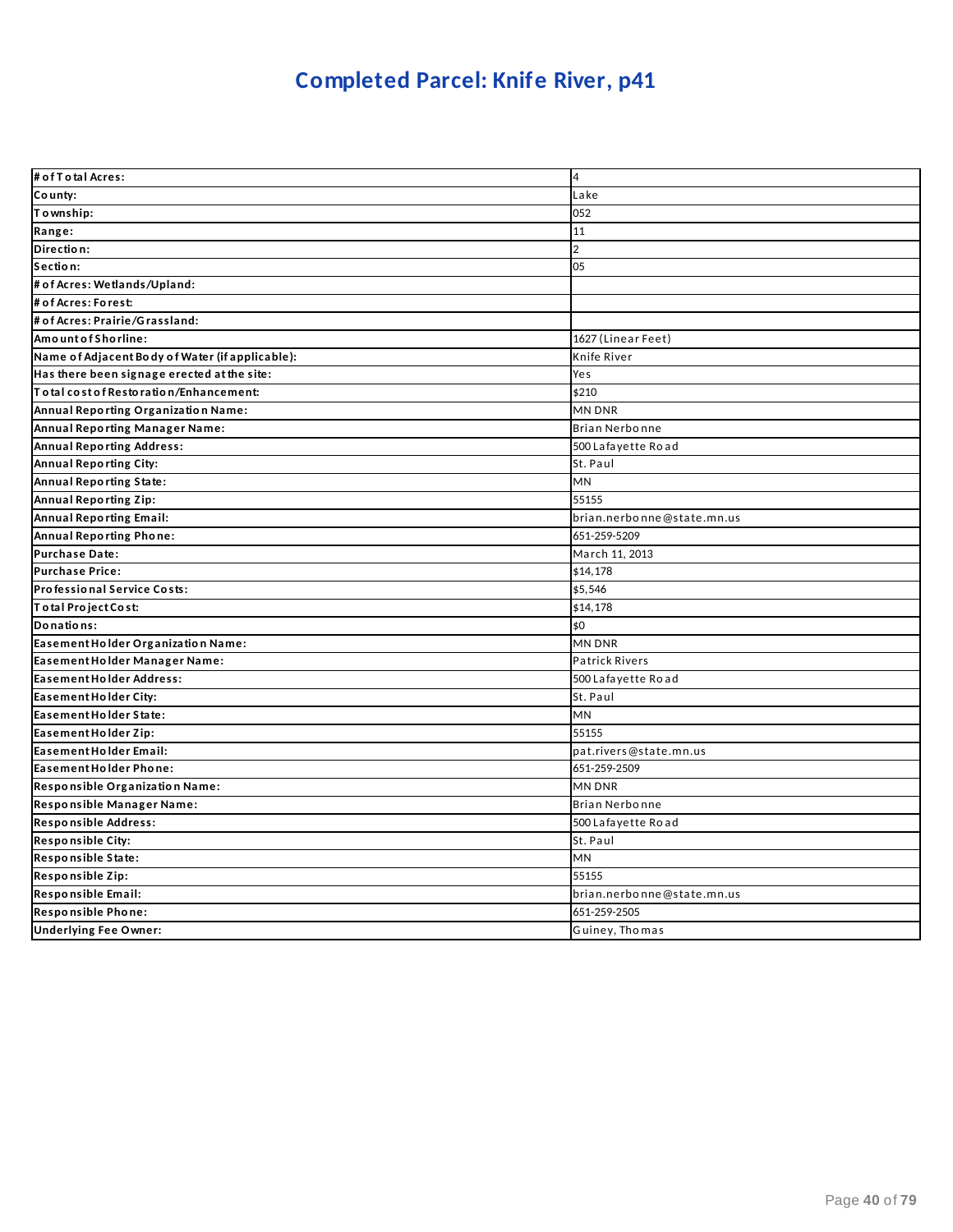# Completed Parcel: Knife River, p41

| # of Total Acres: | 4 |
|---|---|
| County: | Lake |
| Township: | 052 |
| Range: | 11 |
| Direction: | 2 |
| Section: | 05 |
| # of Acres: Wetlands/Upland: | |
| # of Acres: Forest: | |
| # of Acres: Prairie/Grassland: | |
| Amount of Shorline: | 1627 (Linear Feet) |
| Name of Adjacent Body of Water (if applicable): | Knife River |
| Has there been signage erected at the site: | Yes |
| Total cost of Restoration/Enhancement: | $210 |
| Annual Reporting Organization Name: | MN DNR |
| Annual Reporting Manager Name: | Brian Nerbonne |
| Annual Reporting Address: | 500 Lafayette Road |
| Annual Reporting City: | St. Paul |
| Annual Reporting State: | MN |
| Annual Reporting Zip: | 55155 |
| Annual Reporting Email: | brian.nerbonne@state.mn.us |
| Annual Reporting Phone: | 651-259-5209 |
| Purchase Date: | March 11, 2013 |
| Purchase Price: | $14,178 |
| Professional Service Costs: | $5,546 |
| Total Project Cost: | $14,178 |
| Donations: | $0 |
| Easement Holder Organization Name: | MN DNR |
| Easement Holder Manager Name: | Patrick Rivers |
| Easement Holder Address: | 500 Lafayette Road |
| Easement Holder City: | St. Paul |
| Easement Holder State: | MN |
| Easement Holder Zip: | 55155 |
| Easement Holder Email: | pat.rivers@state.mn.us |
| Easement Holder Phone: | 651-259-2509 |
| Responsible Organization Name: | MN DNR |
| Responsible Manager Name: | Brian Nerbonne |
| Responsible Address: | 500 Lafayette Road |
| Responsible City: | St. Paul |
| Responsible State: | MN |
| Responsible Zip: | 55155 |
| Responsible Email: | brian.nerbonne@state.mn.us |
| Responsible Phone: | 651-259-2505 |
| Underlying Fee Owner: | Guiney, Thomas |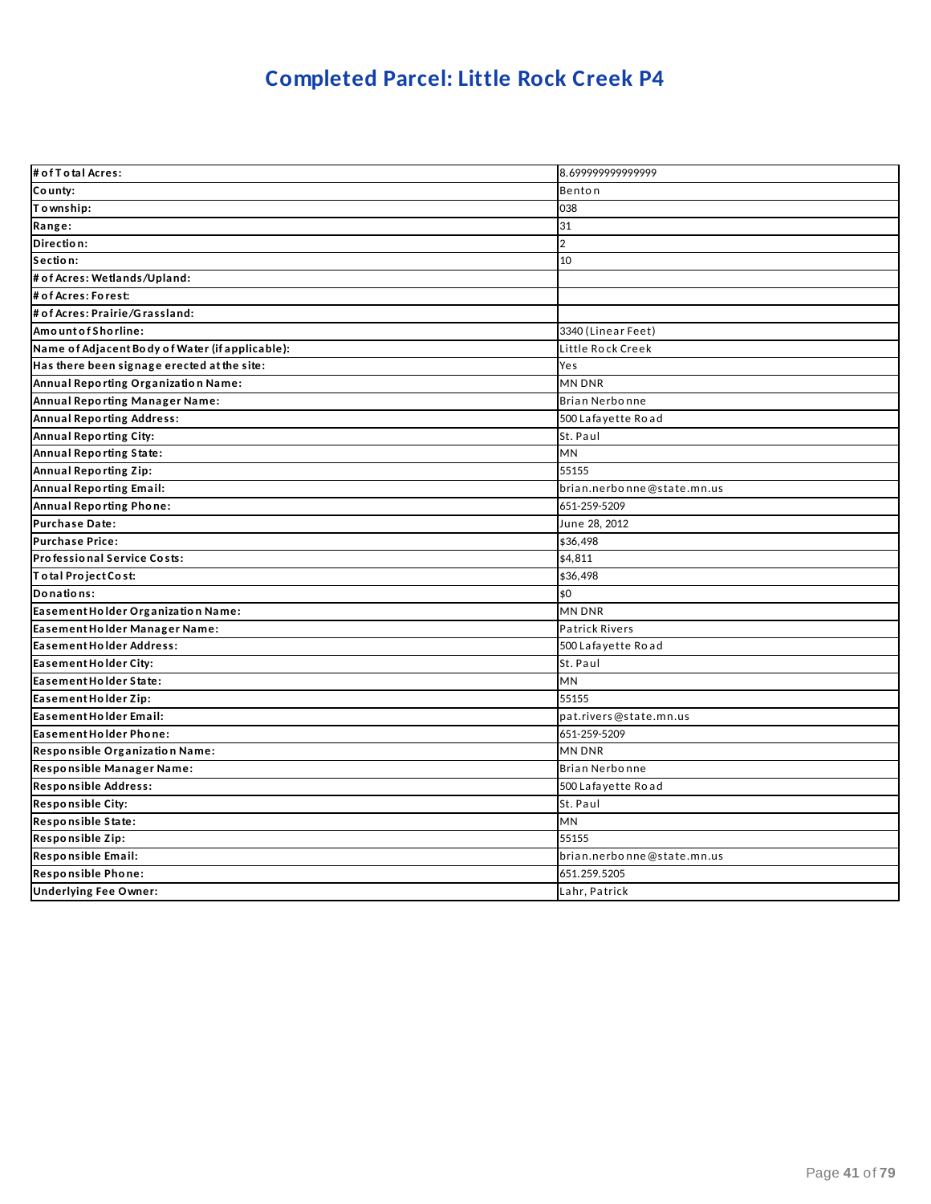# Completed Parcel: Little Rock Creek P4

| | |
|---|---|
| **# of Total Acres:** | 8.699999999999999 |
| **County:** | Benton |
| **Township:** | 038 |
| **Range:** | 31 |
| **Direction:** | 2 |
| **Section:** | 10 |
| **# of Acres: Wetlands/Upland:** | |
| **# of Acres: Forest:** | |
| **# of Acres: Prairie/Grassland:** | |
| **Amount of Shorline:** | 3340 (Linear Feet) |
| **Name of Adjacent Body of Water (if applicable):** | Little Rock Creek |
| **Has there been signage erected at the site:** | Yes |
| **Annual Reporting Organization Name:** | MN DNR |
| **Annual Reporting Manager Name:** | Brian Nerbonne |
| **Annual Reporting Address:** | 500 Lafayette Road |
| **Annual Reporting City:** | St. Paul |
| **Annual Reporting State:** | MN |
| **Annual Reporting Zip:** | 55155 |
| **Annual Reporting Email:** | brian.nerbonne@state.mn.us |
| **Annual Reporting Phone:** | 651-259-5209 |
| **Purchase Date:** | June 28, 2012 |
| **Purchase Price:** | $36,498 |
| **Professional Service Costs:** | $4,811 |
| **Total Project Cost:** | $36,498 |
| **Donations:** | $0 |
| **Easement Holder Organization Name:** | MN DNR |
| **Easement Holder Manager Name:** | Patrick Rivers |
| **Easement Holder Address:** | 500 Lafayette Road |
| **Easement Holder City:** | St. Paul |
| **Easement Holder State:** | MN |
| **Easement Holder Zip:** | 55155 |
| **Easement Holder Email:** | pat.rivers@state.mn.us |
| **Easement Holder Phone:** | 651-259-5209 |
| **Responsible Organization Name:** | MN DNR |
| **Responsible Manager Name:** | Brian Nerbonne |
| **Responsible Address:** | 500 Lafayette Road |
| **Responsible City:** | St. Paul |
| **Responsible State:** | MN |
| **Responsible Zip:** | 55155 |
| **Responsible Email:** | brian.nerbonne@state.mn.us |
| **Responsible Phone:** | 651.259.5205 |
| **Underlying Fee Owner:** | Lahr, Patrick |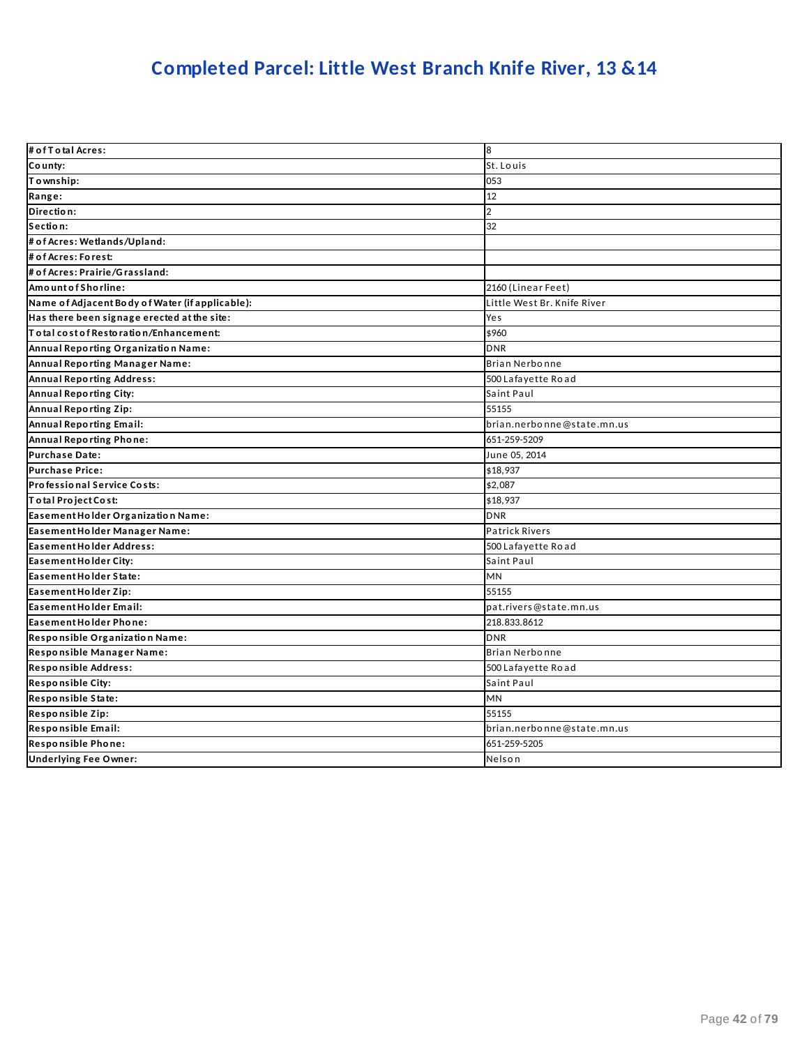# Completed Parcel: Little West Branch Knife River, 13 &14

| | |
|---|---|
| # of Total Acres: | 8 |
| County: | St. Louis |
| Township: | 053 |
| Range: | 12 |
| Direction: | 2 |
| Section: | 32 |
| # of Acres: Wetlands/Upland: | |
| # of Acres: Forest: | |
| # of Acres: Prairie/Grassland: | |
| Amount of Shorline: | 2160 (Linear Feet) |
| Name of Adjacent Body of Water (if applicable): | Little West Br. Knife River |
| Has there been signage erected at the site: | Yes |
| Total cost of Restoration/Enhancement: | $960 |
| Annual Reporting Organization Name: | DNR |
| Annual Reporting Manager Name: | Brian Nerbonne |
| Annual Reporting Address: | 500 Lafayette Road |
| Annual Reporting City: | Saint Paul |
| Annual Reporting Zip: | 55155 |
| Annual Reporting Email: | brian.nerbonne@state.mn.us |
| Annual Reporting Phone: | 651-259-5209 |
| Purchase Date: | June 05, 2014 |
| Purchase Price: | $18,937 |
| Professional Service Costs: | $2,087 |
| Total Project Cost: | $18,937 |
| Easement Holder Organization Name: | DNR |
| Easement Holder Manager Name: | Patrick Rivers |
| Easement Holder Address: | 500 Lafayette Road |
| Easement Holder City: | Saint Paul |
| Easement Holder State: | MN |
| Easement Holder Zip: | 55155 |
| Easement Holder Email: | pat.rivers@state.mn.us |
| Easement Holder Phone: | 218.833.8612 |
| Responsible Organization Name: | DNR |
| Responsible Manager Name: | Brian Nerbonne |
| Responsible Address: | 500 Lafayette Road |
| Responsible City: | Saint Paul |
| Responsible State: | MN |
| Responsible Zip: | 55155 |
| Responsible Email: | brian.nerbonne@state.mn.us |
| Responsible Phone: | 651-259-5205 |
| Underlying Fee Owner: | Nelson |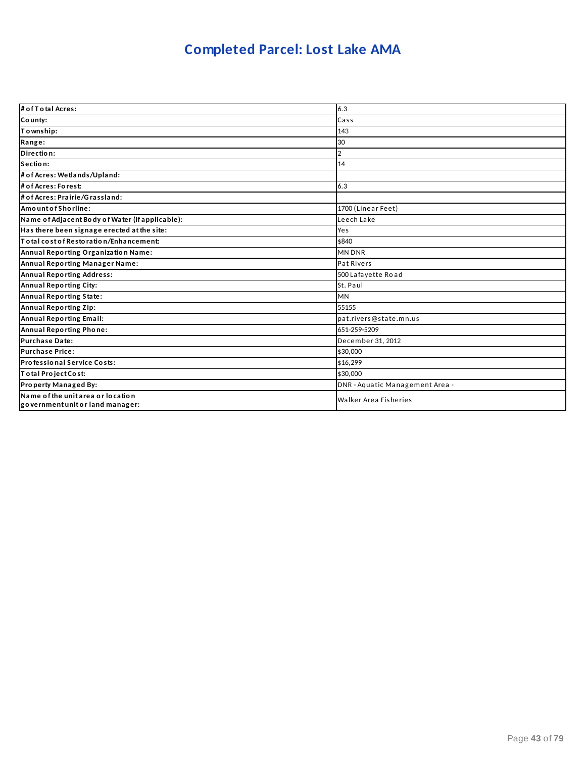# Completed Parcel: Lost Lake AMA

| | |
|---|---|
| **# of Total Acres:** | 6.3 |
| **County:** | Cass |
| **Township:** | 143 |
| **Range:** | 30 |
| **Direction:** | 2 |
| **Section:** | 14 |
| **# of Acres: Wetlands/Upland:** | |
| **# of Acres: Forest:** | 6.3 |
| **# of Acres: Prairie/Grassland:** | |
| **Amount of Shorline:** | 1700 (Linear Feet) |
| **Name of Adjacent Body of Water (if applicable):** | Leech Lake |
| **Has there been signage erected at the site:** | Yes |
| **Total cost of Restoration/Enhancement:** | $840 |
| **Annual Reporting Organization Name:** | MN DNR |
| **Annual Reporting Manager Name:** | Pat Rivers |
| **Annual Reporting Address:** | 500 Lafayette Road |
| **Annual Reporting City:** | St. Paul |
| **Annual Reporting State:** | MN |
| **Annual Reporting Zip:** | 55155 |
| **Annual Reporting Email:** | pat.rivers@state.mn.us |
| **Annual Reporting Phone:** | 651-259-5209 |
| **Purchase Date:** | December 31, 2012 |
| **Purchase Price:** | $30,000 |
| **Professional Service Costs:** | $16,299 |
| **Total Project Cost:** | $30,000 |
| **Property Managed By:** | DNR - Aquatic Management Area - |
| **Name of the unit area or location government unit or land manager:** | Walker Area Fisheries |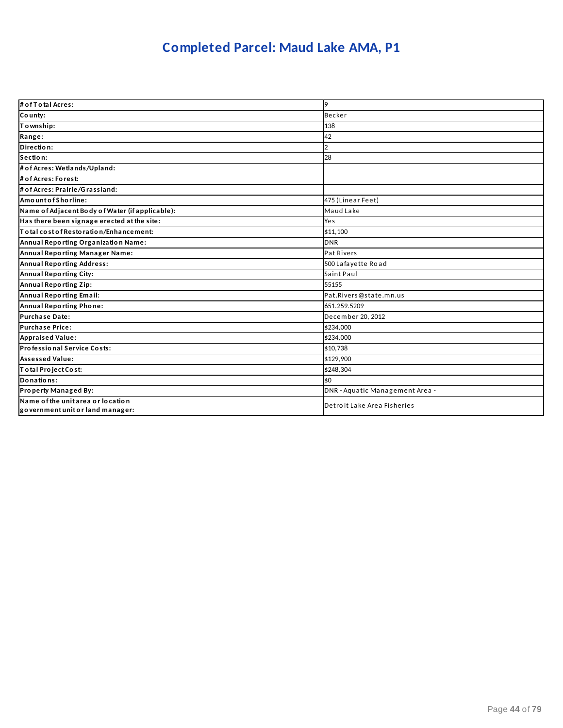# Completed Parcel: Maud Lake AMA, P1

| | |
|---|---|
| **# of Total Acres:** | 9 |
| **County:** | Becker |
| **Township:** | 138 |
| **Range:** | 42 |
| **Direction:** | 2 |
| **Section:** | 28 |
| **# of Acres: Wetlands/Upland:** | |
| **# of Acres: Forest:** | |
| **# of Acres: Prairie/Grassland:** | |
| **Amount of Shorline:** | 475 (Linear Feet) |
| **Name of Adjacent Body of Water (if applicable):** | Maud Lake |
| **Has there been signage erected at the site:** | Yes |
| **Total cost of Restoration/Enhancement:** | $11,100 |
| **Annual Reporting Organization Name:** | DNR |
| **Annual Reporting Manager Name:** | Pat Rivers |
| **Annual Reporting Address:** | 500 Lafayette Road |
| **Annual Reporting City:** | Saint Paul |
| **Annual Reporting Zip:** | 55155 |
| **Annual Reporting Email:** | Pat.Rivers@state.mn.us |
| **Annual Reporting Phone:** | 651.259.5209 |
| **Purchase Date:** | December 20, 2012 |
| **Purchase Price:** | $234,000 |
| **Appraised Value:** | $234,000 |
| **Professional Service Costs:** | $10,738 |
| **Assessed Value:** | $129,900 |
| **Total Project Cost:** | $248,304 |
| **Donations:** | $0 |
| **Property Managed By:** | DNR - Aquatic Management Area - |
| **Name of the unit area or location government unit or land manager:** | Detroit Lake Area Fisheries |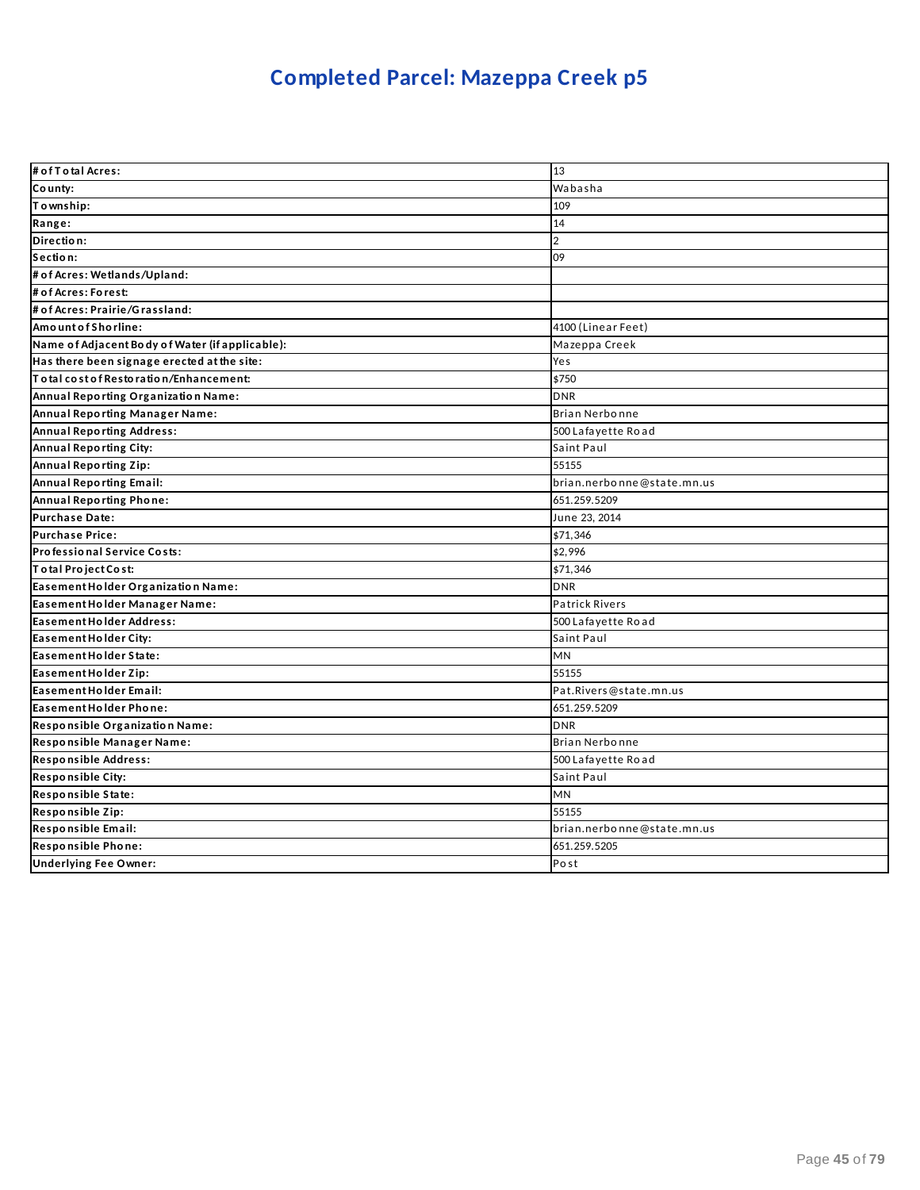# Completed Parcel: Mazeppa Creek p5

| | |
|---|---|
| # of Total Acres: | 13 |
| County: | Wabasha |
| Township: | 109 |
| Range: | 14 |
| Direction: | 2 |
| Section: | 09 |
| # of Acres: Wetlands/Upland: | |
| # of Acres: Forest: | |
| # of Acres: Prairie/Grassland: | |
| Amount of Shorline: | 4100 (Linear Feet) |
| Name of Adjacent Body of Water (if applicable): | Mazeppa Creek |
| Has there been signage erected at the site: | Yes |
| Total cost of Restoration/Enhancement: | $750 |
| Annual Reporting Organization Name: | DNR |
| Annual Reporting Manager Name: | Brian Nerbonne |
| Annual Reporting Address: | 500 Lafayette Road |
| Annual Reporting City: | Saint Paul |
| Annual Reporting Zip: | 55155 |
| Annual Reporting Email: | brian.nerbonne@state.mn.us |
| Annual Reporting Phone: | 651.259.5209 |
| Purchase Date: | June 23, 2014 |
| Purchase Price: | $71,346 |
| Professional Service Costs: | $2,996 |
| Total Project Cost: | $71,346 |
| Easement Holder Organization Name: | DNR |
| Easement Holder Manager Name: | Patrick Rivers |
| Easement Holder Address: | 500 Lafayette Road |
| Easement Holder City: | Saint Paul |
| Easement Holder State: | MN |
| Easement Holder Zip: | 55155 |
| Easement Holder Email: | Pat.Rivers@state.mn.us |
| Easement Holder Phone: | 651.259.5209 |
| Responsible Organization Name: | DNR |
| Responsible Manager Name: | Brian Nerbonne |
| Responsible Address: | 500 Lafayette Road |
| Responsible City: | Saint Paul |
| Responsible State: | MN |
| Responsible Zip: | 55155 |
| Responsible Email: | brian.nerbonne@state.mn.us |
| Responsible Phone: | 651.259.5205 |
| Underlying Fee Owner: | Post |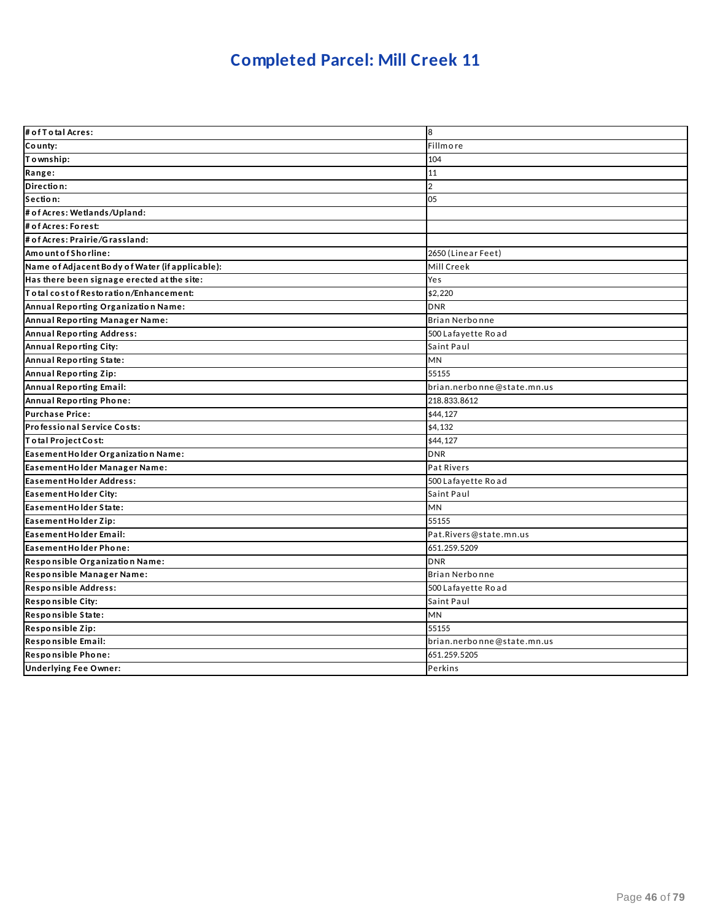# Completed Parcel: Mill Creek 11

| | |
|---|---|
| **# of Total Acres:** | 8 |
| **County:** | Fillmore |
| **Township:** | 104 |
| **Range:** | 11 |
| **Direction:** | 2 |
| **Section:** | 05 |
| **# of Acres: Wetlands/Upland:** | |
| **# of Acres: Forest:** | |
| **# of Acres: Prairie/Grassland:** | |
| **Amount of Shorline:** | 2650 (Linear Feet) |
| **Name of Adjacent Body of Water (if applicable):** | Mill Creek |
| **Has there been signage erected at the site:** | Yes |
| **Total cost of Restoration/Enhancement:** | $2,220 |
| **Annual Reporting Organization Name:** | DNR |
| **Annual Reporting Manager Name:** | Brian Nerbonne |
| **Annual Reporting Address:** | 500 Lafayette Road |
| **Annual Reporting City:** | Saint Paul |
| **Annual Reporting State:** | MN |
| **Annual Reporting Zip:** | 55155 |
| **Annual Reporting Email:** | brian.nerbonne@state.mn.us |
| **Annual Reporting Phone:** | 218.833.8612 |
| **Purchase Price:** | $44,127 |
| **Professional Service Costs:** | $4,132 |
| **Total Project Cost:** | $44,127 |
| **Easement Holder Organization Name:** | DNR |
| **Easement Holder Manager Name:** | Pat Rivers |
| **Easement Holder Address:** | 500 Lafayette Road |
| **Easement Holder City:** | Saint Paul |
| **Easement Holder State:** | MN |
| **Easement Holder Zip:** | 55155 |
| **Easement Holder Email:** | Pat.Rivers@state.mn.us |
| **Easement Holder Phone:** | 651.259.5209 |
| **Responsible Organization Name:** | DNR |
| **Responsible Manager Name:** | Brian Nerbonne |
| **Responsible Address:** | 500 Lafayette Road |
| **Responsible City:** | Saint Paul |
| **Responsible State:** | MN |
| **Responsible Zip:** | 55155 |
| **Responsible Email:** | brian.nerbonne@state.mn.us |
| **Responsible Phone:** | 651.259.5205 |
| **Underlying Fee Owner:** | Perkins |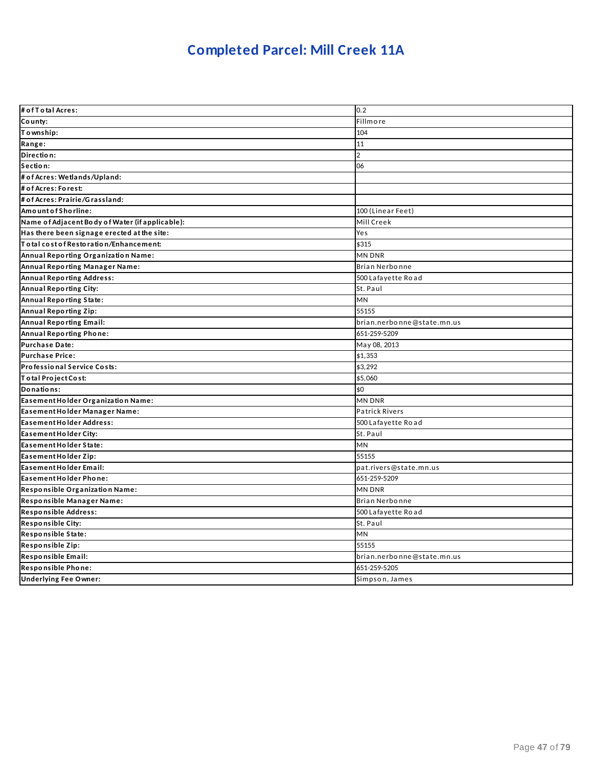# Completed Parcel: Mill Creek 11A

| | |
|---|---|
| **# of Total Acres:** | 0.2 |
| **County:** | Fillmore |
| **Township:** | 104 |
| **Range:** | 11 |
| **Direction:** | 2 |
| **Section:** | 06 |
| **# of Acres: Wetlands/Upland:** | |
| **# of Acres: Forest:** | |
| **# of Acres: Prairie/Grassland:** | |
| **Amount of Shoreline:** | 100 (Linear Feet) |
| **Name of Adjacent Body of Water (if applicable):** | Mill Creek |
| **Has there been signage erected at the site:** | Yes |
| **Total cost of Restoration/Enhancement:** | $315 |
| **Annual Reporting Organization Name:** | MN DNR |
| **Annual Reporting Manager Name:** | Brian Nerbonne |
| **Annual Reporting Address:** | 500 Lafayette Road |
| **Annual Reporting City:** | St. Paul |
| **Annual Reporting State:** | MN |
| **Annual Reporting Zip:** | 55155 |
| **Annual Reporting Email:** | brian.nerbonne@state.mn.us |
| **Annual Reporting Phone:** | 651-259-5209 |
| **Purchase Date:** | May 08, 2013 |
| **Purchase Price:** | $1,353 |
| **Professional Service Costs:** | $3,292 |
| **Total Project Cost:** | $5,060 |
| **Donations:** | $0 |
| **Easement Holder Organization Name:** | MN DNR |
| **Easement Holder Manager Name:** | Patrick Rivers |
| **Easement Holder Address:** | 500 Lafayette Road |
| **Easement Holder City:** | St. Paul |
| **Easement Holder State:** | MN |
| **Easement Holder Zip:** | 55155 |
| **Easement Holder Email:** | pat.rivers@state.mn.us |
| **Easement Holder Phone:** | 651-259-5209 |
| **Responsible Organization Name:** | MN DNR |
| **Responsible Manager Name:** | Brian Nerbonne |
| **Responsible Address:** | 500 Lafayette Road |
| **Responsible City:** | St. Paul |
| **Responsible State:** | MN |
| **Responsible Zip:** | 55155 |
| **Responsible Email:** | brian.nerbonne@state.mn.us |
| **Responsible Phone:** | 651-259-5205 |
| **Underlying Fee Owner:** | Simpson, James |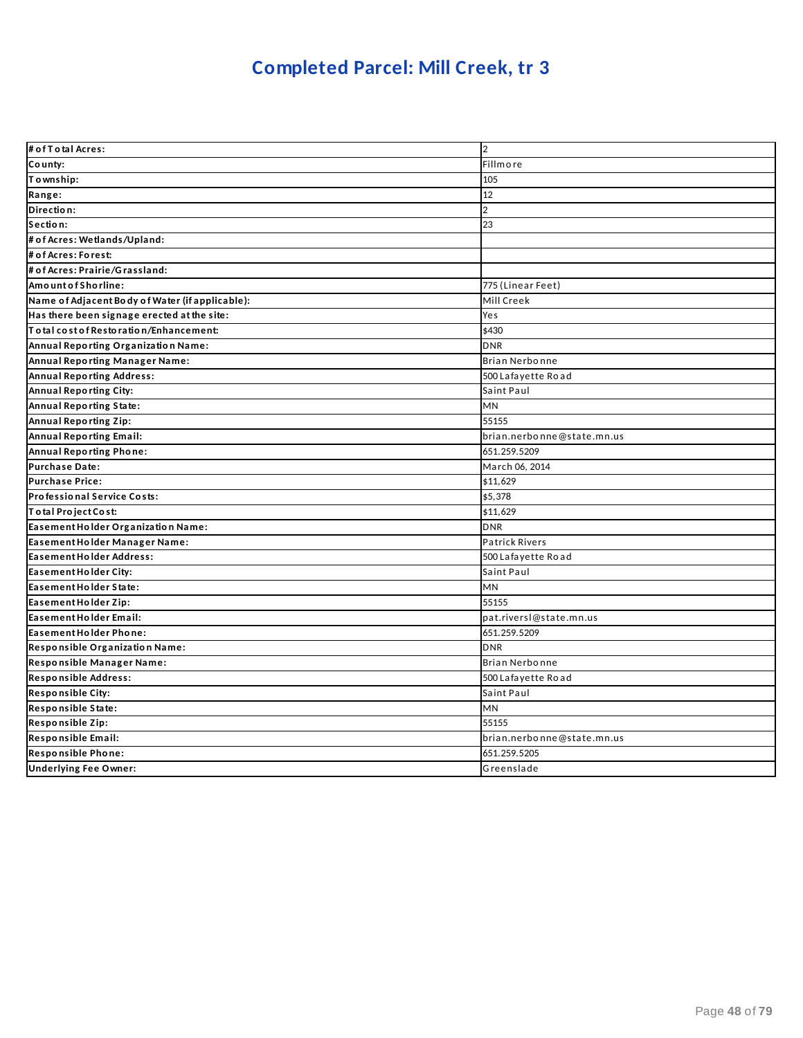# Completed Parcel: Mill Creek, tr 3

| # of Total Acres: | 2 |
|---|---|
| County: | Fillmore |
| Township: | 105 |
| Range: | 12 |
| Direction: | 2 |
| Section: | 23 |
| # of Acres: Wetlands/Upland: | |
| # of Acres: Forest: | |
| # of Acres: Prairie/Grassland: | |
| Amount of Shorline: | 775 (Linear Feet) |
| Name of Adjacent Body of Water (if applicable): | Mill Creek |
| Has there been signage erected at the site: | Yes |
| Total cost of Restoration/Enhancement: | $430 |
| Annual Reporting Organization Name: | DNR |
| Annual Reporting Manager Name: | Brian Nerbonne |
| Annual Reporting Address: | 500 Lafayette Road |
| Annual Reporting City: | Saint Paul |
| Annual Reporting State: | MN |
| Annual Reporting Zip: | 55155 |
| Annual Reporting Email: | brian.nerbonne@state.mn.us |
| Annual Reporting Phone: | 651.259.5209 |
| Purchase Date: | March 06, 2014 |
| Purchase Price: | $11,629 |
| Professional Service Costs: | $5,378 |
| Total Project Cost: | $11,629 |
| Easement Holder Organization Name: | DNR |
| Easement Holder Manager Name: | Patrick Rivers |
| Easement Holder Address: | 500 Lafayette Road |
| Easement Holder City: | Saint Paul |
| Easement Holder State: | MN |
| Easement Holder Zip: | 55155 |
| Easement Holder Email: | pat.riversl@state.mn.us |
| Easement Holder Phone: | 651.259.5209 |
| Responsible Organization Name: | DNR |
| Responsible Manager Name: | Brian Nerbonne |
| Responsible Address: | 500 Lafayette Road |
| Responsible City: | Saint Paul |
| Responsible State: | MN |
| Responsible Zip: | 55155 |
| Responsible Email: | brian.nerbonne@state.mn.us |
| Responsible Phone: | 651.259.5205 |
| Underlying Fee Owner: | Greenslade |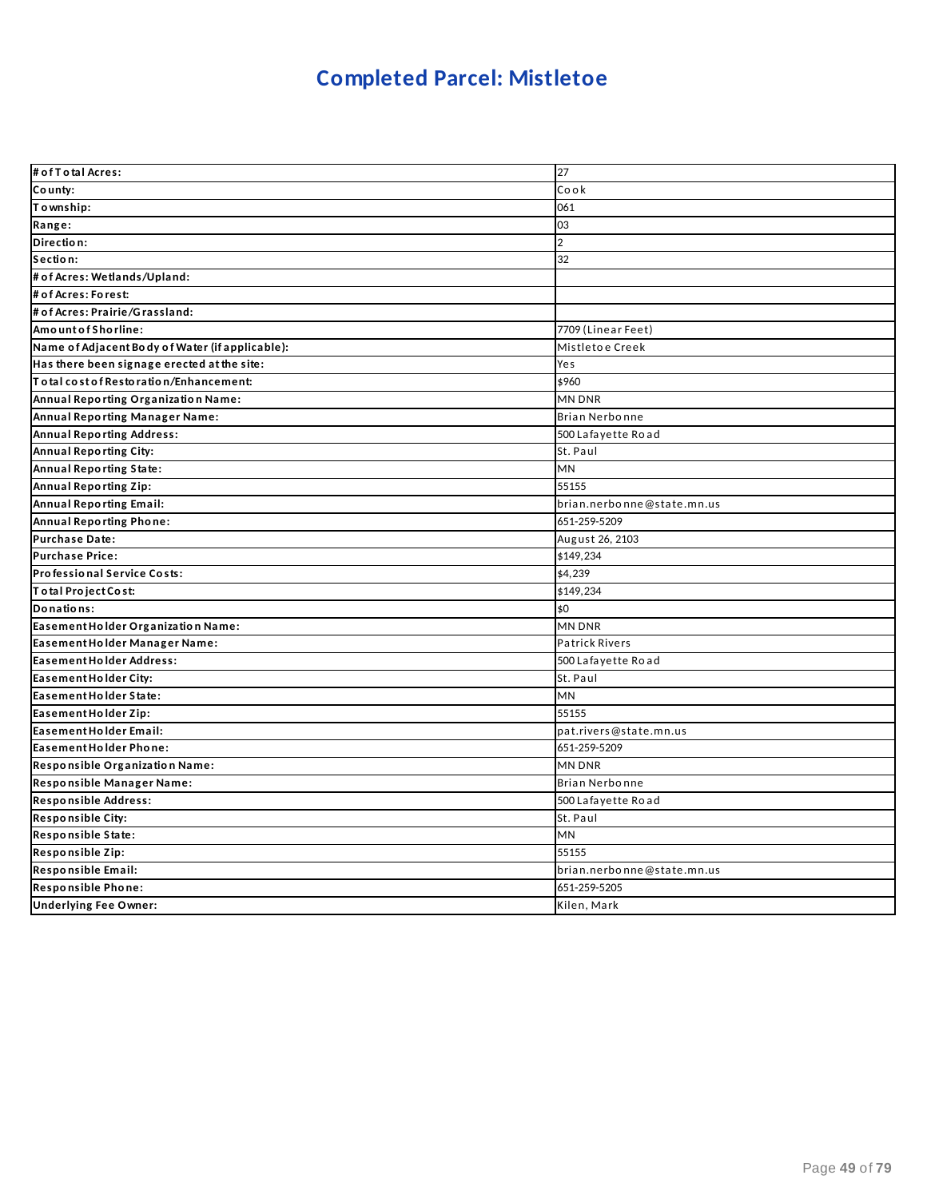# Completed Parcel: Mistletoe

| | |
|---|---|
| **# of Total Acres:** | 27 |
| **County:** | Cook |
| **Township:** | 061 |
| **Range:** | 03 |
| **Direction:** | 2 |
| **Section:** | 32 |
| **# of Acres: Wetlands/Upland:** | |
| **# of Acres: Forest:** | |
| **# of Acres: Prairie/Grassland:** | |
| **Amount of Shoreline:** | 7709 (Linear Feet) |
| **Name of Adjacent Body of Water (if applicable):** | Mistletoe Creek |
| **Has there been signage erected at the site:** | Yes |
| **Total cost of Restoration/Enhancement:** | $960 |
| **Annual Reporting Organization Name:** | MN DNR |
| **Annual Reporting Manager Name:** | Brian Nerbonne |
| **Annual Reporting Address:** | 500 Lafayette Road |
| **Annual Reporting City:** | St. Paul |
| **Annual Reporting State:** | MN |
| **Annual Reporting Zip:** | 55155 |
| **Annual Reporting Email:** | brian.nerbonne@state.mn.us |
| **Annual Reporting Phone:** | 651-259-5209 |
| **Purchase Date:** | August 26, 2103 |
| **Purchase Price:** | $149,234 |
| **Professional Service Costs:** | $4,239 |
| **Total Project Cost:** | $149,234 |
| **Donations:** | $0 |
| **Easement Holder Organization Name:** | MN DNR |
| **Easement Holder Manager Name:** | Patrick Rivers |
| **Easement Holder Address:** | 500 Lafayette Road |
| **Easement Holder City:** | St. Paul |
| **Easement Holder State:** | MN |
| **Easement Holder Zip:** | 55155 |
| **Easement Holder Email:** | pat.rivers@state.mn.us |
| **Easement Holder Phone:** | 651-259-5209 |
| **Responsible Organization Name:** | MN DNR |
| **Responsible Manager Name:** | Brian Nerbonne |
| **Responsible Address:** | 500 Lafayette Road |
| **Responsible City:** | St. Paul |
| **Responsible State:** | MN |
| **Responsible Zip:** | 55155 |
| **Responsible Email:** | brian.nerbonne@state.mn.us |
| **Responsible Phone:** | 651-259-5205 |
| **Underlying Fee Owner:** | Kilen, Mark |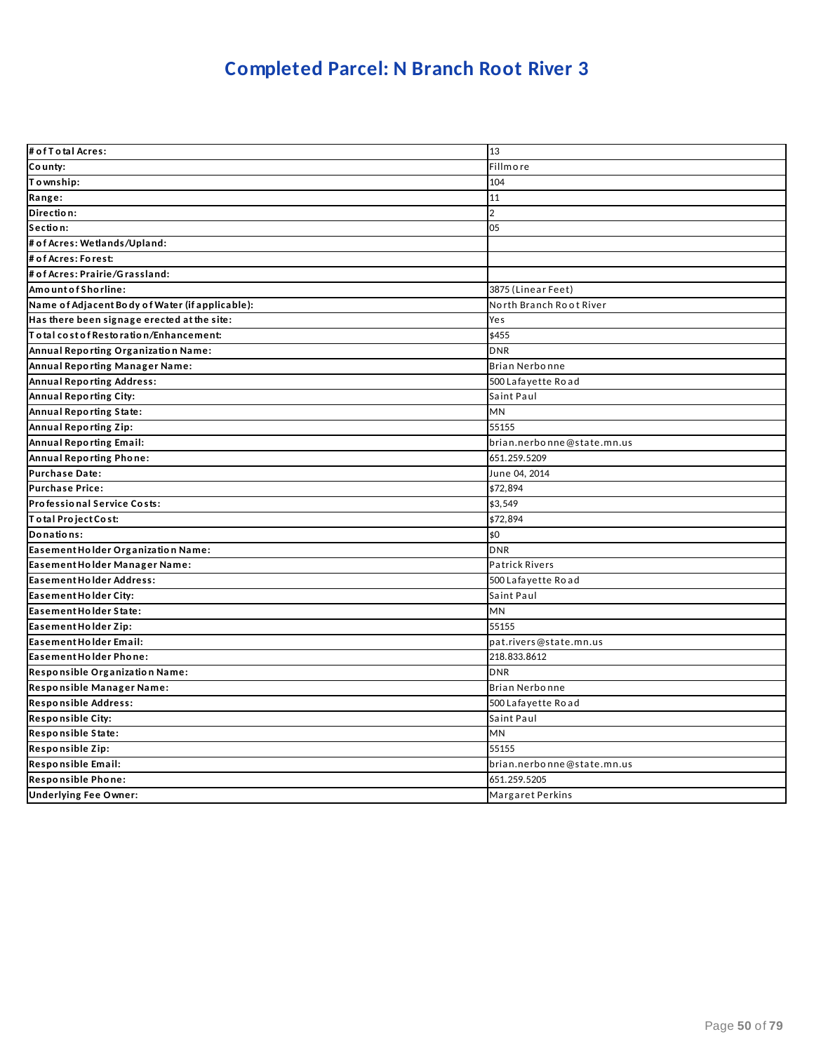# Completed Parcel: N Branch Root River 3

| | |
|---|---|
| **# of Total Acres:** | 13 |
| **County:** | Fillmore |
| **Township:** | 104 |
| **Range:** | 11 |
| **Direction:** | 2 |
| **Section:** | 05 |
| **# of Acres: Wetlands/Upland:** | |
| **# of Acres: Forest:** | |
| **# of Acres: Prairie/Grassland:** | |
| **Amount of Shoreline:** | 3875 (Linear Feet) |
| **Name of Adjacent Body of Water (if applicable):** | North Branch Root River |
| **Has there been signage erected at the site:** | Yes |
| **Total cost of Restoration/Enhancement:** | $455 |
| **Annual Reporting Organization Name:** | DNR |
| **Annual Reporting Manager Name:** | Brian Nerbonne |
| **Annual Reporting Address:** | 500 Lafayette Road |
| **Annual Reporting City:** | Saint Paul |
| **Annual Reporting State:** | MN |
| **Annual Reporting Zip:** | 55155 |
| **Annual Reporting Email:** | brian.nerbonne@state.mn.us |
| **Annual Reporting Phone:** | 651.259.5209 |
| **Purchase Date:** | June 04, 2014 |
| **Purchase Price:** | $72,894 |
| **Professional Service Costs:** | $3,549 |
| **Total Project Cost:** | $72,894 |
| **Donations:** | $0 |
| **Easement Holder Organization Name:** | DNR |
| **Easement Holder Manager Name:** | Patrick Rivers |
| **Easement Holder Address:** | 500 Lafayette Road |
| **Easement Holder City:** | Saint Paul |
| **Easement Holder State:** | MN |
| **Easement Holder Zip:** | 55155 |
| **Easement Holder Email:** | pat.rivers@state.mn.us |
| **Easement Holder Phone:** | 218.833.8612 |
| **Responsible Organization Name:** | DNR |
| **Responsible Manager Name:** | Brian Nerbonne |
| **Responsible Address:** | 500 Lafayette Road |
| **Responsible City:** | Saint Paul |
| **Responsible State:** | MN |
| **Responsible Zip:** | 55155 |
| **Responsible Email:** | brian.nerbonne@state.mn.us |
| **Responsible Phone:** | 651.259.5205 |
| **Underlying Fee Owner:** | Margaret Perkins |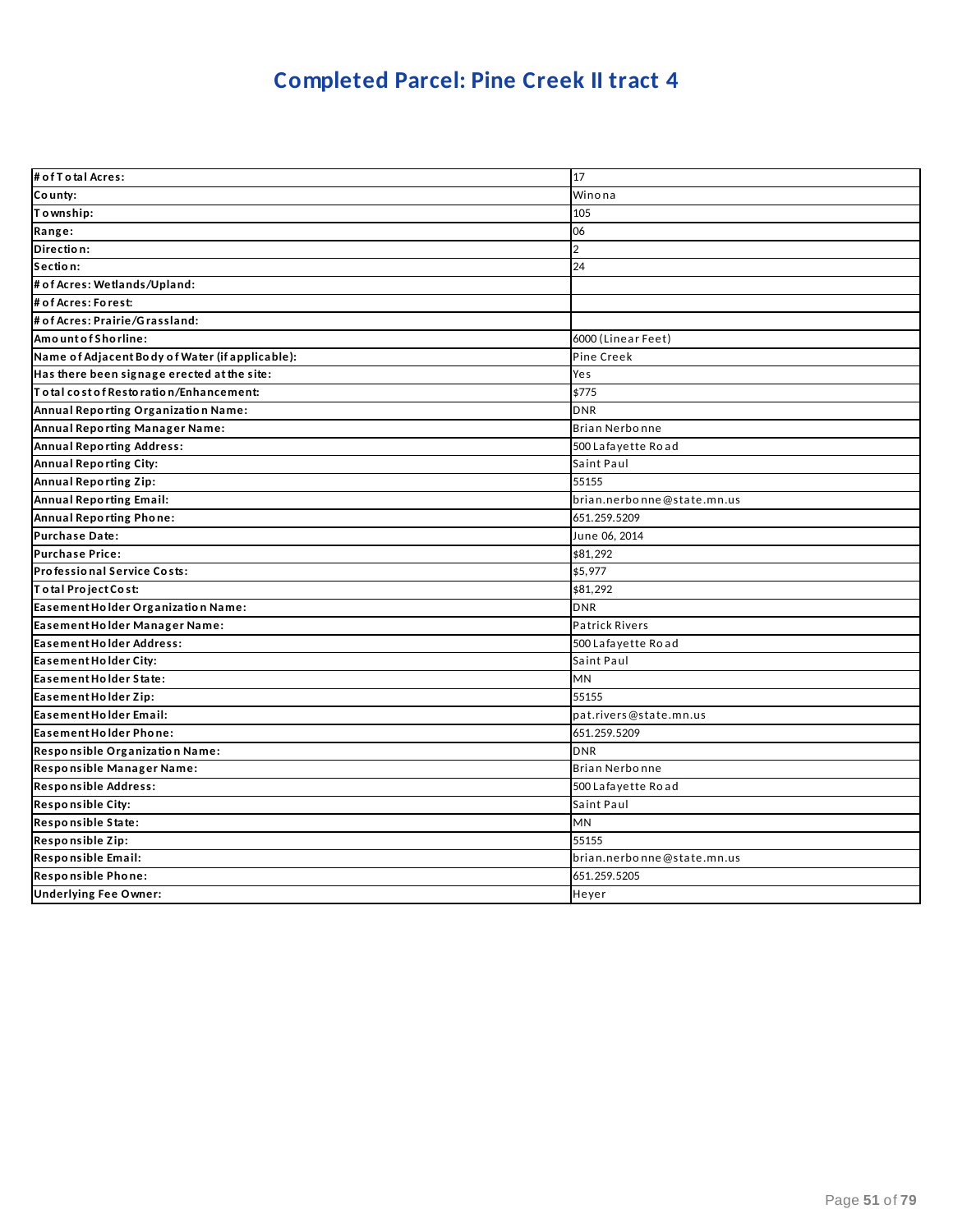# Completed Parcel: Pine Creek II tract 4

| # of Total Acres: | 17 |
|---|---|
| County: | Winona |
| Township: | 105 |
| Range: | 06 |
| Direction: | 2 |
| Section: | 24 |
| # of Acres: Wetlands/Upland: | |
| # of Acres: Forest: | |
| # of Acres: Prairie/Grassland: | |
| Amount of Shorline: | 6000 (Linear Feet) |
| Name of Adjacent Body of Water (if applicable): | Pine Creek |
| Has there been signage erected at the site: | Yes |
| Total cost of Restoration/Enhancement: | $775 |
| Annual Reporting Organization Name: | DNR |
| Annual Reporting Manager Name: | Brian Nerbonne |
| Annual Reporting Address: | 500 Lafayette Road |
| Annual Reporting City: | Saint Paul |
| Annual Reporting Zip: | 55155 |
| Annual Reporting Email: | brian.nerbonne@state.mn.us |
| Annual Reporting Phone: | 651.259.5209 |
| Purchase Date: | June 06, 2014 |
| Purchase Price: | $81,292 |
| Professional Service Costs: | $5,977 |
| Total Project Cost: | $81,292 |
| Easement Holder Organization Name: | DNR |
| Easement Holder Manager Name: | Patrick Rivers |
| Easement Holder Address: | 500 Lafayette Road |
| Easement Holder City: | Saint Paul |
| Easement Holder State: | MN |
| Easement Holder Zip: | 55155 |
| Easement Holder Email: | pat.rivers@state.mn.us |
| Easement Holder Phone: | 651.259.5209 |
| Responsible Organization Name: | DNR |
| Responsible Manager Name: | Brian Nerbonne |
| Responsible Address: | 500 Lafayette Road |
| Responsible City: | Saint Paul |
| Responsible State: | MN |
| Responsible Zip: | 55155 |
| Responsible Email: | brian.nerbonne@state.mn.us |
| Responsible Phone: | 651.259.5205 |
| Underlying Fee Owner: | Heyer |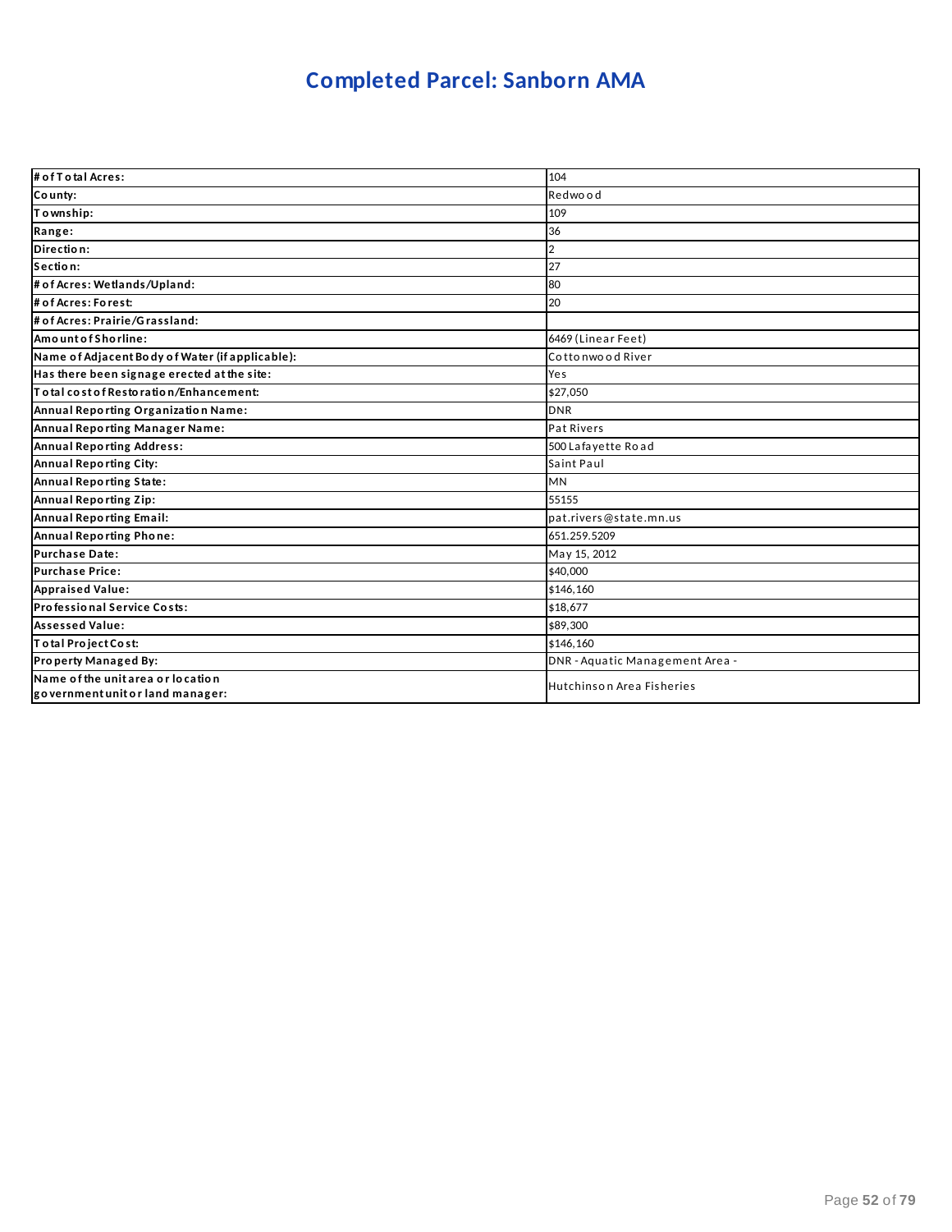# Completed Parcel: Sanborn AMA

| | |
|---|---|
| **# of Total Acres:** | 104 |
| **County:** | Redwood |
| **Township:** | 109 |
| **Range:** | 36 |
| **Direction:** | 2 |
| **Section:** | 27 |
| **# of Acres: Wetlands/Upland:** | 80 |
| **# of Acres: Forest:** | 20 |
| **# of Acres: Prairie/Grassland:** | |
| **Amount of Shorline:** | 6469 (Linear Feet) |
| **Name of Adjacent Body of Water (if applicable):** | Cottonwood River |
| **Has there been signage erected at the site:** | Yes |
| **Total cost of Restoration/Enhancement:** | $27,050 |
| **Annual Reporting Organization Name:** | DNR |
| **Annual Reporting Manager Name:** | Pat Rivers |
| **Annual Reporting Address:** | 500 Lafayette Road |
| **Annual Reporting City:** | Saint Paul |
| **Annual Reporting State:** | MN |
| **Annual Reporting Zip:** | 55155 |
| **Annual Reporting Email:** | pat.rivers@state.mn.us |
| **Annual Reporting Phone:** | 651.259.5209 |
| **Purchase Date:** | May 15, 2012 |
| **Purchase Price:** | $40,000 |
| **Appraised Value:** | $146,160 |
| **Professional Service Costs:** | $18,677 |
| **Assessed Value:** | $89,300 |
| **Total Project Cost:** | $146,160 |
| **Property Managed By:** | DNR - Aquatic Management Area - |
| **Name of the unit area or location government unit or land manager:** | Hutchinson Area Fisheries |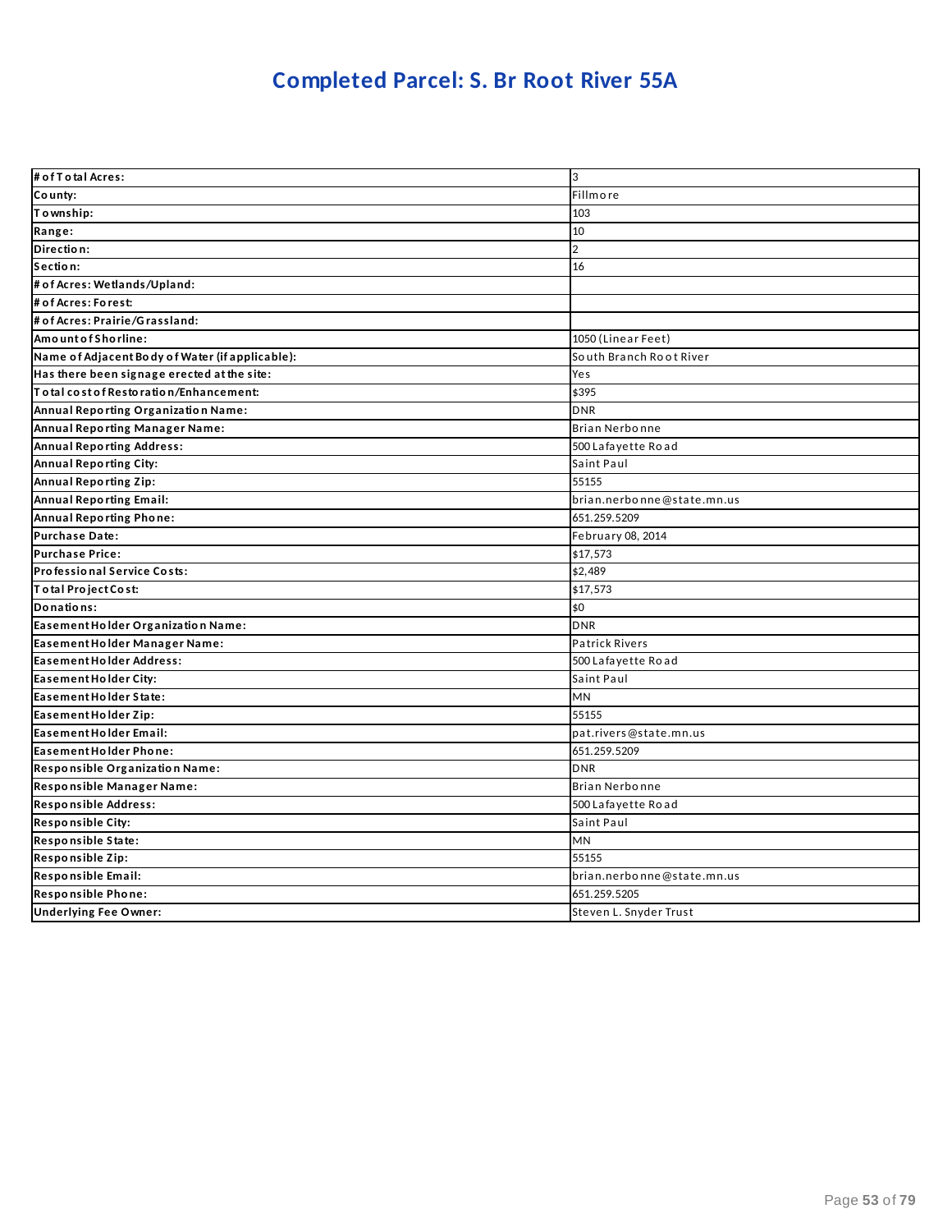# Completed Parcel: S. Br Root River 55A

| | |
|---|---|
| **# of Total Acres:** | 3 |
| **County:** | Fillmore |
| **Township:** | 103 |
| **Range:** | 10 |
| **Direction:** | 2 |
| **Section:** | 16 |
| **# of Acres: Wetlands/Upland:** | |
| **# of Acres: Forest:** | |
| **# of Acres: Prairie/Grassland:** | |
| **Amount of Shorline:** | 1050 (Linear Feet) |
| **Name of Adjacent Body of Water (if applicable):** | South Branch Root River |
| **Has there been signage erected at the site:** | Yes |
| **Total cost of Restoration/Enhancement:** | $395 |
| **Annual Reporting Organization Name:** | DNR |
| **Annual Reporting Manager Name:** | Brian Nerbonne |
| **Annual Reporting Address:** | 500 Lafayette Road |
| **Annual Reporting City:** | Saint Paul |
| **Annual Reporting Zip:** | 55155 |
| **Annual Reporting Email:** | brian.nerbonne@state.mn.us |
| **Annual Reporting Phone:** | 651.259.5209 |
| **Purchase Date:** | February 08, 2014 |
| **Purchase Price:** | $17,573 |
| **Professional Service Costs:** | $2,489 |
| **Total Project Cost:** | $17,573 |
| **Donations:** | $0 |
| **Easement Holder Organization Name:** | DNR |
| **Easement Holder Manager Name:** | Patrick Rivers |
| **Easement Holder Address:** | 500 Lafayette Road |
| **Easement Holder City:** | Saint Paul |
| **Easement Holder State:** | MN |
| **Easement Holder Zip:** | 55155 |
| **Easement Holder Email:** | pat.rivers@state.mn.us |
| **Easement Holder Phone:** | 651.259.5209 |
| **Responsible Organization Name:** | DNR |
| **Responsible Manager Name:** | Brian Nerbonne |
| **Responsible Address:** | 500 Lafayette Road |
| **Responsible City:** | Saint Paul |
| **Responsible State:** | MN |
| **Responsible Zip:** | 55155 |
| **Responsible Email:** | brian.nerbonne@state.mn.us |
| **Responsible Phone:** | 651.259.5205 |
| **Underlying Fee Owner:** | Steven L. Snyder Trust |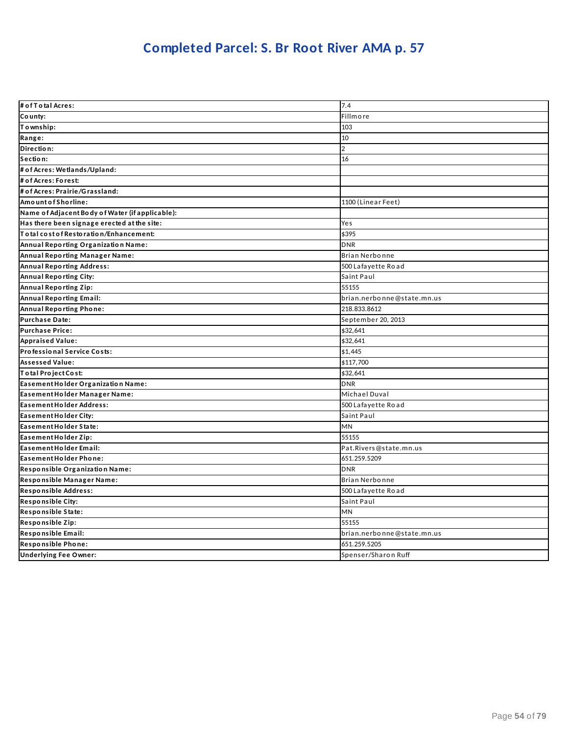# Completed Parcel: S. Br Root River AMA p. 57

| | |
|---|---|
| **# of Total Acres:** | 7.4 |
| **County:** | Fillmore |
| **Township:** | 103 |
| **Range:** | 10 |
| **Direction:** | 2 |
| **Section:** | 16 |
| **# of Acres: Wetlands/Upland:** | |
| **# of Acres: Forest:** | |
| **# of Acres: Prairie/Grassland:** | |
| **Amount of Shorline:** | 1100 (Linear Feet) |
| **Name of Adjacent Body of Water (if applicable):** | |
| **Has there been signage erected at the site:** | Yes |
| **Total cost of Restoration/Enhancement:** | $395 |
| **Annual Reporting Organization Name:** | DNR |
| **Annual Reporting Manager Name:** | Brian Nerbonne |
| **Annual Reporting Address:** | 500 Lafayette Road |
| **Annual Reporting City:** | Saint Paul |
| **Annual Reporting Zip:** | 55155 |
| **Annual Reporting Email:** | brian.nerbonne@state.mn.us |
| **Annual Reporting Phone:** | 218.833.8612 |
| **Purchase Date:** | September 20, 2013 |
| **Purchase Price:** | $32,641 |
| **Appraised Value:** | $32,641 |
| **Professional Service Costs:** | $1,445 |
| **Assessed Value:** | $117,700 |
| **Total Project Cost:** | $32,641 |
| **Easement Holder Organization Name:** | DNR |
| **Easement Holder Manager Name:** | Michael Duval |
| **Easement Holder Address:** | 500 Lafayette Road |
| **Easement Holder City:** | Saint Paul |
| **Easement Holder State:** | MN |
| **Easement Holder Zip:** | 55155 |
| **Easement Holder Email:** | Pat.Rivers@state.mn.us |
| **Easement Holder Phone:** | 651.259.5209 |
| **Responsible Organization Name:** | DNR |
| **Responsible Manager Name:** | Brian Nerbonne |
| **Responsible Address:** | 500 Lafayette Road |
| **Responsible City:** | Saint Paul |
| **Responsible State:** | MN |
| **Responsible Zip:** | 55155 |
| **Responsible Email:** | brian.nerbonne@state.mn.us |
| **Responsible Phone:** | 651.259.5205 |
| **Underlying Fee Owner:** | Spenser/Sharon Ruff |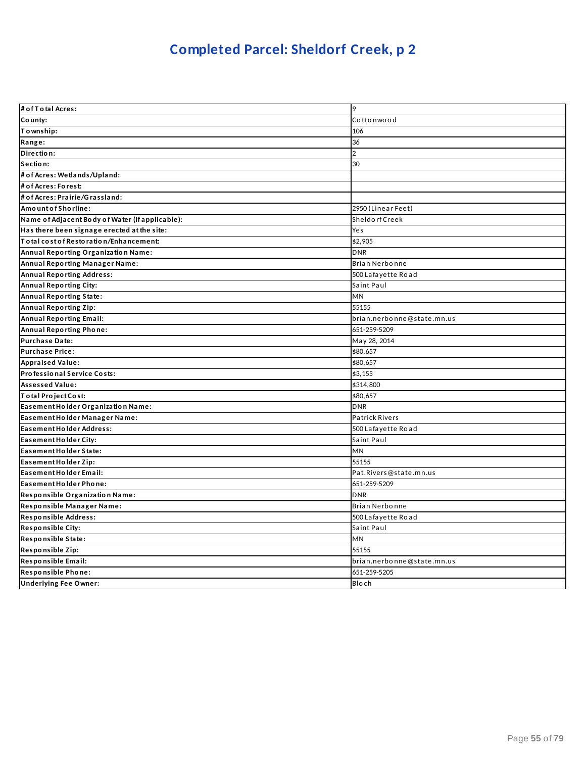# Completed Parcel: Sheldorf Creek, p 2

| # of Total Acres: | 9 |
|---|---|
| County: | Cottonwood |
| Township: | 106 |
| Range: | 36 |
| Direction: | 2 |
| Section: | 30 |
| # of Acres: Wetlands/Upland: | |
| # of Acres: Forest: | |
| # of Acres: Prairie/Grassland: | |
| Amount of Shorline: | 2950 (Linear Feet) |
| Name of Adjacent Body of Water (if applicable): | Sheldorf Creek |
| Has there been signage erected at the site: | Yes |
| Total cost of Restoration/Enhancement: | $2,905 |
| Annual Reporting Organization Name: | DNR |
| Annual Reporting Manager Name: | Brian Nerbonne |
| Annual Reporting Address: | 500 Lafayette Road |
| Annual Reporting City: | Saint Paul |
| Annual Reporting State: | MN |
| Annual Reporting Zip: | 55155 |
| Annual Reporting Email: | brian.nerbonne@state.mn.us |
| Annual Reporting Phone: | 651-259-5209 |
| Purchase Date: | May 28, 2014 |
| Purchase Price: | $80,657 |
| Appraised Value: | $80,657 |
| Professional Service Costs: | $3,155 |
| Assessed Value: | $314,800 |
| Total Project Cost: | $80,657 |
| Easement Holder Organization Name: | DNR |
| Easement Holder Manager Name: | Patrick Rivers |
| Easement Holder Address: | 500 Lafayette Road |
| Easement Holder City: | Saint Paul |
| Easement Holder State: | MN |
| Easement Holder Zip: | 55155 |
| Easement Holder Email: | Pat.Rivers@state.mn.us |
| Easement Holder Phone: | 651-259-5209 |
| Responsible Organization Name: | DNR |
| Responsible Manager Name: | Brian Nerbonne |
| Responsible Address: | 500 Lafayette Road |
| Responsible City: | Saint Paul |
| Responsible State: | MN |
| Responsible Zip: | 55155 |
| Responsible Email: | brian.nerbonne@state.mn.us |
| Responsible Phone: | 651-259-5205 |
| Underlying Fee Owner: | Bloch |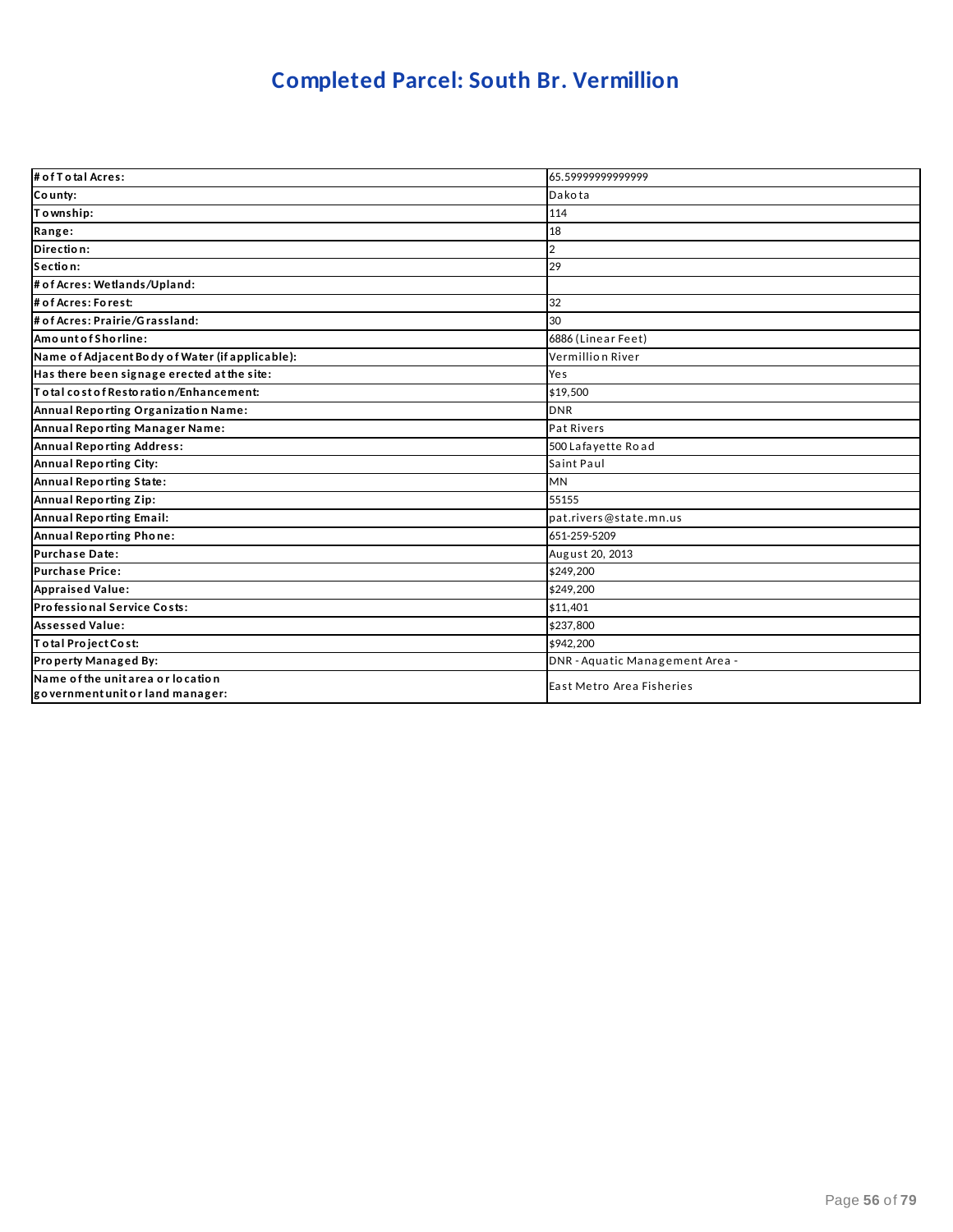# Completed Parcel: South Br. Vermillion

| | |
|---|---|
| **# of Total Acres:** | 65.59999999999999 |
| **County:** | Dakota |
| **Township:** | 114 |
| **Range:** | 18 |
| **Direction:** | 2 |
| **Section:** | 29 |
| **# of Acres: Wetlands/Upland:** | |
| **# of Acres: Forest:** | 32 |
| **# of Acres: Prairie/Grassland:** | 30 |
| **Amount of Shorline:** | 6886 (Linear Feet) |
| **Name of Adjacent Body of Water (if applicable):** | Vermillion River |
| **Has there been signage erected at the site:** | Yes |
| **Total cost of Restoration/Enhancement:** | $19,500 |
| **Annual Reporting Organization Name:** | DNR |
| **Annual Reporting Manager Name:** | Pat Rivers |
| **Annual Reporting Address:** | 500 Lafayette Road |
| **Annual Reporting City:** | Saint Paul |
| **Annual Reporting State:** | MN |
| **Annual Reporting Zip:** | 55155 |
| **Annual Reporting Email:** | pat.rivers@state.mn.us |
| **Annual Reporting Phone:** | 651-259-5209 |
| **Purchase Date:** | August 20, 2013 |
| **Purchase Price:** | $249,200 |
| **Appraised Value:** | $249,200 |
| **Professional Service Costs:** | $11,401 |
| **Assessed Value:** | $237,800 |
| **Total Project Cost:** | $942,200 |
| **Property Managed By:** | DNR - Aquatic Management Area - |
| **Name of the unit area or location government unit or land manager:** | East Metro Area Fisheries |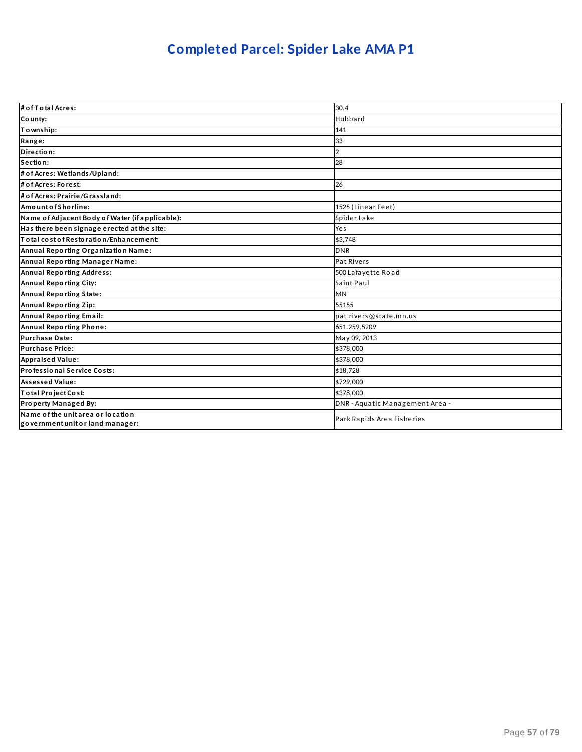# Completed Parcel: Spider Lake AMA P1

| | |
|---|---|
| **# of Total Acres:** | 30.4 |
| **County:** | Hubbard |
| **Township:** | 141 |
| **Range:** | 33 |
| **Direction:** | 2 |
| **Section:** | 28 |
| **# of Acres: Wetlands/Upland:** | |
| **# of Acres: Forest:** | 26 |
| **# of Acres: Prairie/Grassland:** | |
| **Amount of Shorline:** | 1525 (Linear Feet) |
| **Name of Adjacent Body of Water (if applicable):** | Spider Lake |
| **Has there been signage erected at the site:** | Yes |
| **Total cost of Restoration/Enhancement:** | $3,748 |
| **Annual Reporting Organization Name:** | DNR |
| **Annual Reporting Manager Name:** | Pat Rivers |
| **Annual Reporting Address:** | 500 Lafayette Road |
| **Annual Reporting City:** | Saint Paul |
| **Annual Reporting State:** | MN |
| **Annual Reporting Zip:** | 55155 |
| **Annual Reporting Email:** | pat.rivers@state.mn.us |
| **Annual Reporting Phone:** | 651.259.5209 |
| **Purchase Date:** | May 09, 2013 |
| **Purchase Price:** | $378,000 |
| **Appraised Value:** | $378,000 |
| **Professional Service Costs:** | $18,728 |
| **Assessed Value:** | $729,000 |
| **Total Project Cost:** | $378,000 |
| **Property Managed By:** | DNR - Aquatic Management Area - |
| **Name of the unit area or location government unit or land manager:** | Park Rapids Area Fisheries |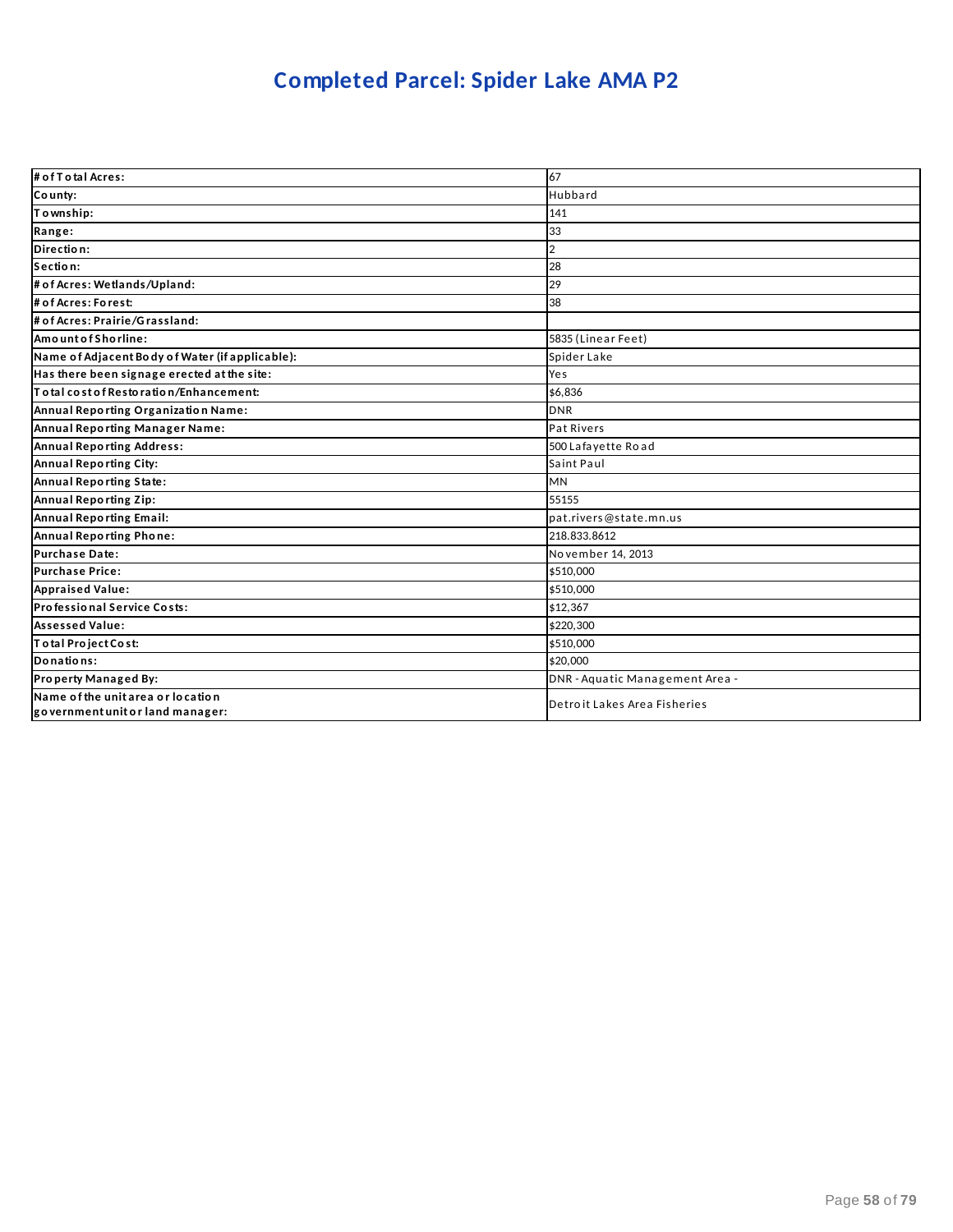# Completed Parcel: Spider Lake AMA P2

| | |
|---|---|
| **# of Total Acres:** | 67 |
| **County:** | Hubbard |
| **Township:** | 141 |
| **Range:** | 33 |
| **Direction:** | 2 |
| **Section:** | 28 |
| **# of Acres: Wetlands/Upland:** | 29 |
| **# of Acres: Forest:** | 38 |
| **# of Acres: Prairie/Grassland:** | |
| **Amount of Shorline:** | 5835 (Linear Feet) |
| **Name of Adjacent Body of Water (if applicable):** | Spider Lake |
| **Has there been signage erected at the site:** | Yes |
| **Total cost of Restoration/Enhancement:** | $6,836 |
| **Annual Reporting Organization Name:** | DNR |
| **Annual Reporting Manager Name:** | Pat Rivers |
| **Annual Reporting Address:** | 500 Lafayette Road |
| **Annual Reporting City:** | Saint Paul |
| **Annual Reporting State:** | MN |
| **Annual Reporting Zip:** | 55155 |
| **Annual Reporting Email:** | pat.rivers@state.mn.us |
| **Annual Reporting Phone:** | 218.833.8612 |
| **Purchase Date:** | November 14, 2013 |
| **Purchase Price:** | $510,000 |
| **Appraised Value:** | $510,000 |
| **Professional Service Costs:** | $12,367 |
| **Assessed Value:** | $220,300 |
| **Total Project Cost:** | $510,000 |
| **Donations:** | $20,000 |
| **Property Managed By:** | DNR - Aquatic Management Area - |
| **Name of the unit area or location government unit or land manager:** | Detroit Lakes Area Fisheries |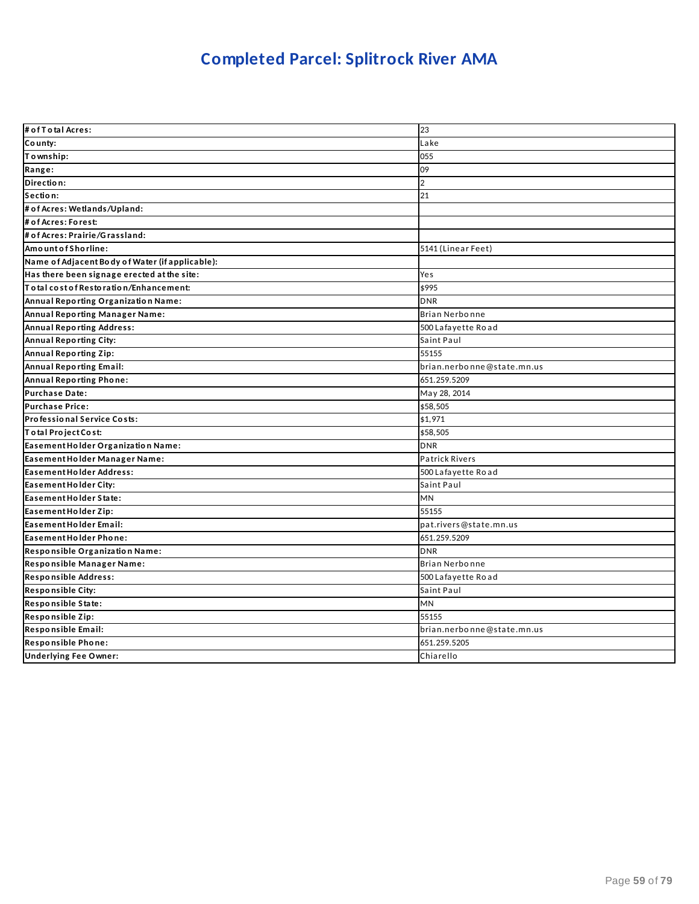# Completed Parcel: Splitrock River AMA

| # of Total Acres: | 23 |
|---|---|
| County: | Lake |
| Township: | 055 |
| Range: | 09 |
| Direction: | 2 |
| Section: | 21 |
| # of Acres: Wetlands/Upland: | |
| # of Acres: Forest: | |
| # of Acres: Prairie/Grassland: | |
| Amount of Shorline: | 5141 (Linear Feet) |
| Name of Adjacent Body of Water (if applicable): | |
| Has there been signage erected at the site: | Yes |
| Total cost of Restoration/Enhancement: | $995 |
| Annual Reporting Organization Name: | DNR |
| Annual Reporting Manager Name: | Brian Nerbonne |
| Annual Reporting Address: | 500 Lafayette Road |
| Annual Reporting City: | Saint Paul |
| Annual Reporting Zip: | 55155 |
| Annual Reporting Email: | brian.nerbonne@state.mn.us |
| Annual Reporting Phone: | 651.259.5209 |
| Purchase Date: | May 28, 2014 |
| Purchase Price: | $58,505 |
| Professional Service Costs: | $1,971 |
| Total Project Cost: | $58,505 |
| Easement Holder Organization Name: | DNR |
| Easement Holder Manager Name: | Patrick Rivers |
| Easement Holder Address: | 500 Lafayette Road |
| Easement Holder City: | Saint Paul |
| Easement Holder State: | MN |
| Easement Holder Zip: | 55155 |
| Easement Holder Email: | pat.rivers@state.mn.us |
| Easement Holder Phone: | 651.259.5209 |
| Responsible Organization Name: | DNR |
| Responsible Manager Name: | Brian Nerbonne |
| Responsible Address: | 500 Lafayette Road |
| Responsible City: | Saint Paul |
| Responsible State: | MN |
| Responsible Zip: | 55155 |
| Responsible Email: | brian.nerbonne@state.mn.us |
| Responsible Phone: | 651.259.5205 |
| Underlying Fee Owner: | Chiarello |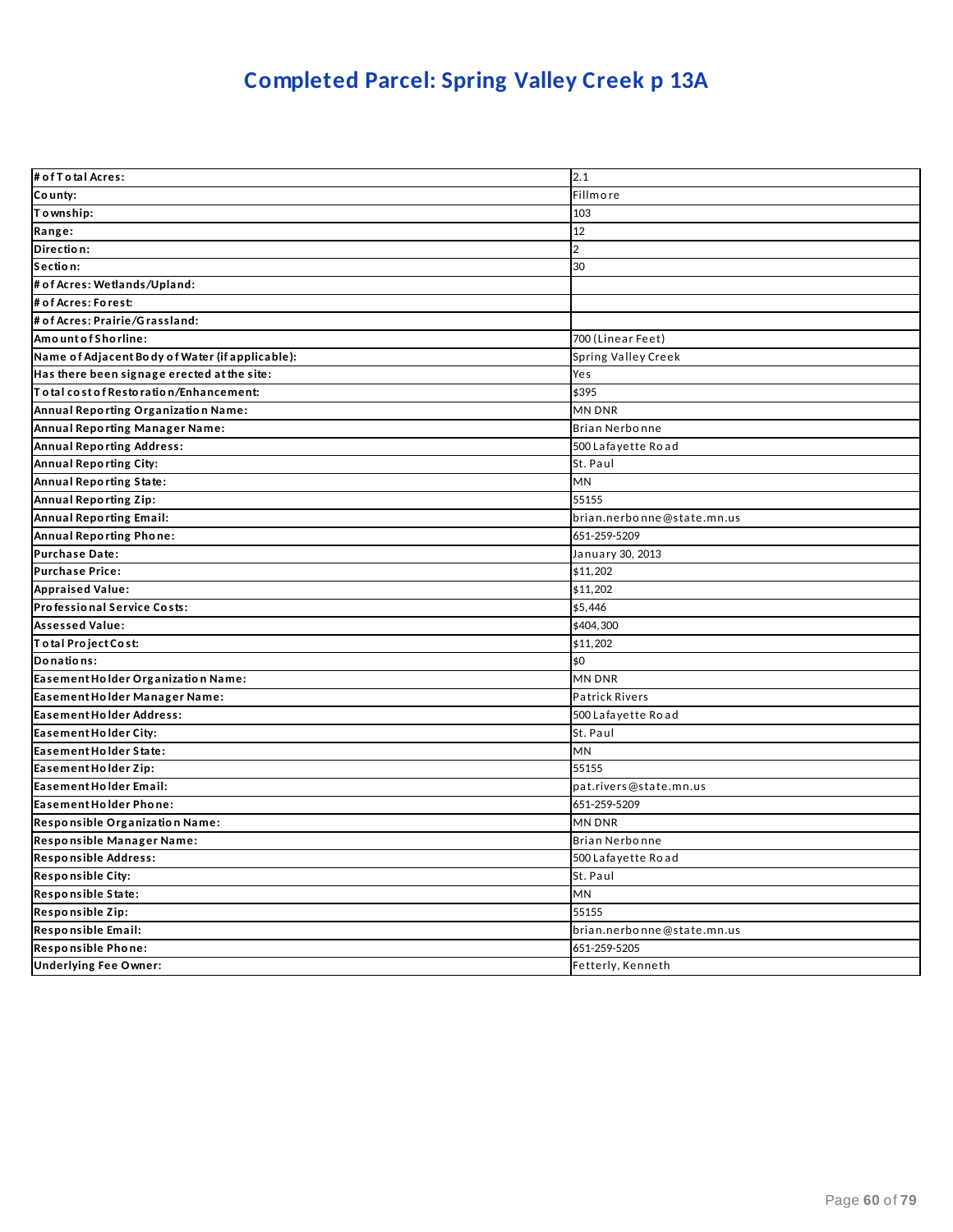# Completed Parcel: Spring Valley Creek p 13A

| # of Total Acres: | 2.1 |
|---|---|
| County: | Fillmore |
| Township: | 103 |
| Range: | 12 |
| Direction: | 2 |
| Section: | 30 |
| # of Acres: Wetlands/Upland: | |
| # of Acres: Forest: | |
| # of Acres: Prairie/Grassland: | |
| Amount of Shorline: | 700 (Linear Feet) |
| Name of Adjacent Body of Water (if applicable): | Spring Valley Creek |
| Has there been signage erected at the site: | Yes |
| Total cost of Restoration/Enhancement: | $395 |
| Annual Reporting Organization Name: | MN DNR |
| Annual Reporting Manager Name: | Brian Nerbonne |
| Annual Reporting Address: | 500 Lafayette Road |
| Annual Reporting City: | St. Paul |
| Annual Reporting State: | MN |
| Annual Reporting Zip: | 55155 |
| Annual Reporting Email: | brian.nerbonne@state.mn.us |
| Annual Reporting Phone: | 651-259-5209 |
| Purchase Date: | January 30, 2013 |
| Purchase Price: | $11,202 |
| Appraised Value: | $11,202 |
| Professional Service Costs: | $5,446 |
| Assessed Value: | $404,300 |
| Total Project Cost: | $11,202 |
| Donations: | $0 |
| Easement Holder Organization Name: | MN DNR |
| Easement Holder Manager Name: | Patrick Rivers |
| Easement Holder Address: | 500 Lafayette Road |
| Easement Holder City: | St. Paul |
| Easement Holder State: | MN |
| Easement Holder Zip: | 55155 |
| Easement Holder Email: | pat.rivers@state.mn.us |
| Easement Holder Phone: | 651-259-5209 |
| Responsible Organization Name: | MN DNR |
| Responsible Manager Name: | Brian Nerbonne |
| Responsible Address: | 500 Lafayette Road |
| Responsible City: | St. Paul |
| Responsible State: | MN |
| Responsible Zip: | 55155 |
| Responsible Email: | brian.nerbonne@state.mn.us |
| Responsible Phone: | 651-259-5205 |
| Underlying Fee Owner: | Fetterly, Kenneth |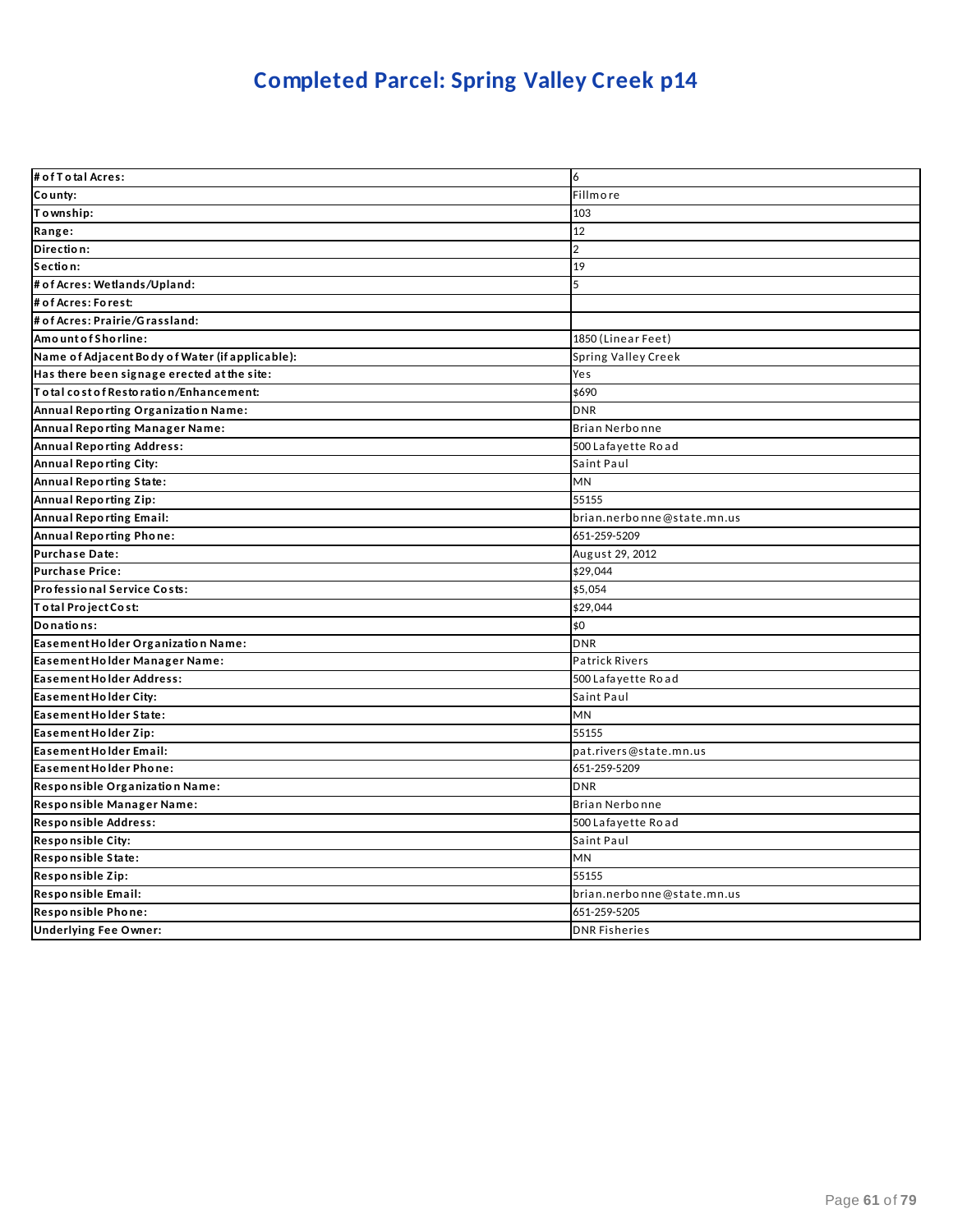# Completed Parcel: Spring Valley Creek p14

| | |
|---|---|
| **# of Total Acres:** | 6 |
| **County:** | Fillmore |
| **Township:** | 103 |
| **Range:** | 12 |
| **Direction:** | 2 |
| **Section:** | 19 |
| **# of Acres: Wetlands/Upland:** | 5 |
| **# of Acres: Forest:** | |
| **# of Acres: Prairie/Grassland:** | |
| **Amount of Shorline:** | 1850 (Linear Feet) |
| **Name of Adjacent Body of Water (if applicable):** | Spring Valley Creek |
| **Has there been signage erected at the site:** | Yes |
| **Total cost of Restoration/Enhancement:** | $690 |
| **Annual Reporting Organization Name:** | DNR |
| **Annual Reporting Manager Name:** | Brian Nerbonne |
| **Annual Reporting Address:** | 500 Lafayette Road |
| **Annual Reporting City:** | Saint Paul |
| **Annual Reporting State:** | MN |
| **Annual Reporting Zip:** | 55155 |
| **Annual Reporting Email:** | brian.nerbonne@state.mn.us |
| **Annual Reporting Phone:** | 651-259-5209 |
| **Purchase Date:** | August 29, 2012 |
| **Purchase Price:** | $29,044 |
| **Professional Service Costs:** | $5,054 |
| **Total Project Cost:** | $29,044 |
| **Donations:** | $0 |
| **Easement Holder Organization Name:** | DNR |
| **Easement Holder Manager Name:** | Patrick Rivers |
| **Easement Holder Address:** | 500 Lafayette Road |
| **Easement Holder City:** | Saint Paul |
| **Easement Holder State:** | MN |
| **Easement Holder Zip:** | 55155 |
| **Easement Holder Email:** | pat.rivers@state.mn.us |
| **Easement Holder Phone:** | 651-259-5209 |
| **Responsible Organization Name:** | DNR |
| **Responsible Manager Name:** | Brian Nerbonne |
| **Responsible Address:** | 500 Lafayette Road |
| **Responsible City:** | Saint Paul |
| **Responsible State:** | MN |
| **Responsible Zip:** | 55155 |
| **Responsible Email:** | brian.nerbonne@state.mn.us |
| **Responsible Phone:** | 651-259-5205 |
| **Underlying Fee Owner:** | DNR Fisheries |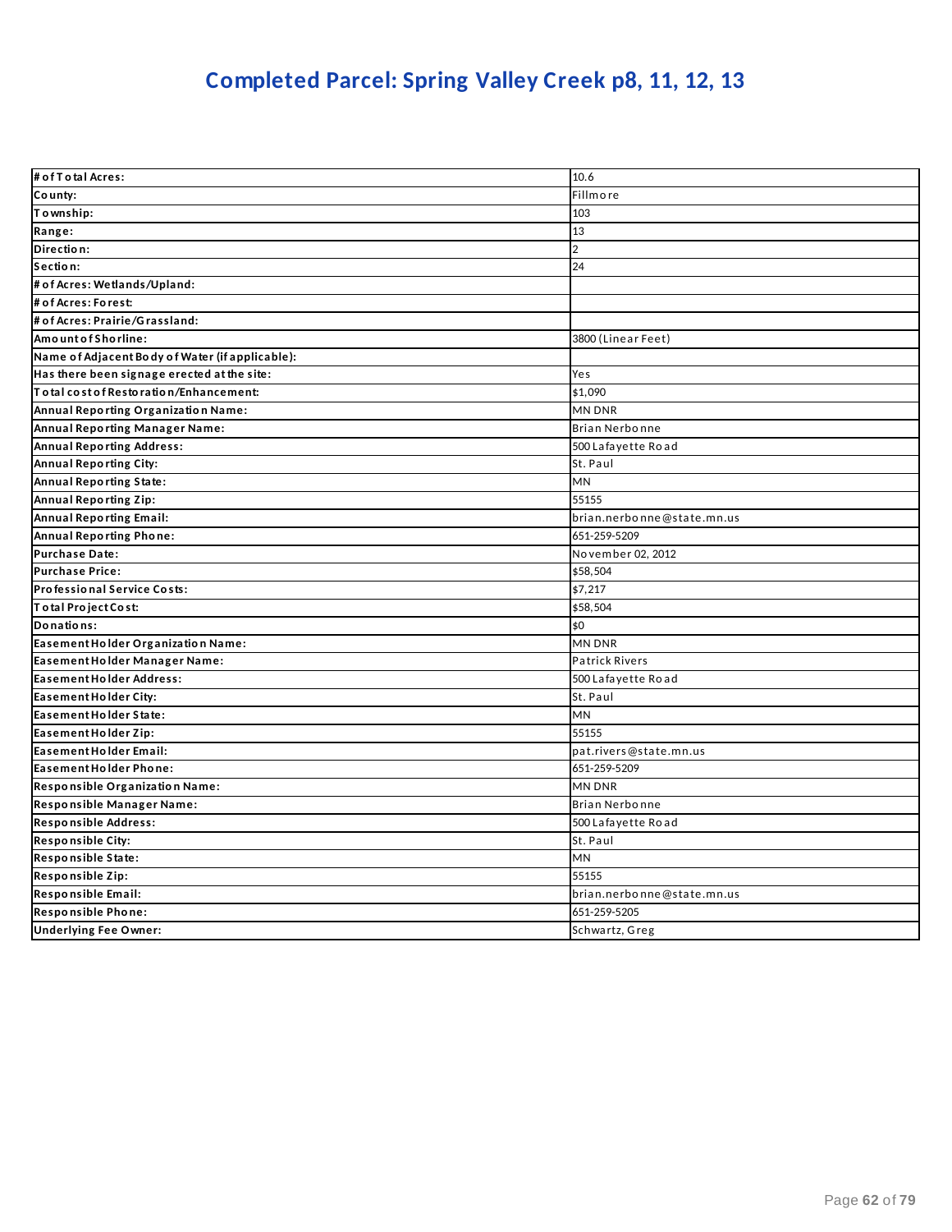# Completed Parcel: Spring Valley Creek p8, 11, 12, 13

| | |
|---|---|
| **# of Total Acres:** | 10.6 |
| **County:** | Fillmore |
| **Township:** | 103 |
| **Range:** | 13 |
| **Direction:** | 2 |
| **Section:** | 24 |
| **# of Acres: Wetlands/Upland:** | |
| **# of Acres: Forest:** | |
| **# of Acres: Prairie/Grassland:** | |
| **Amount of Shorline:** | 3800 (Linear Feet) |
| **Name of Adjacent Body of Water (if applicable):** | |
| **Has there been signage erected at the site:** | Yes |
| **Total cost of Restoration/Enhancement:** | $1,090 |
| **Annual Reporting Organization Name:** | MN DNR |
| **Annual Reporting Manager Name:** | Brian Nerbonne |
| **Annual Reporting Address:** | 500 Lafayette Road |
| **Annual Reporting City:** | St. Paul |
| **Annual Reporting State:** | MN |
| **Annual Reporting Zip:** | 55155 |
| **Annual Reporting Email:** | brian.nerbonne@state.mn.us |
| **Annual Reporting Phone:** | 651-259-5209 |
| **Purchase Date:** | November 02, 2012 |
| **Purchase Price:** | $58,504 |
| **Professional Service Costs:** | $7,217 |
| **Total Project Cost:** | $58,504 |
| **Donations:** | $0 |
| **Easement Holder Organization Name:** | MN DNR |
| **Easement Holder Manager Name:** | Patrick Rivers |
| **Easement Holder Address:** | 500 Lafayette Road |
| **Easement Holder City:** | St. Paul |
| **Easement Holder State:** | MN |
| **Easement Holder Zip:** | 55155 |
| **Easement Holder Email:** | pat.rivers@state.mn.us |
| **Easement Holder Phone:** | 651-259-5209 |
| **Responsible Organization Name:** | MN DNR |
| **Responsible Manager Name:** | Brian Nerbonne |
| **Responsible Address:** | 500 Lafayette Road |
| **Responsible City:** | St. Paul |
| **Responsible State:** | MN |
| **Responsible Zip:** | 55155 |
| **Responsible Email:** | brian.nerbonne@state.mn.us |
| **Responsible Phone:** | 651-259-5205 |
| **Underlying Fee Owner:** | Schwartz, Greg |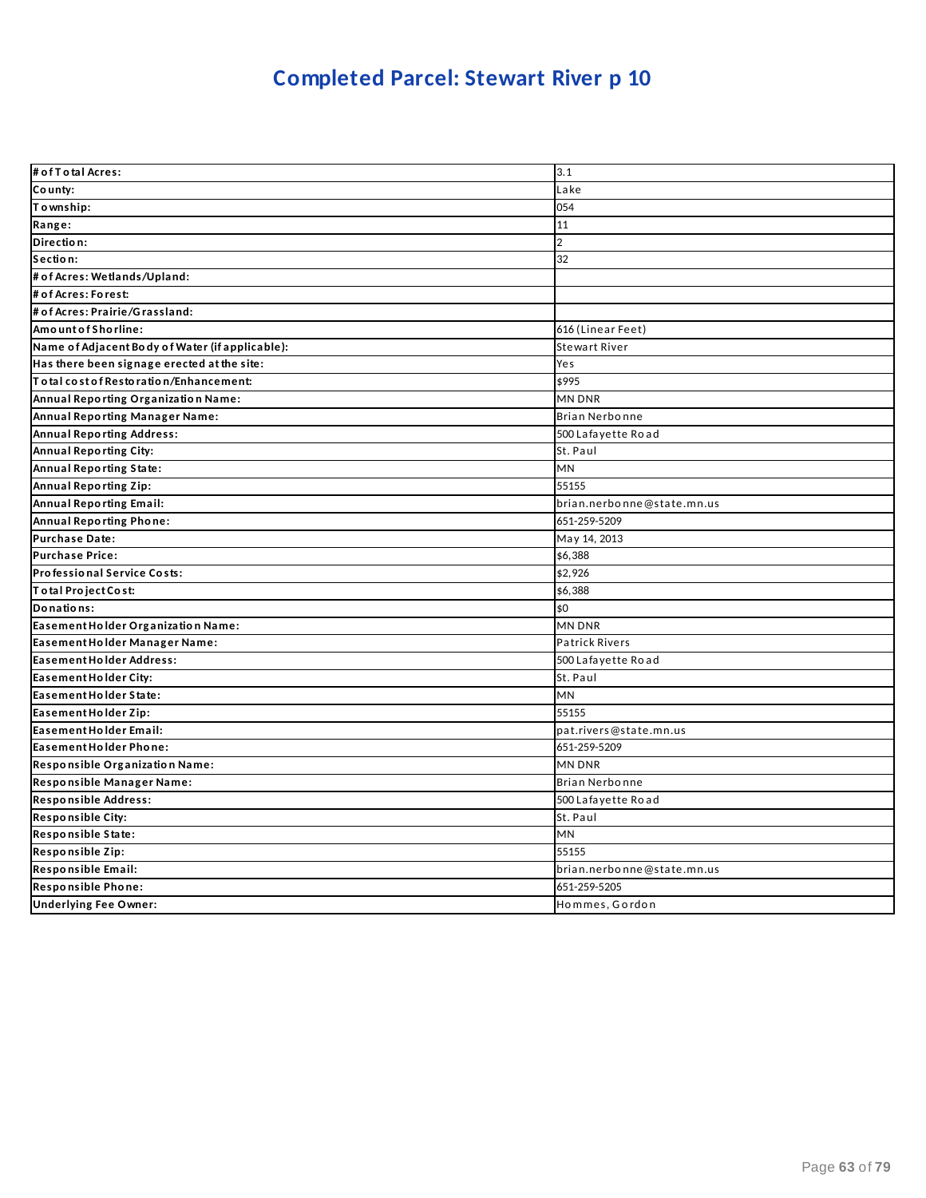# Completed Parcel: Stewart River p 10

| | |
|---|---|
| **# of Total Acres:** | 3.1 |
| **County:** | Lake |
| **Township:** | 054 |
| **Range:** | 11 |
| **Direction:** | 2 |
| **Section:** | 32 |
| **# of Acres: Wetlands/Upland:** | |
| **# of Acres: Forest:** | |
| **# of Acres: Prairie/Grassland:** | |
| **Amount of Shorline:** | 616 (Linear Feet) |
| **Name of Adjacent Body of Water (if applicable):** | Stewart River |
| **Has there been signage erected at the site:** | Yes |
| **Total cost of Restoration/Enhancement:** | $995 |
| **Annual Reporting Organization Name:** | MN DNR |
| **Annual Reporting Manager Name:** | Brian Nerbonne |
| **Annual Reporting Address:** | 500 Lafayette Road |
| **Annual Reporting City:** | St. Paul |
| **Annual Reporting State:** | MN |
| **Annual Reporting Zip:** | 55155 |
| **Annual Reporting Email:** | brian.nerbonne@state.mn.us |
| **Annual Reporting Phone:** | 651-259-5209 |
| **Purchase Date:** | May 14, 2013 |
| **Purchase Price:** | $6,388 |
| **Professional Service Costs:** | $2,926 |
| **Total Project Cost:** | $6,388 |
| **Donations:** | $0 |
| **Easement Holder Organization Name:** | MN DNR |
| **Easement Holder Manager Name:** | Patrick Rivers |
| **Easement Holder Address:** | 500 Lafayette Road |
| **Easement Holder City:** | St. Paul |
| **Easement Holder State:** | MN |
| **Easement Holder Zip:** | 55155 |
| **Easement Holder Email:** | pat.rivers@state.mn.us |
| **Easement Holder Phone:** | 651-259-5209 |
| **Responsible Organization Name:** | MN DNR |
| **Responsible Manager Name:** | Brian Nerbonne |
| **Responsible Address:** | 500 Lafayette Road |
| **Responsible City:** | St. Paul |
| **Responsible State:** | MN |
| **Responsible Zip:** | 55155 |
| **Responsible Email:** | brian.nerbonne@state.mn.us |
| **Responsible Phone:** | 651-259-5205 |
| **Underlying Fee Owner:** | Hommes, Gordon |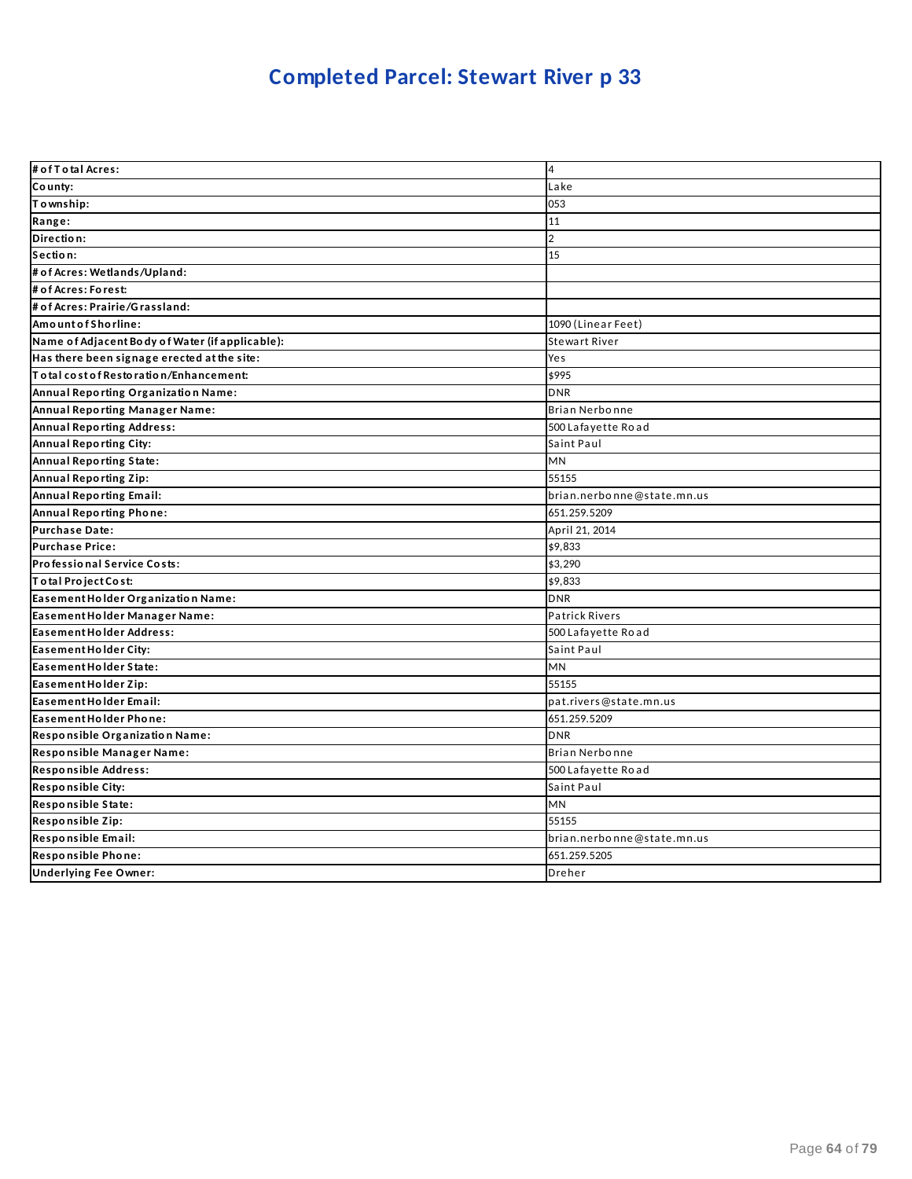# Completed Parcel: Stewart River p 33

| | |
|---|---|
| **# of Total Acres:** | 4 |
| **County:** | Lake |
| **Township:** | 053 |
| **Range:** | 11 |
| **Direction:** | 2 |
| **Section:** | 15 |
| **# of Acres: Wetlands/Upland:** | |
| **# of Acres: Forest:** | |
| **# of Acres: Prairie/Grassland:** | |
| **Amount of Shoreline:** | 1090 (Linear Feet) |
| **Name of Adjacent Body of Water (if applicable):** | Stewart River |
| **Has there been signage erected at the site:** | Yes |
| **Total cost of Restoration/Enhancement:** | $995 |
| **Annual Reporting Organization Name:** | DNR |
| **Annual Reporting Manager Name:** | Brian Nerbonne |
| **Annual Reporting Address:** | 500 Lafayette Road |
| **Annual Reporting City:** | Saint Paul |
| **Annual Reporting State:** | MN |
| **Annual Reporting Zip:** | 55155 |
| **Annual Reporting Email:** | brian.nerbonne@state.mn.us |
| **Annual Reporting Phone:** | 651.259.5209 |
| **Purchase Date:** | April 21, 2014 |
| **Purchase Price:** | $9,833 |
| **Professional Service Costs:** | $3,290 |
| **Total Project Cost:** | $9,833 |
| **Easement Holder Organization Name:** | DNR |
| **Easement Holder Manager Name:** | Patrick Rivers |
| **Easement Holder Address:** | 500 Lafayette Road |
| **Easement Holder City:** | Saint Paul |
| **Easement Holder State:** | MN |
| **Easement Holder Zip:** | 55155 |
| **Easement Holder Email:** | pat.rivers@state.mn.us |
| **Easement Holder Phone:** | 651.259.5209 |
| **Responsible Organization Name:** | DNR |
| **Responsible Manager Name:** | Brian Nerbonne |
| **Responsible Address:** | 500 Lafayette Road |
| **Responsible City:** | Saint Paul |
| **Responsible State:** | MN |
| **Responsible Zip:** | 55155 |
| **Responsible Email:** | brian.nerbonne@state.mn.us |
| **Responsible Phone:** | 651.259.5205 |
| **Underlying Fee Owner:** | Dreher |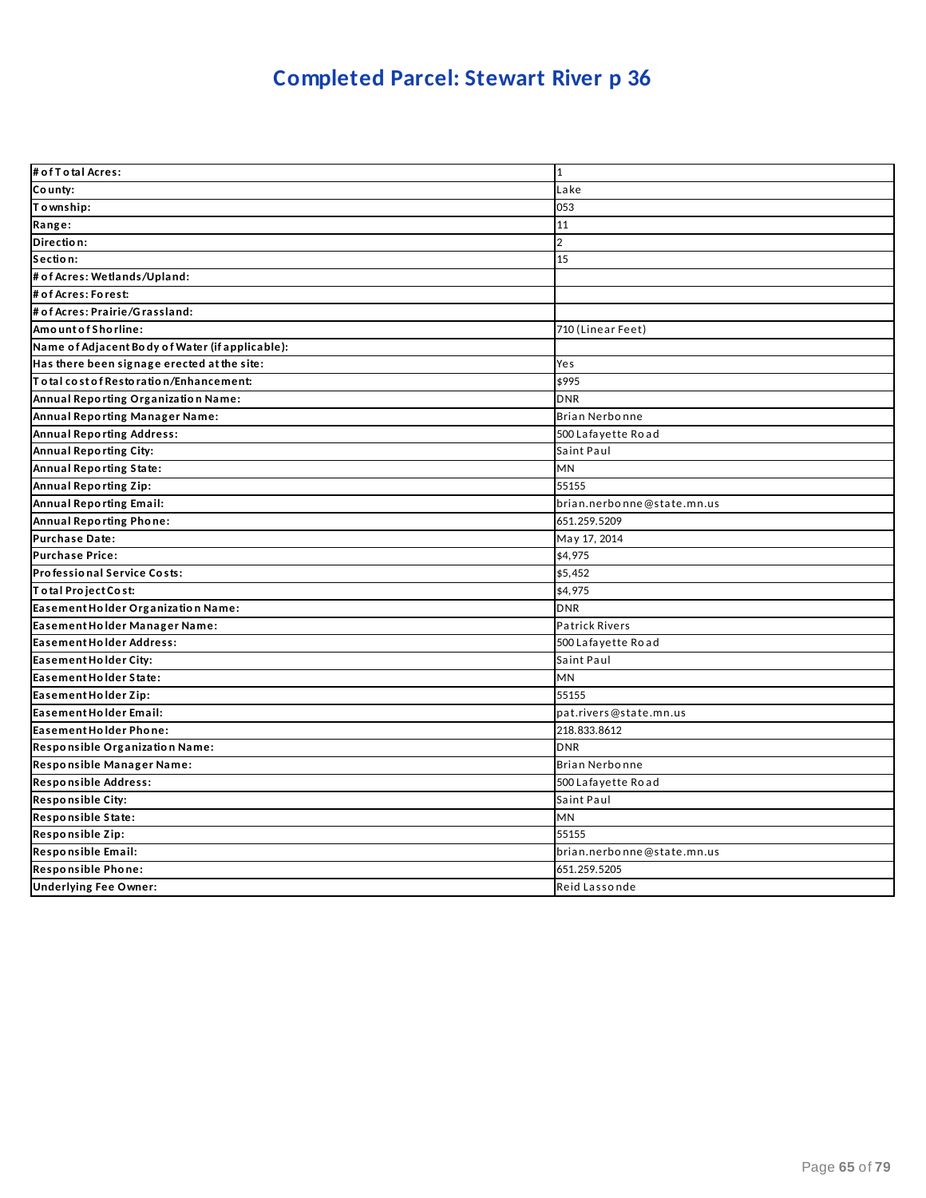# Completed Parcel: Stewart River p 36

| # of Total Acres: | 1 |
|---|---|
| County: | Lake |
| Township: | 053 |
| Range: | 11 |
| Direction: | 2 |
| Section: | 15 |
| # of Acres: Wetlands/Upland: | |
| # of Acres: Forest: | |
| # of Acres: Prairie/Grassland: | |
| Amount of Shoreline: | 710 (Linear Feet) |
| Name of Adjacent Body of Water (if applicable): | |
| Has there been signage erected at the site: | Yes |
| Total cost of Restoration/Enhancement: | $995 |
| Annual Reporting Organization Name: | DNR |
| Annual Reporting Manager Name: | Brian Nerbonne |
| Annual Reporting Address: | 500 Lafayette Road |
| Annual Reporting City: | Saint Paul |
| Annual Reporting State: | MN |
| Annual Reporting Zip: | 55155 |
| Annual Reporting Email: | brian.nerbonne@state.mn.us |
| Annual Reporting Phone: | 651.259.5209 |
| Purchase Date: | May 17, 2014 |
| Purchase Price: | $4,975 |
| Professional Service Costs: | $5,452 |
| Total Project Cost: | $4,975 |
| Easement Holder Organization Name: | DNR |
| Easement Holder Manager Name: | Patrick Rivers |
| Easement Holder Address: | 500 Lafayette Road |
| Easement Holder City: | Saint Paul |
| Easement Holder State: | MN |
| Easement Holder Zip: | 55155 |
| Easement Holder Email: | pat.rivers@state.mn.us |
| Easement Holder Phone: | 218.833.8612 |
| Responsible Organization Name: | DNR |
| Responsible Manager Name: | Brian Nerbonne |
| Responsible Address: | 500 Lafayette Road |
| Responsible City: | Saint Paul |
| Responsible State: | MN |
| Responsible Zip: | 55155 |
| Responsible Email: | brian.nerbonne@state.mn.us |
| Responsible Phone: | 651.259.5205 |
| Underlying Fee Owner: | Reid Lassonde |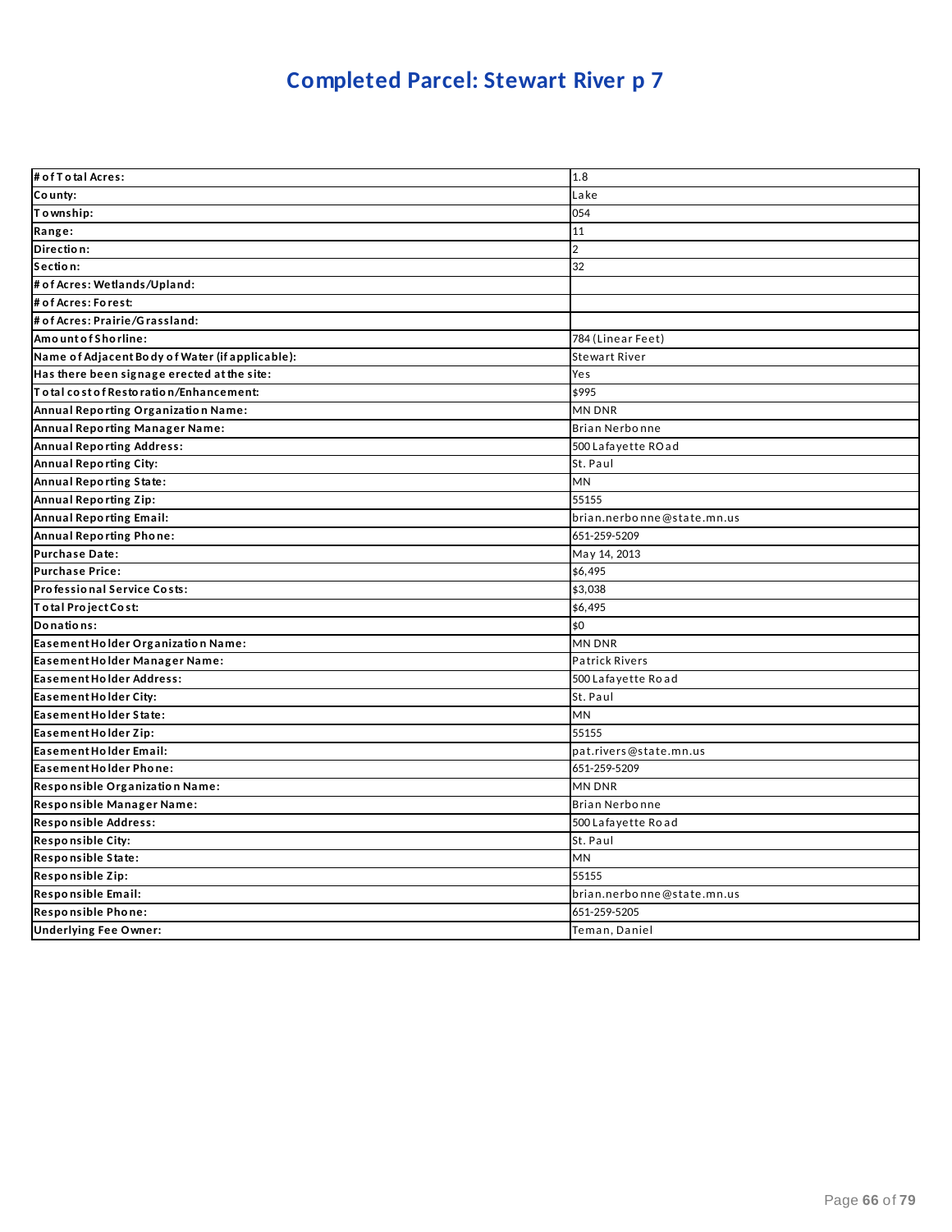# Completed Parcel: Stewart River p 7

| # of Total Acres: | 1.8 |
|---|---|
| County: | Lake |
| Township: | 054 |
| Range: | 11 |
| Direction: | 2 |
| Section: | 32 |
| # of Acres: Wetlands/Upland: | |
| # of Acres: Forest: | |
| # of Acres: Prairie/Grassland: | |
| Amount of Shoreline: | 784 (Linear Feet) |
| Name of Adjacent Body of Water (if applicable): | Stewart River |
| Has there been signage erected at the site: | Yes |
| Total cost of Restoration/Enhancement: | $995 |
| Annual Reporting Organization Name: | MN DNR |
| Annual Reporting Manager Name: | Brian Nerbonne |
| Annual Reporting Address: | 500 Lafayette ROad |
| Annual Reporting City: | St. Paul |
| Annual Reporting State: | MN |
| Annual Reporting Zip: | 55155 |
| Annual Reporting Email: | brian.nerbonne@state.mn.us |
| Annual Reporting Phone: | 651-259-5209 |
| Purchase Date: | May 14, 2013 |
| Purchase Price: | $6,495 |
| Professional Service Costs: | $3,038 |
| Total Project Cost: | $6,495 |
| Donations: | $0 |
| Easement Holder Organization Name: | MN DNR |
| Easement Holder Manager Name: | Patrick Rivers |
| Easement Holder Address: | 500 Lafayette Road |
| Easement Holder City: | St. Paul |
| Easement Holder State: | MN |
| Easement Holder Zip: | 55155 |
| Easement Holder Email: | pat.rivers@state.mn.us |
| Easement Holder Phone: | 651-259-5209 |
| Responsible Organization Name: | MN DNR |
| Responsible Manager Name: | Brian Nerbonne |
| Responsible Address: | 500 Lafayette Road |
| Responsible City: | St. Paul |
| Responsible State: | MN |
| Responsible Zip: | 55155 |
| Responsible Email: | brian.nerbonne@state.mn.us |
| Responsible Phone: | 651-259-5205 |
| Underlying Fee Owner: | Teman, Daniel |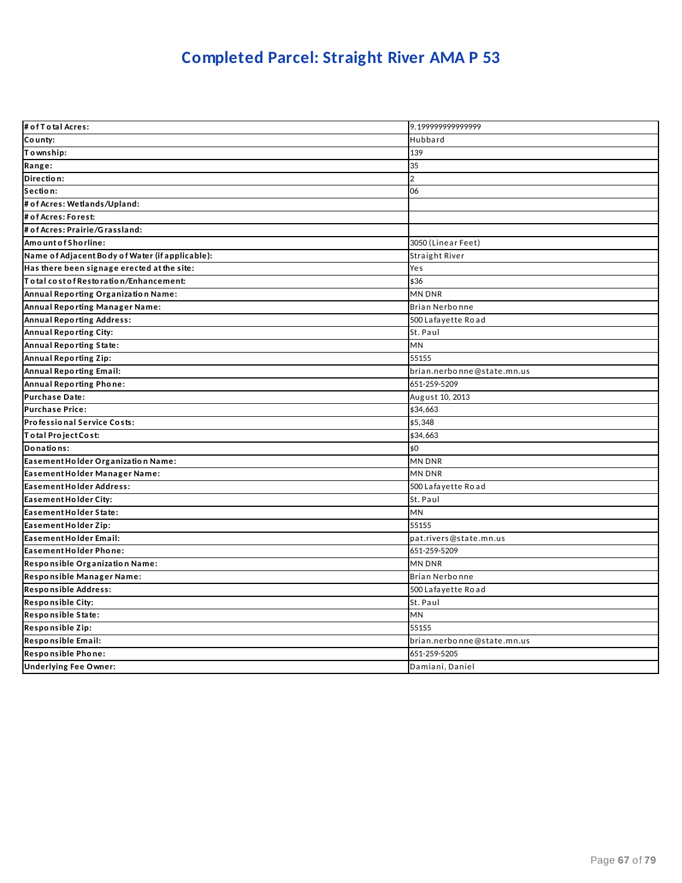# Completed Parcel: Straight River AMA P 53

| # of Total Acres: | 9.199999999999999 |
|---|---|
| County: | Hubbard |
| Township: | 139 |
| Range: | 35 |
| Direction: | 2 |
| Section: | 06 |
| # of Acres: Wetlands/Upland: | |
| # of Acres: Forest: | |
| # of Acres: Prairie/Grassland: | |
| Amount of Shoreline: | 3050 (Linear Feet) |
| Name of Adjacent Body of Water (if applicable): | Straight River |
| Has there been signage erected at the site: | Yes |
| Total cost of Restoration/Enhancement: | $36 |
| Annual Reporting Organization Name: | MN DNR |
| Annual Reporting Manager Name: | Brian Nerbonne |
| Annual Reporting Address: | 500 Lafayette Road |
| Annual Reporting City: | St. Paul |
| Annual Reporting State: | MN |
| Annual Reporting Zip: | 55155 |
| Annual Reporting Email: | brian.nerbonne@state.mn.us |
| Annual Reporting Phone: | 651-259-5209 |
| Purchase Date: | August 10, 2013 |
| Purchase Price: | $34,663 |
| Professional Service Costs: | $5,348 |
| Total Project Cost: | $34,663 |
| Donations: | $0 |
| Easement Holder Organization Name: | MN DNR |
| Easement Holder Manager Name: | MN DNR |
| Easement Holder Address: | 500 Lafayette Road |
| Easement Holder City: | St. Paul |
| Easement Holder State: | MN |
| Easement Holder Zip: | 55155 |
| Easement Holder Email: | pat.rivers@state.mn.us |
| Easement Holder Phone: | 651-259-5209 |
| Responsible Organization Name: | MN DNR |
| Responsible Manager Name: | Brian Nerbonne |
| Responsible Address: | 500 Lafayette Road |
| Responsible City: | St. Paul |
| Responsible State: | MN |
| Responsible Zip: | 55155 |
| Responsible Email: | brian.nerbonne@state.mn.us |
| Responsible Phone: | 651-259-5205 |
| Underlying Fee Owner: | Damiani, Daniel |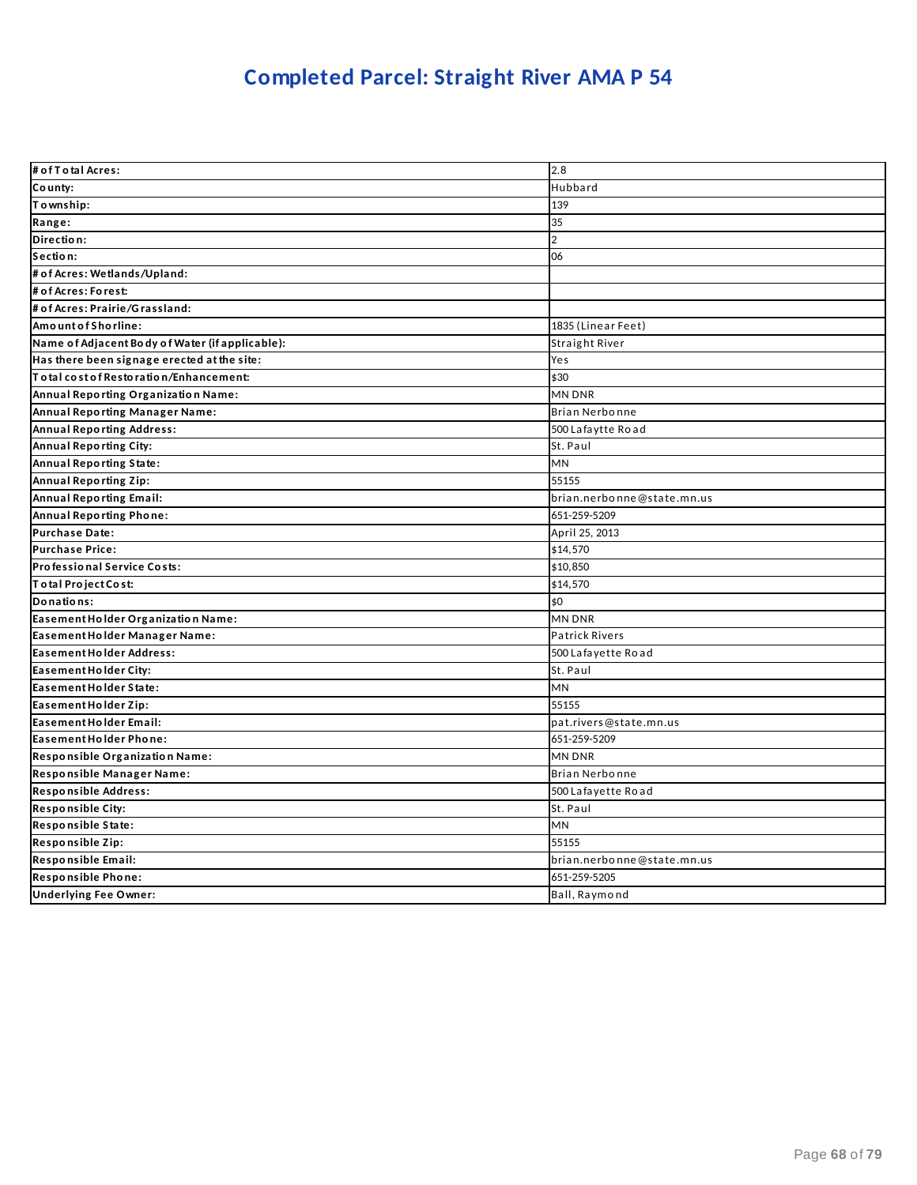# Completed Parcel: Straight River AMA P 54

| | |
|---|---|
| **# of Total Acres:** | 2.8 |
| **County:** | Hubbard |
| **Township:** | 139 |
| **Range:** | 35 |
| **Direction:** | 2 |
| **Section:** | 06 |
| **# of Acres: Wetlands/Upland:** | |
| **# of Acres: Forest:** | |
| **# of Acres: Prairie/Grassland:** | |
| **Amount of Shoreline:** | 1835 (Linear Feet) |
| **Name of Adjacent Body of Water (if applicable):** | Straight River |
| **Has there been signage erected at the site:** | Yes |
| **Total cost of Restoration/Enhancement:** | $30 |
| **Annual Reporting Organization Name:** | MN DNR |
| **Annual Reporting Manager Name:** | Brian Nerbonne |
| **Annual Reporting Address:** | 500 Lafaytte Road |
| **Annual Reporting City:** | St. Paul |
| **Annual Reporting State:** | MN |
| **Annual Reporting Zip:** | 55155 |
| **Annual Reporting Email:** | brian.nerbonne@state.mn.us |
| **Annual Reporting Phone:** | 651-259-5209 |
| **Purchase Date:** | April 25, 2013 |
| **Purchase Price:** | $14,570 |
| **Professional Service Costs:** | $10,850 |
| **Total Project Cost:** | $14,570 |
| **Donations:** | $0 |
| **Easement Holder Organization Name:** | MN DNR |
| **Easement Holder Manager Name:** | Patrick Rivers |
| **Easement Holder Address:** | 500 Lafayette Road |
| **Easement Holder City:** | St. Paul |
| **Easement Holder State:** | MN |
| **Easement Holder Zip:** | 55155 |
| **Easement Holder Email:** | pat.rivers@state.mn.us |
| **Easement Holder Phone:** | 651-259-5209 |
| **Responsible Organization Name:** | MN DNR |
| **Responsible Manager Name:** | Brian Nerbonne |
| **Responsible Address:** | 500 Lafayette Road |
| **Responsible City:** | St. Paul |
| **Responsible State:** | MN |
| **Responsible Zip:** | 55155 |
| **Responsible Email:** | brian.nerbonne@state.mn.us |
| **Responsible Phone:** | 651-259-5205 |
| **Underlying Fee Owner:** | Ball, Raymond |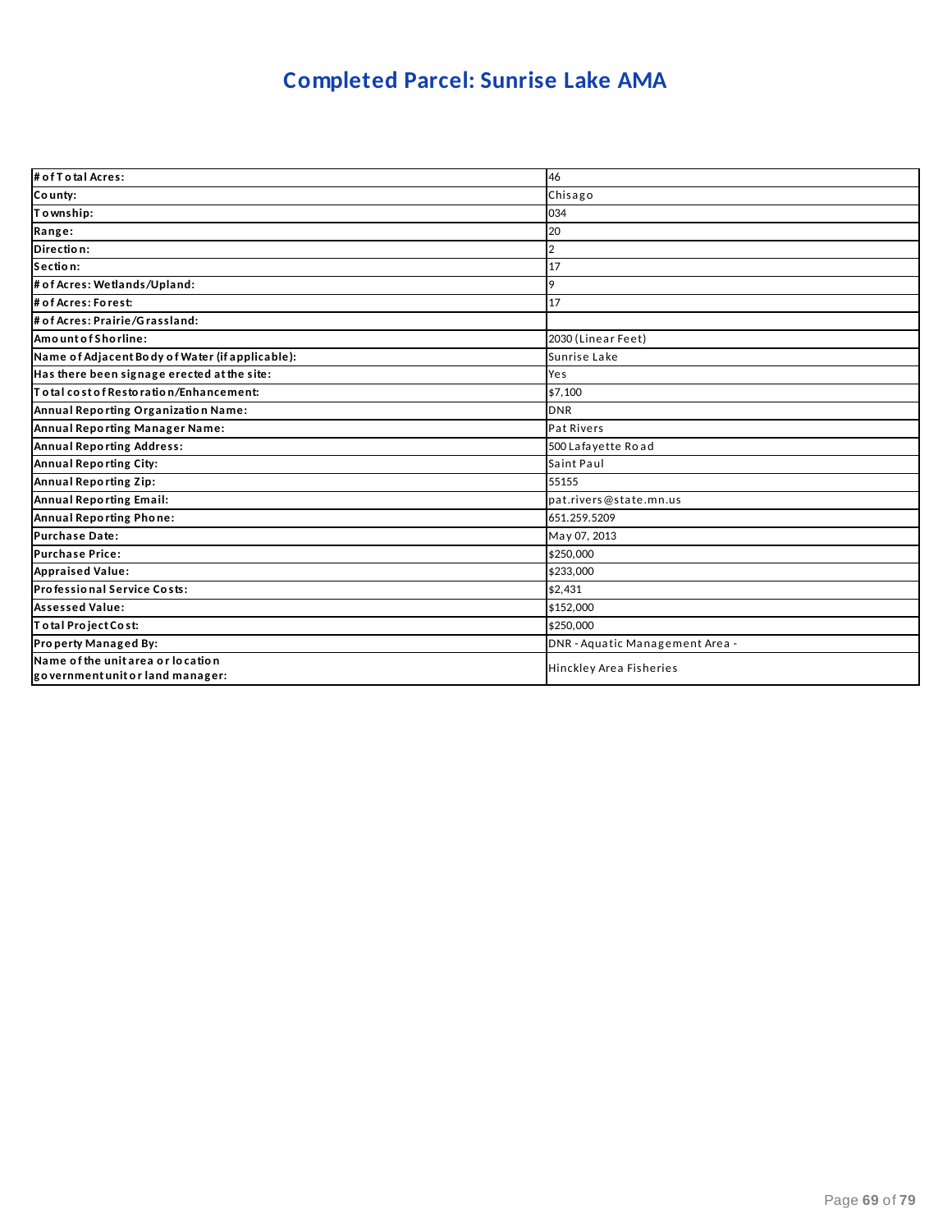# Completed Parcel: Sunrise Lake AMA

| | |
|---|---|
| **# of Total Acres:** | 46 |
| **County:** | Chisago |
| **Township:** | 034 |
| **Range:** | 20 |
| **Direction:** | 2 |
| **Section:** | 17 |
| **# of Acres: Wetlands/Upland:** | 9 |
| **# of Acres: Forest:** | 17 |
| **# of Acres: Prairie/Grassland:** | |
| **Amount of Shorline:** | 2030 (Linear Feet) |
| **Name of Adjacent Body of Water (if applicable):** | Sunrise Lake |
| **Has there been signage erected at the site:** | Yes |
| **Total cost of Restoration/Enhancement:** | $7,100 |
| **Annual Reporting Organization Name:** | DNR |
| **Annual Reporting Manager Name:** | Pat Rivers |
| **Annual Reporting Address:** | 500 Lafayette Road |
| **Annual Reporting City:** | Saint Paul |
| **Annual Reporting Zip:** | 55155 |
| **Annual Reporting Email:** | pat.rivers@state.mn.us |
| **Annual Reporting Phone:** | 651.259.5209 |
| **Purchase Date:** | May 07, 2013 |
| **Purchase Price:** | $250,000 |
| **Appraised Value:** | $233,000 |
| **Professional Service Costs:** | $2,431 |
| **Assessed Value:** | $152,000 |
| **Total Project Cost:** | $250,000 |
| **Property Managed By:** | DNR - Aquatic Management Area - |
| **Name of the unit area or location government unit or land manager:** | Hinckley Area Fisheries |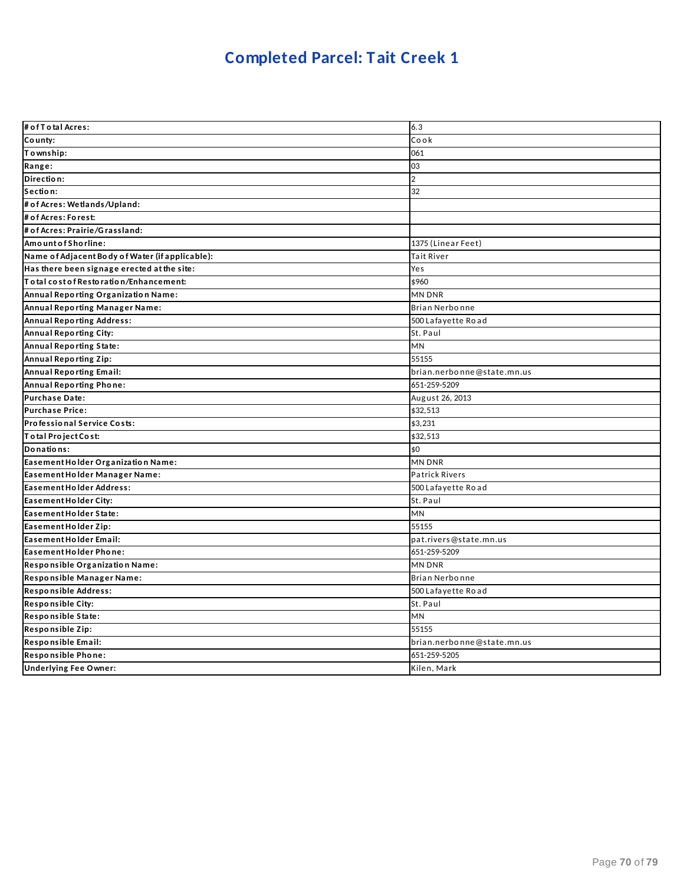# Completed Parcel: Tait Creek 1

| | |
|---|---|
| **# of Total Acres:** | 6.3 |
| **County:** | Cook |
| **Township:** | 061 |
| **Range:** | 03 |
| **Direction:** | 2 |
| **Section:** | 32 |
| **# of Acres: Wetlands/Upland:** | |
| **# of Acres: Forest:** | |
| **# of Acres: Prairie/Grassland:** | |
| **Amount of Shorline:** | 1375 (Linear Feet) |
| **Name of Adjacent Body of Water (if applicable):** | Tait River |
| **Has there been signage erected at the site:** | Yes |
| **Total cost of Restoration/Enhancement:** | $960 |
| **Annual Reporting Organization Name:** | MN DNR |
| **Annual Reporting Manager Name:** | Brian Nerbonne |
| **Annual Reporting Address:** | 500 Lafayette Road |
| **Annual Reporting City:** | St. Paul |
| **Annual Reporting State:** | MN |
| **Annual Reporting Zip:** | 55155 |
| **Annual Reporting Email:** | brian.nerbonne@state.mn.us |
| **Annual Reporting Phone:** | 651-259-5209 |
| **Purchase Date:** | August 26, 2013 |
| **Purchase Price:** | $32,513 |
| **Professional Service Costs:** | $3,231 |
| **Total Project Cost:** | $32,513 |
| **Donations:** | $0 |
| **Easement Holder Organization Name:** | MN DNR |
| **Easement Holder Manager Name:** | Patrick Rivers |
| **Easement Holder Address:** | 500 Lafayette Road |
| **Easement Holder City:** | St. Paul |
| **Easement Holder State:** | MN |
| **Easement Holder Zip:** | 55155 |
| **Easement Holder Email:** | pat.rivers@state.mn.us |
| **Easement Holder Phone:** | 651-259-5209 |
| **Responsible Organization Name:** | MN DNR |
| **Responsible Manager Name:** | Brian Nerbonne |
| **Responsible Address:** | 500 Lafayette Road |
| **Responsible City:** | St. Paul |
| **Responsible State:** | MN |
| **Responsible Zip:** | 55155 |
| **Responsible Email:** | brian.nerbonne@state.mn.us |
| **Responsible Phone:** | 651-259-5205 |
| **Underlying Fee Owner:** | Kilen, Mark |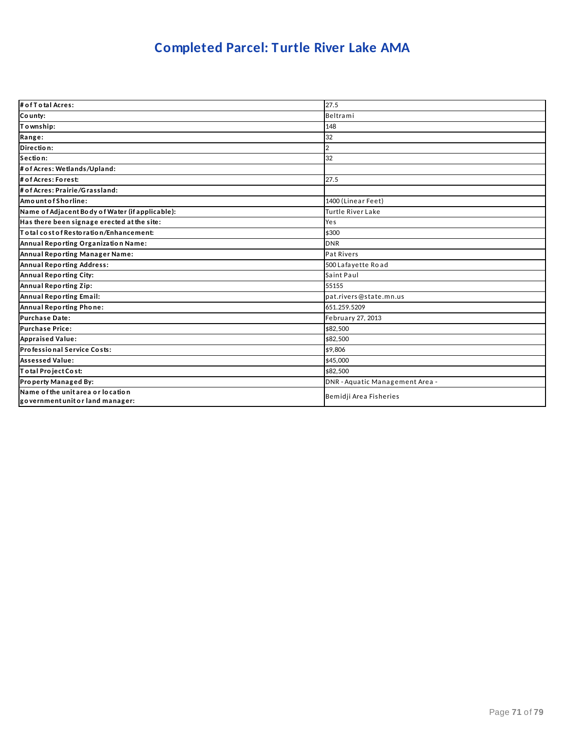# Completed Parcel: Turtle River Lake AMA

| # of Total Acres: | 27.5 |
|---|---|
| County: | Beltrami |
| Township: | 148 |
| Range: | 32 |
| Direction: | 2 |
| Section: | 32 |
| # of Acres: Wetlands/Upland: | |
| # of Acres: Forest: | 27.5 |
| # of Acres: Prairie/Grassland: | |
| Amount of Shorline: | 1400 (Linear Feet) |
| Name of Adjacent Body of Water (if applicable): | Turtle River Lake |
| Has there been signage erected at the site: | Yes |
| Total cost of Restoration/Enhancement: | $300 |
| Annual Reporting Organization Name: | DNR |
| Annual Reporting Manager Name: | Pat Rivers |
| Annual Reporting Address: | 500 Lafayette Road |
| Annual Reporting City: | Saint Paul |
| Annual Reporting Zip: | 55155 |
| Annual Reporting Email: | pat.rivers@state.mn.us |
| Annual Reporting Phone: | 651.259.5209 |
| Purchase Date: | February 27, 2013 |
| Purchase Price: | $82,500 |
| Appraised Value: | $82,500 |
| Professional Service Costs: | $9,806 |
| Assessed Value: | $45,000 |
| Total Project Cost: | $82,500 |
| Property Managed By: | DNR - Aquatic Management Area - |
| Name of the unit area or location government unit or land manager: | Bemidji Area Fisheries |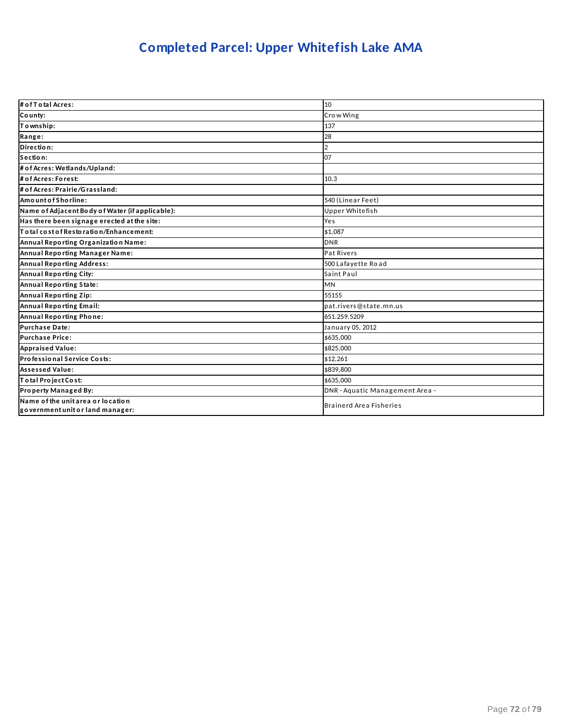# Completed Parcel: Upper Whitefish Lake AMA

| | |
|---|---|
| **# of Total Acres:** | 10 |
| **County:** | Crow Wing |
| **Township:** | 137 |
| **Range:** | 28 |
| **Direction:** | 2 |
| **Section:** | 07 |
| **# of Acres: Wetlands/Upland:** | |
| **# of Acres: Forest:** | 10.3 |
| **# of Acres: Prairie/Grassland:** | |
| **Amount of Shorline:** | 540 (Linear Feet) |
| **Name of Adjacent Body of Water (if applicable):** | Upper Whitefish |
| **Has there been signage erected at the site:** | Yes |
| **Total cost of Restoration/Enhancement:** | $1,087 |
| **Annual Reporting Organization Name:** | DNR |
| **Annual Reporting Manager Name:** | Pat Rivers |
| **Annual Reporting Address:** | 500 Lafayette Road |
| **Annual Reporting City:** | Saint Paul |
| **Annual Reporting State:** | MN |
| **Annual Reporting Zip:** | 55155 |
| **Annual Reporting Email:** | pat.rivers@state.mn.us |
| **Annual Reporting Phone:** | 651.259.5209 |
| **Purchase Date:** | January 05, 2012 |
| **Purchase Price:** | $635,000 |
| **Appraised Value:** | $825,000 |
| **Professional Service Costs:** | $12,261 |
| **Assessed Value:** | $839,800 |
| **Total Project Cost:** | $635,000 |
| **Property Managed By:** | DNR - Aquatic Management Area - |
| **Name of the unit area or location government unit or land manager:** | Brainerd Area Fisheries |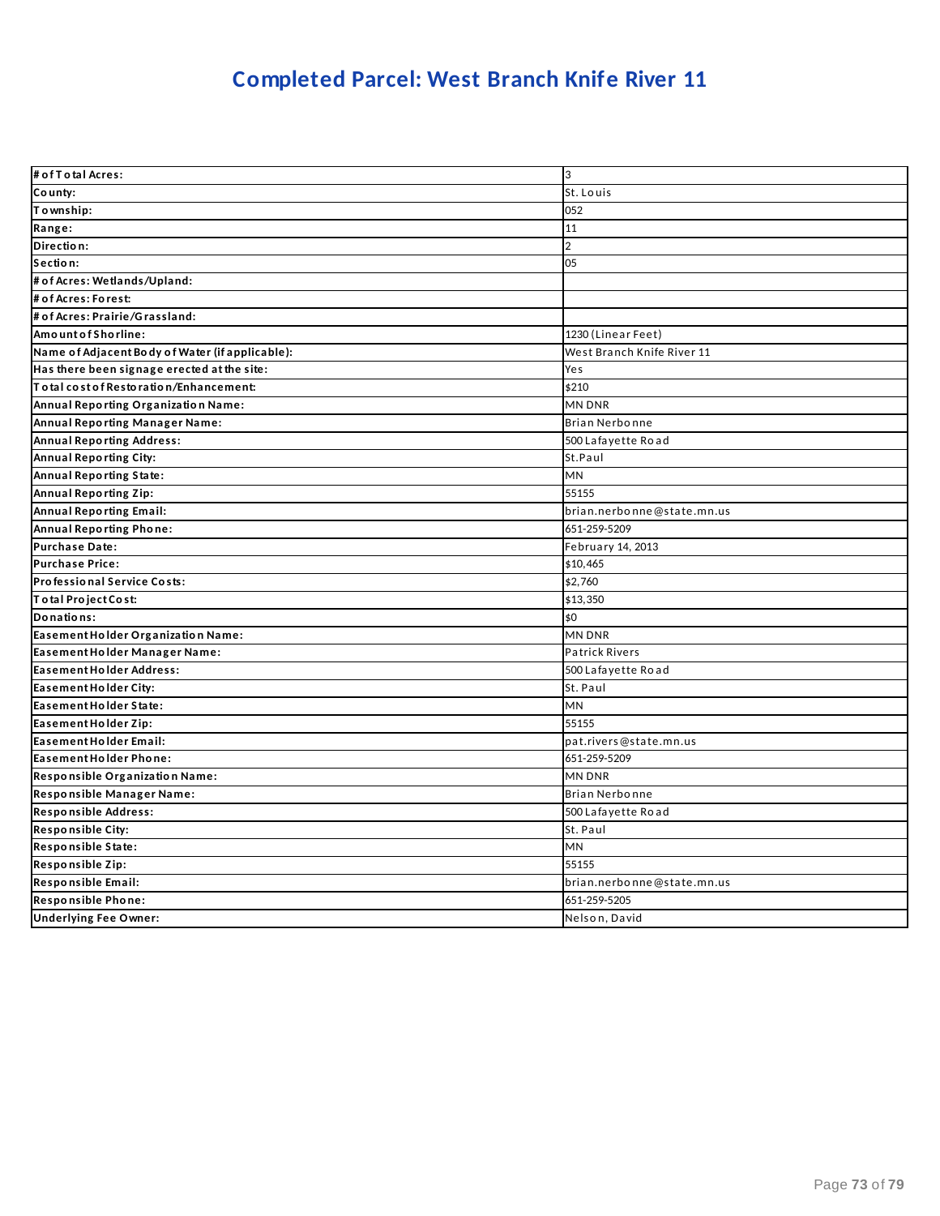# Completed Parcel: West Branch Knife River 11

| | |
|---|---|
| **# of Total Acres:** | 3 |
| **County:** | St. Louis |
| **Township:** | 052 |
| **Range:** | 11 |
| **Direction:** | 2 |
| **Section:** | 05 |
| **# of Acres: Wetlands/Upland:** | |
| **# of Acres: Forest:** | |
| **# of Acres: Prairie/Grassland:** | |
| **Amount of Shorline:** | 1230 (Linear Feet) |
| **Name of Adjacent Body of Water (if applicable):** | West Branch Knife River 11 |
| **Has there been signage erected at the site:** | Yes |
| **Total cost of Restoration/Enhancement:** | $210 |
| **Annual Reporting Organization Name:** | MN DNR |
| **Annual Reporting Manager Name:** | Brian Nerbonne |
| **Annual Reporting Address:** | 500 Lafayette Road |
| **Annual Reporting City:** | St.Paul |
| **Annual Reporting State:** | MN |
| **Annual Reporting Zip:** | 55155 |
| **Annual Reporting Email:** | brian.nerbonne@state.mn.us |
| **Annual Reporting Phone:** | 651-259-5209 |
| **Purchase Date:** | February 14, 2013 |
| **Purchase Price:** | $10,465 |
| **Professional Service Costs:** | $2,760 |
| **Total Project Cost:** | $13,350 |
| **Donations:** | $0 |
| **Easement Holder Organization Name:** | MN DNR |
| **Easement Holder Manager Name:** | Patrick Rivers |
| **Easement Holder Address:** | 500 Lafayette Road |
| **Easement Holder City:** | St. Paul |
| **Easement Holder State:** | MN |
| **Easement Holder Zip:** | 55155 |
| **Easement Holder Email:** | pat.rivers@state.mn.us |
| **Easement Holder Phone:** | 651-259-5209 |
| **Responsible Organization Name:** | MN DNR |
| **Responsible Manager Name:** | Brian Nerbonne |
| **Responsible Address:** | 500 Lafayette Road |
| **Responsible City:** | St. Paul |
| **Responsible State:** | MN |
| **Responsible Zip:** | 55155 |
| **Responsible Email:** | brian.nerbonne@state.mn.us |
| **Responsible Phone:** | 651-259-5205 |
| **Underlying Fee Owner:** | Nelson, David |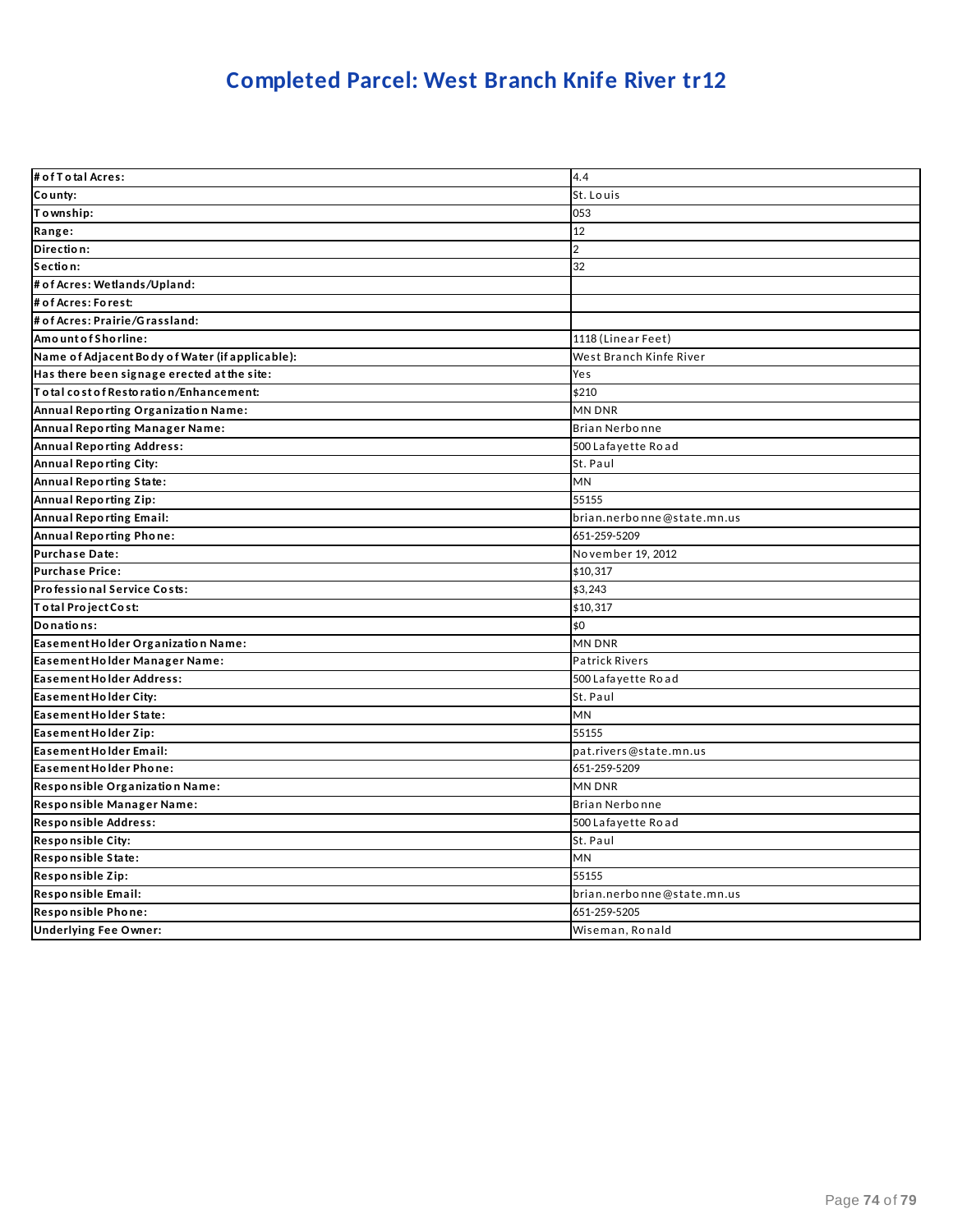# Completed Parcel: West Branch Knife River tr12

| | |
|---|---|
| **# of Total Acres:** | 4.4 |
| **County:** | St. Louis |
| **Township:** | 053 |
| **Range:** | 12 |
| **Direction:** | 2 |
| **Section:** | 32 |
| **# of Acres: Wetlands/Upland:** | |
| **# of Acres: Forest:** | |
| **# of Acres: Prairie/Grassland:** | |
| **Amount of Shorline:** | 1118 (Linear Feet) |
| **Name of Adjacent Body of Water (if applicable):** | West Branch Kinfe River |
| **Has there been signage erected at the site:** | Yes |
| **Total cost of Restoration/Enhancement:** | $210 |
| **Annual Reporting Organization Name:** | MN DNR |
| **Annual Reporting Manager Name:** | Brian Nerbonne |
| **Annual Reporting Address:** | 500 Lafayette Road |
| **Annual Reporting City:** | St. Paul |
| **Annual Reporting State:** | MN |
| **Annual Reporting Zip:** | 55155 |
| **Annual Reporting Email:** | brian.nerbonne@state.mn.us |
| **Annual Reporting Phone:** | 651-259-5209 |
| **Purchase Date:** | November 19, 2012 |
| **Purchase Price:** | $10,317 |
| **Professional Service Costs:** | $3,243 |
| **Total Project Cost:** | $10,317 |
| **Donations:** | $0 |
| **Easement Holder Organization Name:** | MN DNR |
| **Easement Holder Manager Name:** | Patrick Rivers |
| **Easement Holder Address:** | 500 Lafayette Road |
| **Easement Holder City:** | St. Paul |
| **Easement Holder State:** | MN |
| **Easement Holder Zip:** | 55155 |
| **Easement Holder Email:** | pat.rivers@state.mn.us |
| **Easement Holder Phone:** | 651-259-5209 |
| **Responsible Organization Name:** | MN DNR |
| **Responsible Manager Name:** | Brian Nerbonne |
| **Responsible Address:** | 500 Lafayette Road |
| **Responsible City:** | St. Paul |
| **Responsible State:** | MN |
| **Responsible Zip:** | 55155 |
| **Responsible Email:** | brian.nerbonne@state.mn.us |
| **Responsible Phone:** | 651-259-5205 |
| **Underlying Fee Owner:** | Wiseman, Ronald |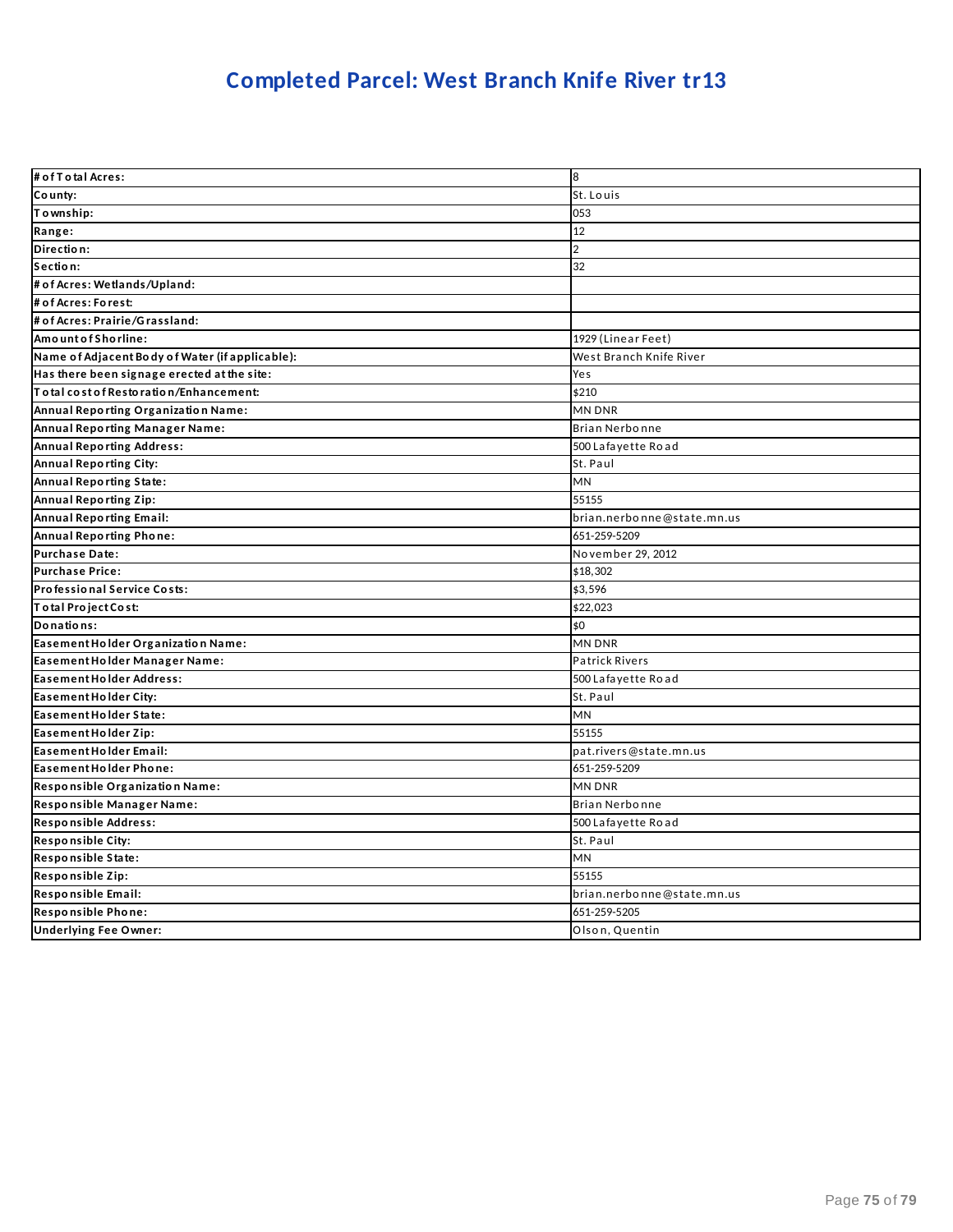# Completed Parcel: West Branch Knife River tr13

| | |
|---|---|
| **# of Total Acres:** | 8 |
| **County:** | St. Louis |
| **Township:** | 053 |
| **Range:** | 12 |
| **Direction:** | 2 |
| **Section:** | 32 |
| **# of Acres: Wetlands/Upland:** | |
| **# of Acres: Forest:** | |
| **# of Acres: Prairie/Grassland:** | |
| **Amount of Shorline:** | 1929 (Linear Feet) |
| **Name of Adjacent Body of Water (if applicable):** | West Branch Knife River |
| **Has there been signage erected at the site:** | Yes |
| **Total cost of Restoration/Enhancement:** | $210 |
| **Annual Reporting Organization Name:** | MN DNR |
| **Annual Reporting Manager Name:** | Brian Nerbonne |
| **Annual Reporting Address:** | 500 Lafayette Road |
| **Annual Reporting City:** | St. Paul |
| **Annual Reporting State:** | MN |
| **Annual Reporting Zip:** | 55155 |
| **Annual Reporting Email:** | brian.nerbonne@state.mn.us |
| **Annual Reporting Phone:** | 651-259-5209 |
| **Purchase Date:** | November 29, 2012 |
| **Purchase Price:** | $18,302 |
| **Professional Service Costs:** | $3,596 |
| **Total Project Cost:** | $22,023 |
| **Donations:** | $0 |
| **Easement Holder Organization Name:** | MN DNR |
| **Easement Holder Manager Name:** | Patrick Rivers |
| **Easement Holder Address:** | 500 Lafayette Road |
| **Easement Holder City:** | St. Paul |
| **Easement Holder State:** | MN |
| **Easement Holder Zip:** | 55155 |
| **Easement Holder Email:** | pat.rivers@state.mn.us |
| **Easement Holder Phone:** | 651-259-5209 |
| **Responsible Organization Name:** | MN DNR |
| **Responsible Manager Name:** | Brian Nerbonne |
| **Responsible Address:** | 500 Lafayette Road |
| **Responsible City:** | St. Paul |
| **Responsible State:** | MN |
| **Responsible Zip:** | 55155 |
| **Responsible Email:** | brian.nerbonne@state.mn.us |
| **Responsible Phone:** | 651-259-5205 |
| **Underlying Fee Owner:** | Olson, Quentin |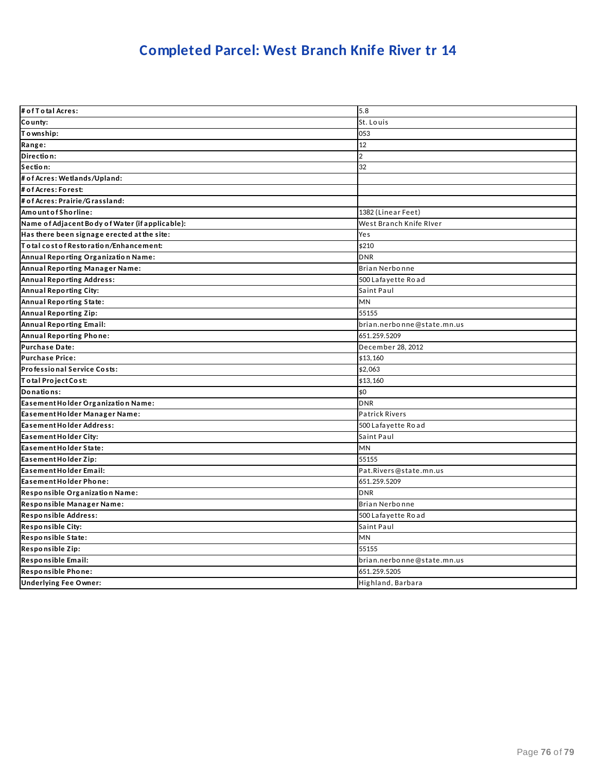# Completed Parcel: West Branch Knife River tr 14

| | |
|---|---|
| # of Total Acres: | 5.8 |
| County: | St. Louis |
| Township: | 053 |
| Range: | 12 |
| Direction: | 2 |
| Section: | 32 |
| # of Acres: Wetlands/Upland: | |
| # of Acres: Forest: | |
| # of Acres: Prairie/Grassland: | |
| Amount of Shoreline: | 1382 (Linear Feet) |
| Name of Adjacent Body of Water (if applicable): | West Branch Knife RIver |
| Has there been signage erected at the site: | Yes |
| Total cost of Restoration/Enhancement: | $210 |
| Annual Reporting Organization Name: | DNR |
| Annual Reporting Manager Name: | Brian Nerbonne |
| Annual Reporting Address: | 500 Lafayette Road |
| Annual Reporting City: | Saint Paul |
| Annual Reporting State: | MN |
| Annual Reporting Zip: | 55155 |
| Annual Reporting Email: | brian.nerbonne@state.mn.us |
| Annual Reporting Phone: | 651.259.5209 |
| Purchase Date: | December 28, 2012 |
| Purchase Price: | $13,160 |
| Professional Service Costs: | $2,063 |
| Total Project Cost: | $13,160 |
| Donations: | $0 |
| Easement Holder Organization Name: | DNR |
| Easement Holder Manager Name: | Patrick Rivers |
| Easement Holder Address: | 500 Lafayette Road |
| Easement Holder City: | Saint Paul |
| Easement Holder State: | MN |
| Easement Holder Zip: | 55155 |
| Easement Holder Email: | Pat.Rivers@state.mn.us |
| Easement Holder Phone: | 651.259.5209 |
| Responsible Organization Name: | DNR |
| Responsible Manager Name: | Brian Nerbonne |
| Responsible Address: | 500 Lafayette Road |
| Responsible City: | Saint Paul |
| Responsible State: | MN |
| Responsible Zip: | 55155 |
| Responsible Email: | brian.nerbonne@state.mn.us |
| Responsible Phone: | 651.259.5205 |
| Underlying Fee Owner: | Highland, Barbara |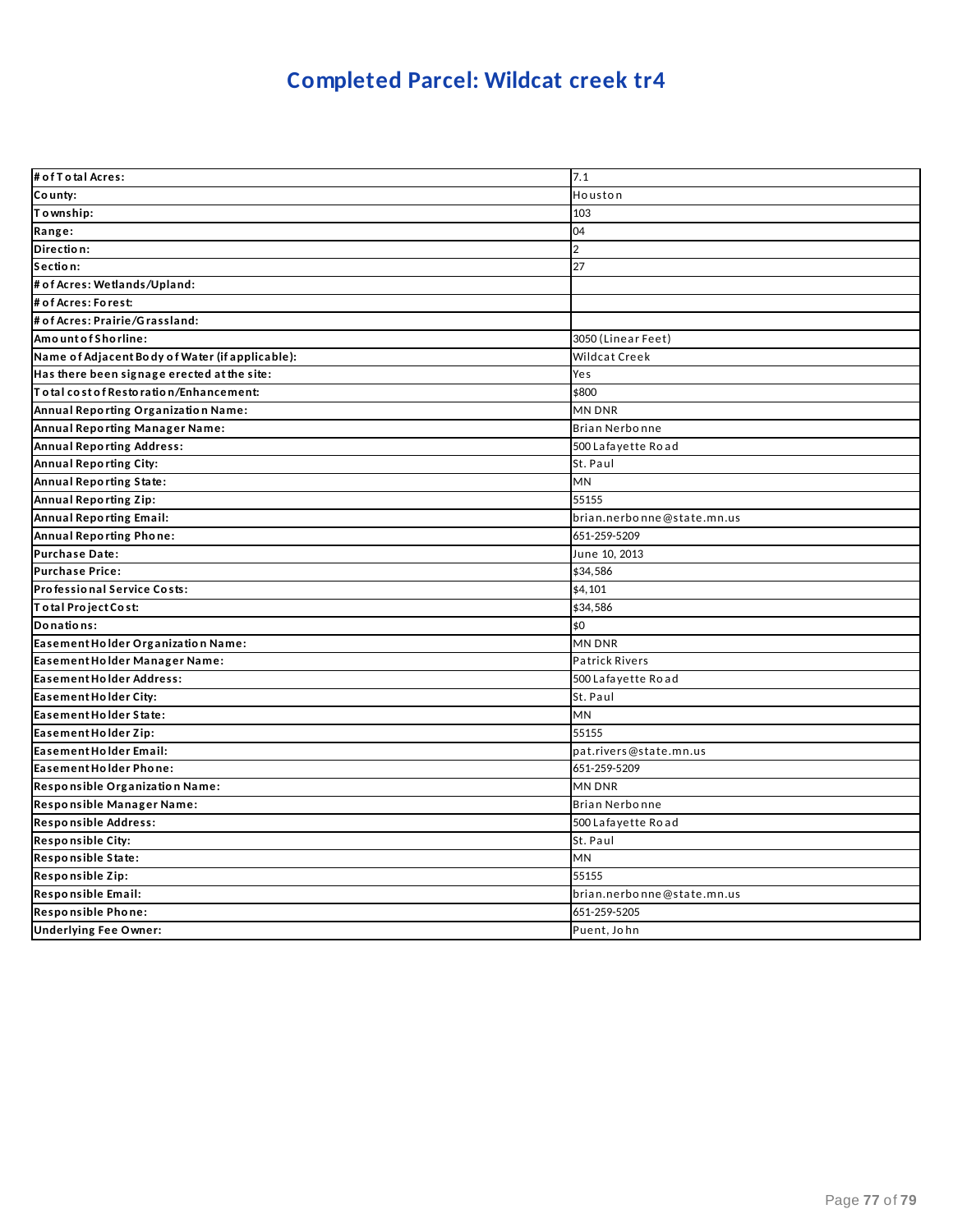# Completed Parcel: Wildcat creek tr4

| | |
|---|---|
| # of Total Acres: | 7.1 |
| County: | Houston |
| Township: | 103 |
| Range: | 04 |
| Direction: | 2 |
| Section: | 27 |
| # of Acres: Wetlands/Upland: | |
| # of Acres: Forest: | |
| # of Acres: Prairie/Grassland: | |
| Amount of Shorline: | 3050 (Linear Feet) |
| Name of Adjacent Body of Water (if applicable): | Wildcat Creek |
| Has there been signage erected at the site: | Yes |
| Total cost of Restoration/Enhancement: | $800 |
| Annual Reporting Organization Name: | MN DNR |
| Annual Reporting Manager Name: | Brian Nerbonne |
| Annual Reporting Address: | 500 Lafayette Road |
| Annual Reporting City: | St. Paul |
| Annual Reporting State: | MN |
| Annual Reporting Zip: | 55155 |
| Annual Reporting Email: | brian.nerbonne@state.mn.us |
| Annual Reporting Phone: | 651-259-5209 |
| Purchase Date: | June 10, 2013 |
| Purchase Price: | $34,586 |
| Professional Service Costs: | $4,101 |
| Total Project Cost: | $34,586 |
| Donations: | $0 |
| Easement Holder Organization Name: | MN DNR |
| Easement Holder Manager Name: | Patrick Rivers |
| Easement Holder Address: | 500 Lafayette Road |
| Easement Holder City: | St. Paul |
| Easement Holder State: | MN |
| Easement Holder Zip: | 55155 |
| Easement Holder Email: | pat.rivers@state.mn.us |
| Easement Holder Phone: | 651-259-5209 |
| Responsible Organization Name: | MN DNR |
| Responsible Manager Name: | Brian Nerbonne |
| Responsible Address: | 500 Lafayette Road |
| Responsible City: | St. Paul |
| Responsible State: | MN |
| Responsible Zip: | 55155 |
| Responsible Email: | brian.nerbonne@state.mn.us |
| Responsible Phone: | 651-259-5205 |
| Underlying Fee Owner: | Puent, John |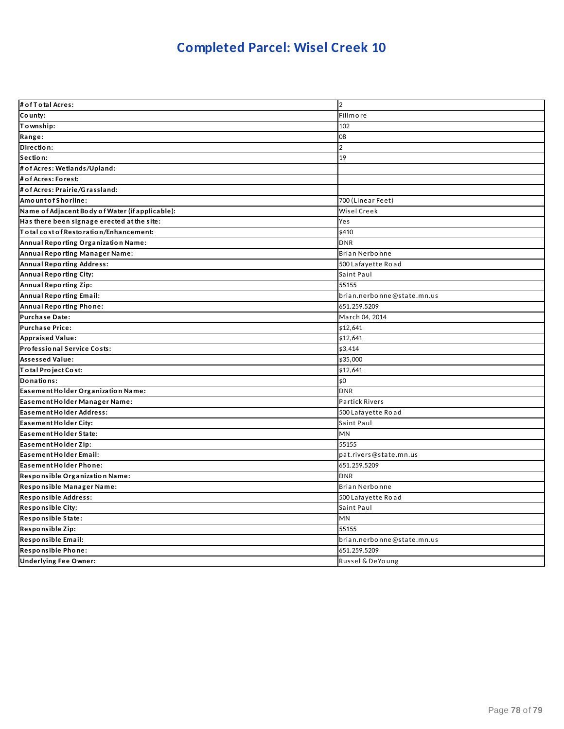# Completed Parcel: Wisel Creek 10

| | |
|---|---|
| **# of Total Acres:** | 2 |
| **County:** | Fillmore |
| **Township:** | 102 |
| **Range:** | 08 |
| **Direction:** | 2 |
| **Section:** | 19 |
| **# of Acres: Wetlands/Upland:** | |
| **# of Acres: Forest:** | |
| **# of Acres: Prairie/Grassland:** | |
| **Amount of Shoreline:** | 700 (Linear Feet) |
| **Name of Adjacent Body of Water (if applicable):** | Wisel Creek |
| **Has there been signage erected at the site:** | Yes |
| **Total cost of Restoration/Enhancement:** | $410 |
| **Annual Reporting Organization Name:** | DNR |
| **Annual Reporting Manager Name:** | Brian Nerbonne |
| **Annual Reporting Address:** | 500 Lafayette Road |
| **Annual Reporting City:** | Saint Paul |
| **Annual Reporting Zip:** | 55155 |
| **Annual Reporting Email:** | brian.nerbonne@state.mn.us |
| **Annual Reporting Phone:** | 651.259.5209 |
| **Purchase Date:** | March 04, 2014 |
| **Purchase Price:** | $12,641 |
| **Appraised Value:** | $12,641 |
| **Professional Service Costs:** | $3,414 |
| **Assessed Value:** | $35,000 |
| **Total Project Cost:** | $12,641 |
| **Donations:** | $0 |
| **Easement Holder Organization Name:** | DNR |
| **Easement Holder Manager Name:** | Partick Rivers |
| **Easement Holder Address:** | 500 Lafayette Road |
| **Easement Holder City:** | Saint Paul |
| **Easement Holder State:** | MN |
| **Easement Holder Zip:** | 55155 |
| **Easement Holder Email:** | pat.rivers@state.mn.us |
| **Easement Holder Phone:** | 651.259.5209 |
| **Responsible Organization Name:** | DNR |
| **Responsible Manager Name:** | Brian Nerbonne |
| **Responsible Address:** | 500 Lafayette Road |
| **Responsible City:** | Saint Paul |
| **Responsible State:** | MN |
| **Responsible Zip:** | 55155 |
| **Responsible Email:** | brian.nerbonne@state.mn.us |
| **Responsible Phone:** | 651.259.5209 |
| **Underlying Fee Owner:** | Russel & DeYoung |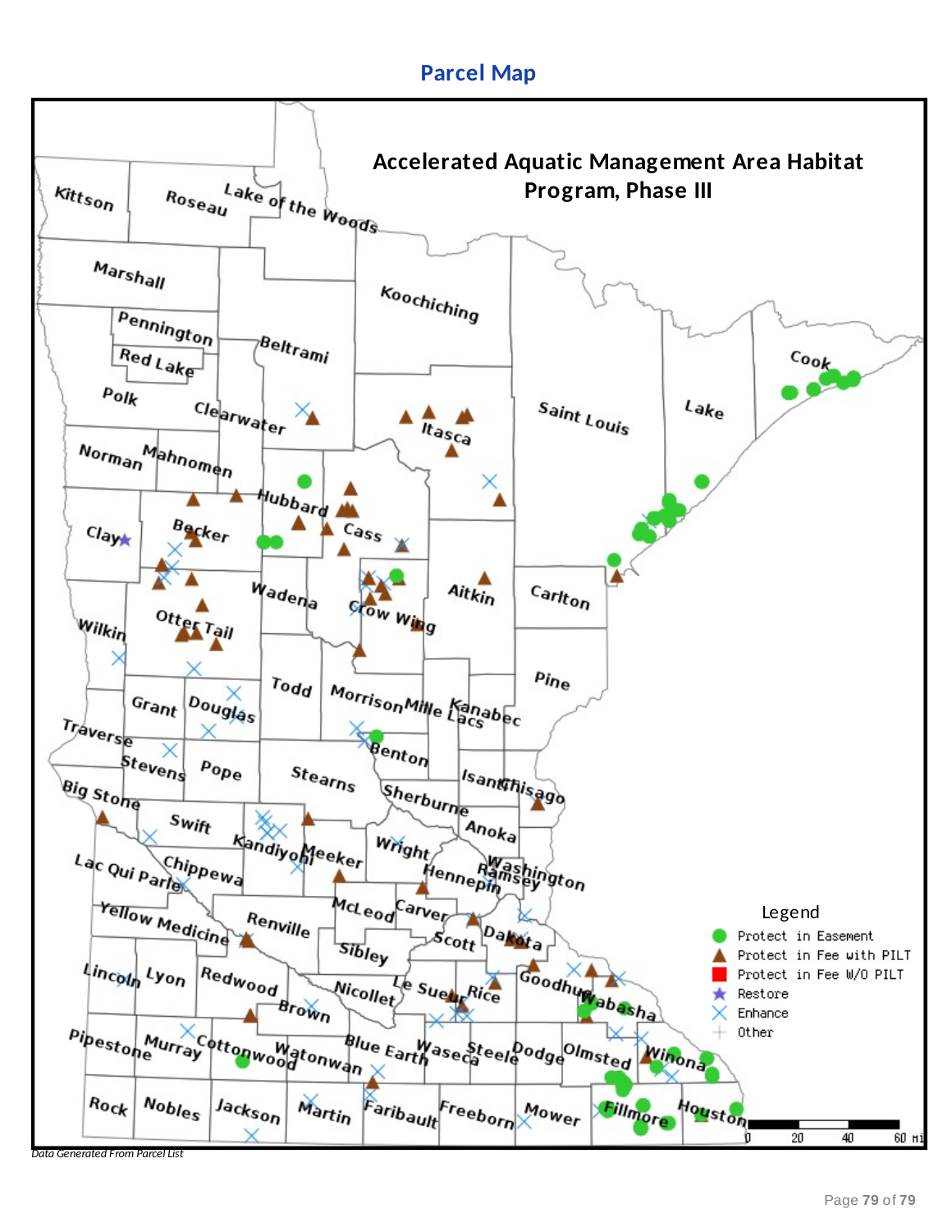# Parcel Map

Accelerated Aquatic Management Area Habitat Program, Phase III

Kittson
Roseau
Lake of the Woods
Marshall
Koochiching
Pennington
Beltrami
Red Lake
Cook
Polk
Clearwater
Itasca
Saint Louis
Lake
Norman
Mahnomen
Hubbard
Clay
Becker
Cass
Aitkin
Carlton
Wadena
Crow Wing
Wilkin
Otter Tail
Pine
Todd
Grant
Douglas
Morrison
Mille Lacs
Kanabec
Traverse
Benton
Stevens
Pope
Stearns
Isanti
Chisago
Sherburne
Big Stone
Swift
Anoka
Kandiyohi
Meeker
Wright
Washington
Lac Qui Parle
Chippewa
Hennepin
Ramsey
McLeod
Carver
Yellow Medicine
Renville
Dakota
Scott
Sibley
Goodhue
Lincoln
Lyon
Redwood
Le Sueur
Rice
Nicollet
Wabasha
Brown
Pipestone
Murray
Cottonwood
Watonwan
Blue Earth
Waseca
Steele
Dodge
Olmsted
Winona
Rock
Nobles
Jackson
Martin
Faribault
Freeborn
Mower
Fillmore
Houston

Legend
Protect in Easement
Protect in Fee with PILT
Protect in Fee W/O PILT
Restore
Enhance
Other

0 20 40 60 mi

*Data Generated From Parcel List*